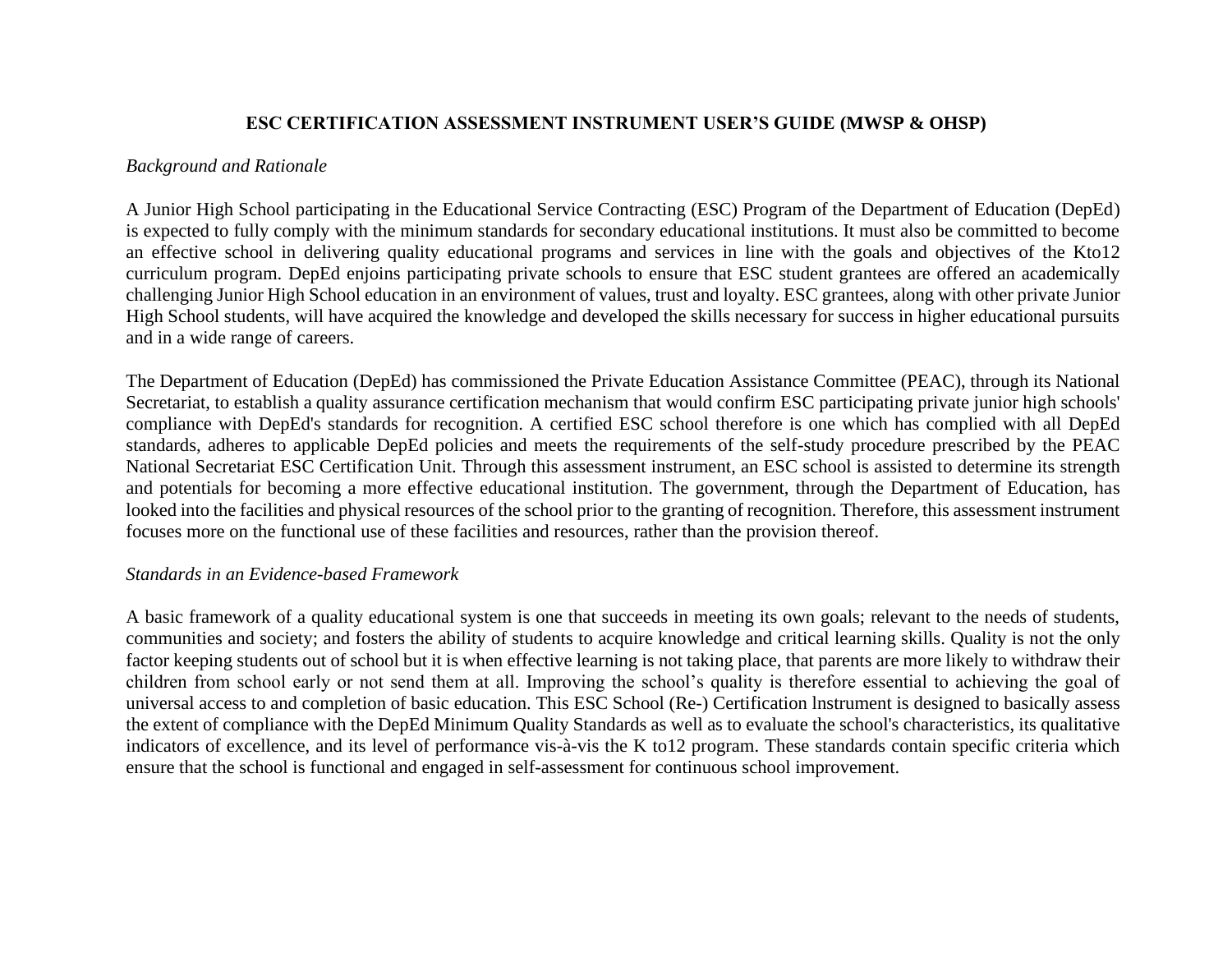# ESC CERTIFICATION ASSESSMENT INSTRUMENT USER'S GUIDE (MWSP & OHSP)

*Background and Rationale*

A Junior High School participating in the Educational Service Contracting (ESC) Program of the Department of Education (DepEd) is expected to fully comply with the minimum standards for secondary educational institutions. It must also be committed to become an effective school in delivering quality educational programs and services in line with the goals and objectives of the Kto12 curriculum program. DepEd enjoins participating private schools to ensure that ESC student grantees are offered an academically challenging Junior High School education in an environment of values, trust and loyalty. ESC grantees, along with other private Junior High School students, will have acquired the knowledge and developed the skills necessary for success in higher educational pursuits and in a wide range of careers.

The Department of Education (DepEd) has commissioned the Private Education Assistance Committee (PEAC), through its National Secretariat, to establish a quality assurance certification mechanism that would confirm ESC participating private junior high schools' compliance with DepEd's standards for recognition. A certified ESC school therefore is one which has complied with all DepEd standards, adheres to applicable DepEd policies and meets the requirements of the self-study procedure prescribed by the PEAC National Secretariat ESC Certification Unit. Through this assessment instrument, an ESC school is assisted to determine its strength and potentials for becoming a more effective educational institution. The government, through the Department of Education, has looked into the facilities and physical resources of the school prior to the granting of recognition. Therefore, this assessment instrument focuses more on the functional use of these facilities and resources, rather than the provision thereof.

*Standards in an Evidence-based Framework*

A basic framework of a quality educational system is one that succeeds in meeting its own goals; relevant to the needs of students, communities and society; and fosters the ability of students to acquire knowledge and critical learning skills. Quality is not the only factor keeping students out of school but it is when effective learning is not taking place, that parents are more likely to withdraw their children from school early or not send them at all. Improving the school's quality is therefore essential to achieving the goal of universal access to and completion of basic education. This ESC School (Re-) Certification lnstrument is designed to basically assess the extent of compliance with the DepEd Minimum Quality Standards as well as to evaluate the school's characteristics, its qualitative indicators of excellence, and its level of performance vis-à-vis the K to12 program. These standards contain specific criteria which ensure that the school is functional and engaged in self-assessment for continuous school improvement.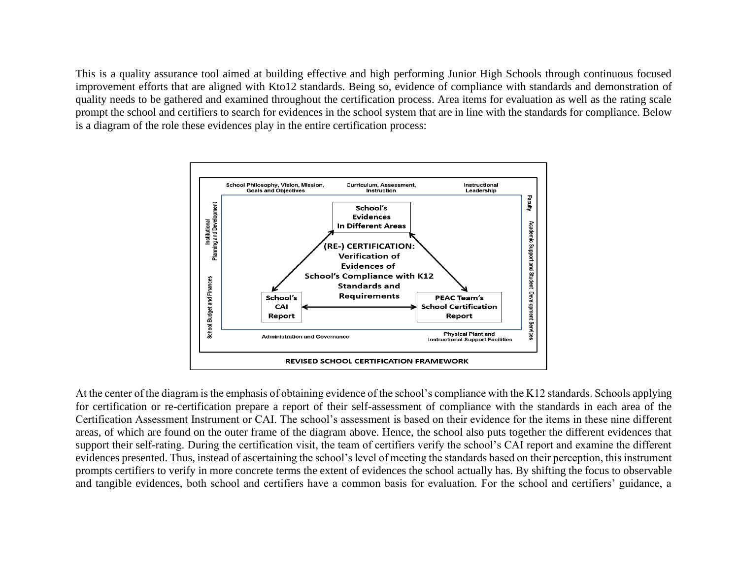This is a quality assurance tool aimed at building effective and high performing Junior High Schools through continuous focused improvement efforts that are aligned with Kto12 standards. Being so, evidence of compliance with standards and demonstration of quality needs to be gathered and examined throughout the certification process. Area items for evaluation as well as the rating scale prompt the school and certifiers to search for evidences in the school system that are in line with the standards for compliance. Below is a diagram of the role these evidences play in the entire certification process:

School Philosophy, Vision, Mission, Goals and Objectives

Curriculum, Assessment, Instruction

Instructional Leadership

Faculty

Academic Support and Student Development Services

Physical Plant and Instructional Support Facilities

Administration and Governance

School Budget and Finances

Institutional Planning and Development

School's Evidences In Different Areas

(RE-) CERTIFICATION: Verification of Evidences of School's Compliance with K12 Standards and Requirements

School's CAI Report

PEAC Team's School Certification Report

REVISED SCHOOL CERTIFICATION FRAMEWORK

At the center of the diagram is the emphasis of obtaining evidence of the school's compliance with the K12 standards. Schools applying for certification or re-certification prepare a report of their self-assessment of compliance with the standards in each area of the Certification Assessment Instrument or CAI. The school's assessment is based on their evidence for the items in these nine different areas, of which are found on the outer frame of the diagram above. Hence, the school also puts together the different evidences that support their self-rating. During the certification visit, the team of certifiers verify the school's CAI report and examine the different evidences presented. Thus, instead of ascertaining the school's level of meeting the standards based on their perception, this instrument prompts certifiers to verify in more concrete terms the extent of evidences the school actually has. By shifting the focus to observable and tangible evidences, both school and certifiers have a common basis for evaluation. For the school and certifiers' guidance, a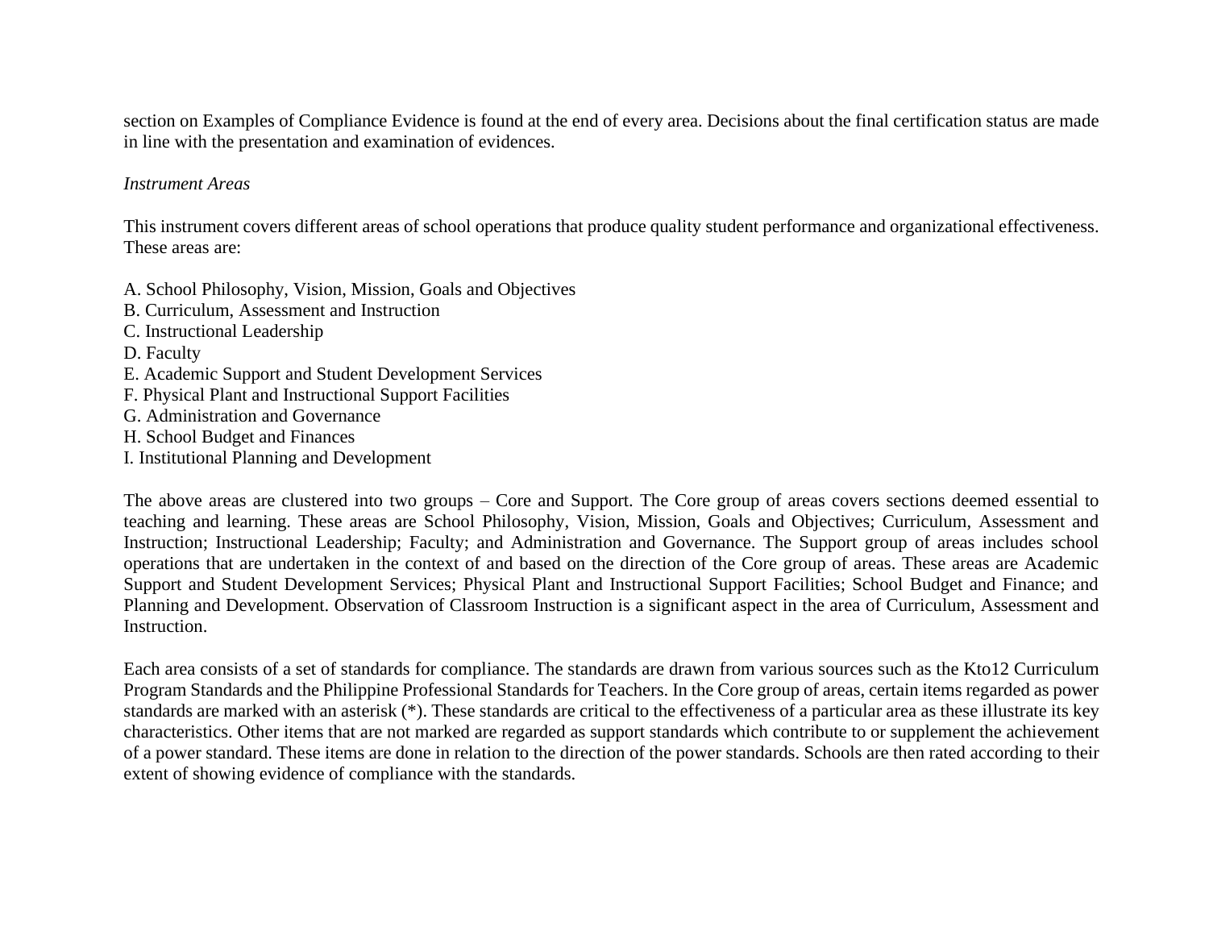section on Examples of Compliance Evidence is found at the end of every area. Decisions about the final certification status are made in line with the presentation and examination of evidences.

*Instrument Areas*

This instrument covers different areas of school operations that produce quality student performance and organizational effectiveness. These areas are:

A. School Philosophy, Vision, Mission, Goals and Objectives
B. Curriculum, Assessment and Instruction
C. Instructional Leadership
D. Faculty
E. Academic Support and Student Development Services
F. Physical Plant and Instructional Support Facilities
G. Administration and Governance
H. School Budget and Finances
I. Institutional Planning and Development

The above areas are clustered into two groups – Core and Support. The Core group of areas covers sections deemed essential to teaching and learning. These areas are School Philosophy, Vision, Mission, Goals and Objectives; Curriculum, Assessment and Instruction; Instructional Leadership; Faculty; and Administration and Governance. The Support group of areas includes school operations that are undertaken in the context of and based on the direction of the Core group of areas. These areas are Academic Support and Student Development Services; Physical Plant and Instructional Support Facilities; School Budget and Finance; and Planning and Development. Observation of Classroom Instruction is a significant aspect in the area of Curriculum, Assessment and Instruction.

Each area consists of a set of standards for compliance. The standards are drawn from various sources such as the Kto12 Curriculum Program Standards and the Philippine Professional Standards for Teachers. In the Core group of areas, certain items regarded as power standards are marked with an asterisk (*). These standards are critical to the effectiveness of a particular area as these illustrate its key characteristics. Other items that are not marked are regarded as support standards which contribute to or supplement the achievement of a power standard. These items are done in relation to the direction of the power standards. Schools are then rated according to their extent of showing evidence of compliance with the standards.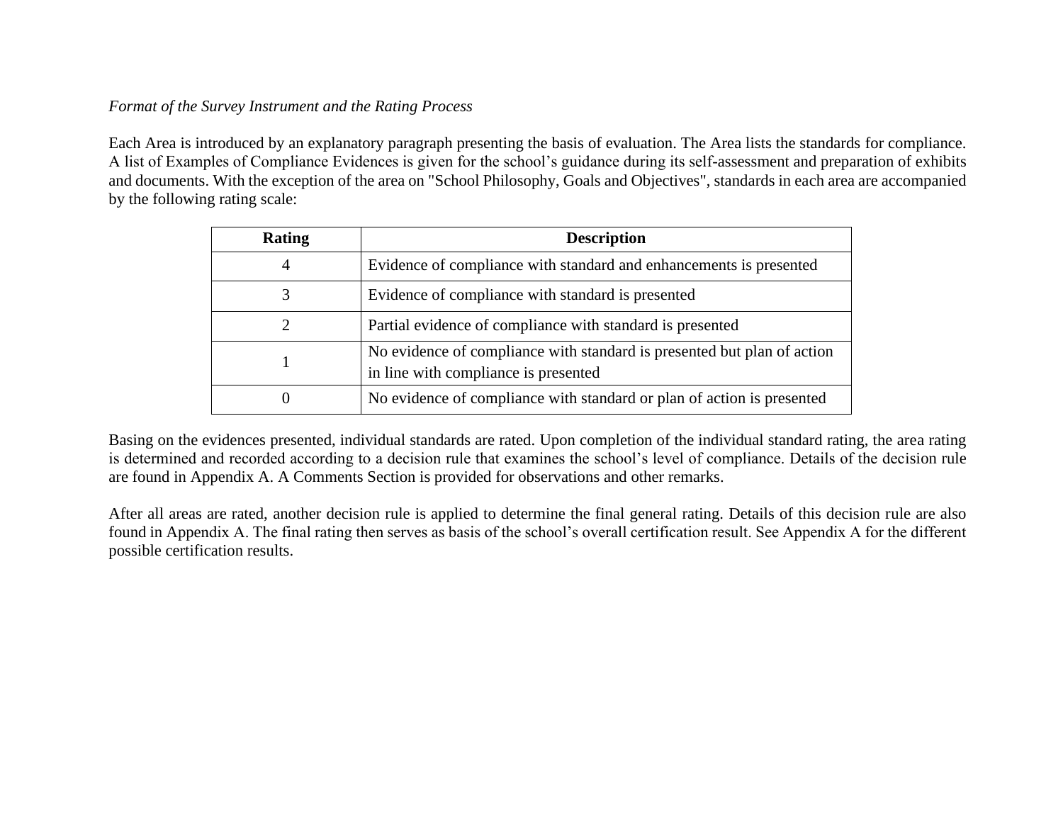*Format of the Survey Instrument and the Rating Process*

Each Area is introduced by an explanatory paragraph presenting the basis of evaluation. The Area lists the standards for compliance. A list of Examples of Compliance Evidences is given for the school's guidance during its self-assessment and preparation of exhibits and documents. With the exception of the area on "School Philosophy, Goals and Objectives", standards in each area are accompanied by the following rating scale:

| Rating | Description |
|---|---|
| 4 | Evidence of compliance with standard and enhancements is presented |
| 3 | Evidence of compliance with standard is presented |
| 2 | Partial evidence of compliance with standard is presented |
| 1 | No evidence of compliance with standard is presented but plan of action in line with compliance is presented |
| 0 | No evidence of compliance with standard or plan of action is presented |

Basing on the evidences presented, individual standards are rated. Upon completion of the individual standard rating, the area rating is determined and recorded according to a decision rule that examines the school's level of compliance. Details of the decision rule are found in Appendix A. A Comments Section is provided for observations and other remarks.

After all areas are rated, another decision rule is applied to determine the final general rating. Details of this decision rule are also found in Appendix A. The final rating then serves as basis of the school's overall certification result. See Appendix A for the different possible certification results.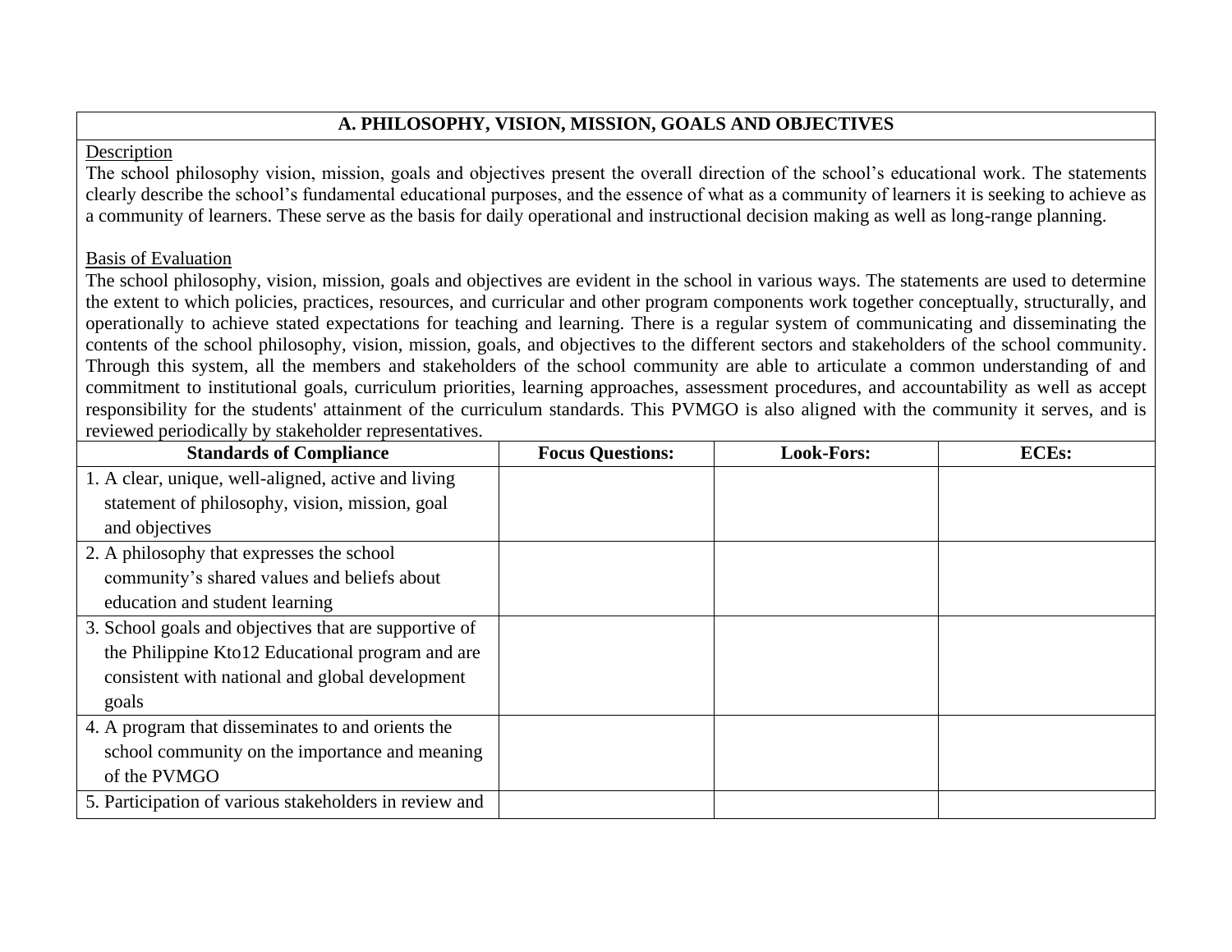## A. PHILOSOPHY, VISION, MISSION, GOALS AND OBJECTIVES

Description

The school philosophy vision, mission, goals and objectives present the overall direction of the school's educational work. The statements clearly describe the school's fundamental educational purposes, and the essence of what as a community of learners it is seeking to achieve as a community of learners. These serve as the basis for daily operational and instructional decision making as well as long-range planning.

Basis of Evaluation

The school philosophy, vision, mission, goals and objectives are evident in the school in various ways. The statements are used to determine the extent to which policies, practices, resources, and curricular and other program components work together conceptually, structurally, and operationally to achieve stated expectations for teaching and learning. There is a regular system of communicating and disseminating the contents of the school philosophy, vision, mission, goals, and objectives to the different sectors and stakeholders of the school community. Through this system, all the members and stakeholders of the school community are able to articulate a common understanding of and commitment to institutional goals, curriculum priorities, learning approaches, assessment procedures, and accountability as well as accept responsibility for the students' attainment of the curriculum standards. This PVMGO is also aligned with the community it serves, and is reviewed periodically by stakeholder representatives.

| Standards of Compliance | Focus Questions: | Look-Fors: | ECEs: |
|---|---|---|---|
| 1. A clear, unique, well-aligned, active and living statement of philosophy, vision, mission, goal and objectives | | | |
| 2. A philosophy that expresses the school community's shared values and beliefs about education and student learning | | | |
| 3. School goals and objectives that are supportive of the Philippine Kto12 Educational program and are consistent with national and global development goals | | | |
| 4. A program that disseminates to and orients the school community on the importance and meaning of the PVMGO | | | |
| 5. Participation of various stakeholders in review and | | | |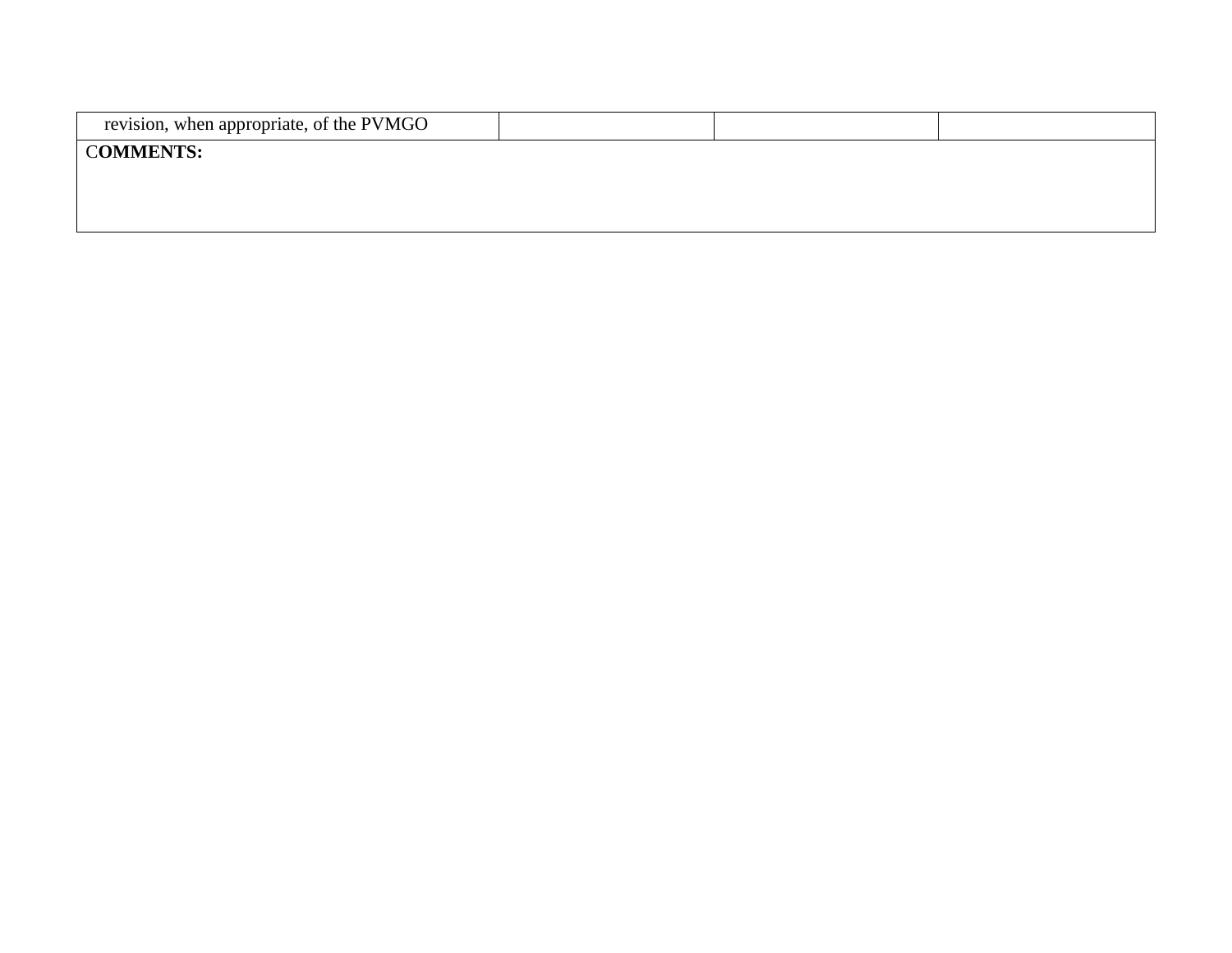| revision, when appropriate, of the PVMGO | | | |
|---|---|---|---|
| C**OMMENTS:** | | | |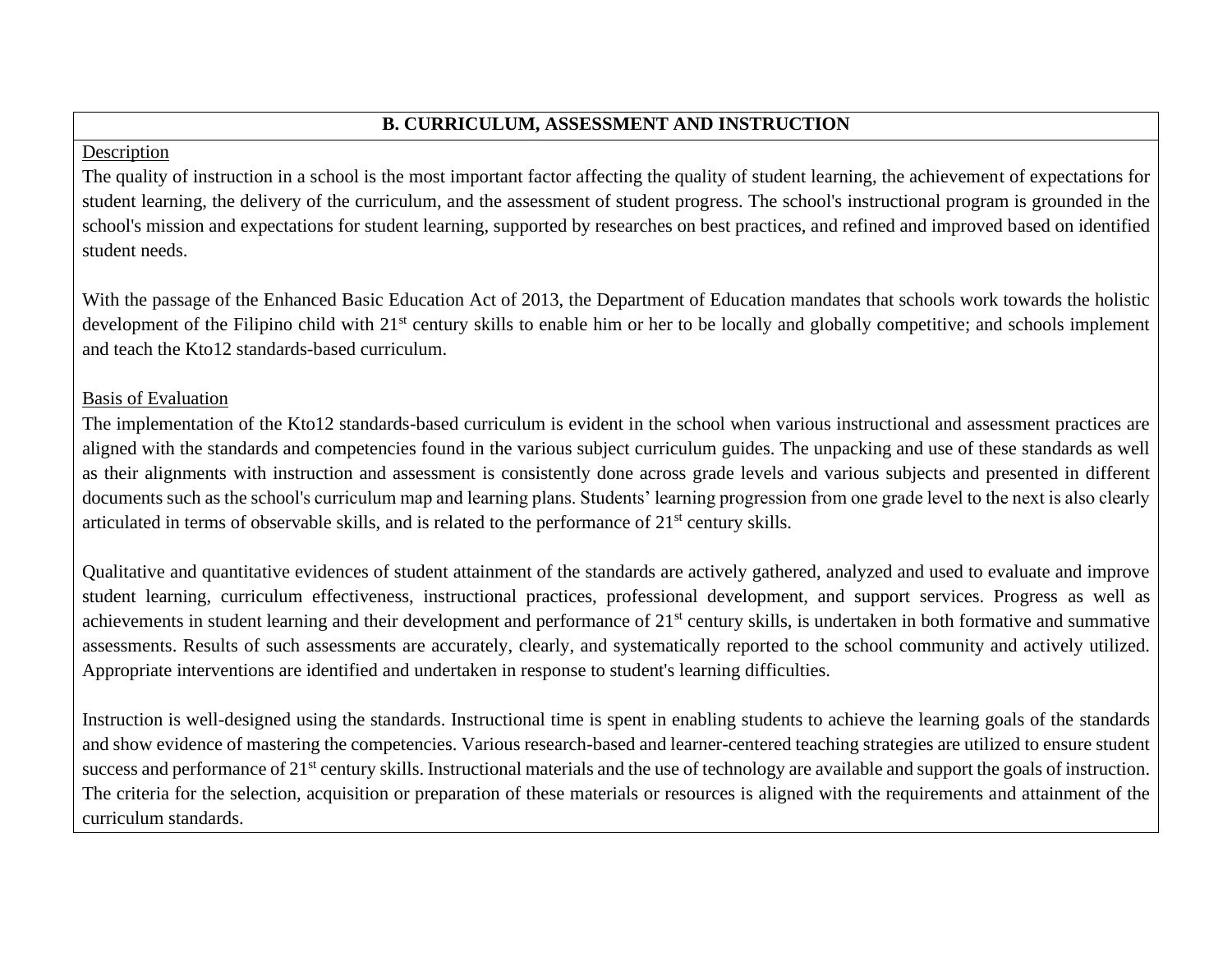## B. CURRICULUM, ASSESSMENT AND INSTRUCTION

Description

The quality of instruction in a school is the most important factor affecting the quality of student learning, the achievement of expectations for student learning, the delivery of the curriculum, and the assessment of student progress. The school's instructional program is grounded in the school's mission and expectations for student learning, supported by researches on best practices, and refined and improved based on identified student needs.

With the passage of the Enhanced Basic Education Act of 2013, the Department of Education mandates that schools work towards the holistic development of the Filipino child with 21st century skills to enable him or her to be locally and globally competitive; and schools implement and teach the Kto12 standards-based curriculum.

Basis of Evaluation

The implementation of the Kto12 standards-based curriculum is evident in the school when various instructional and assessment practices are aligned with the standards and competencies found in the various subject curriculum guides. The unpacking and use of these standards as well as their alignments with instruction and assessment is consistently done across grade levels and various subjects and presented in different documents such as the school's curriculum map and learning plans. Students' learning progression from one grade level to the next is also clearly articulated in terms of observable skills, and is related to the performance of 21st century skills.

Qualitative and quantitative evidences of student attainment of the standards are actively gathered, analyzed and used to evaluate and improve student learning, curriculum effectiveness, instructional practices, professional development, and support services. Progress as well as achievements in student learning and their development and performance of 21st century skills, is undertaken in both formative and summative assessments. Results of such assessments are accurately, clearly, and systematically reported to the school community and actively utilized. Appropriate interventions are identified and undertaken in response to student's learning difficulties.

Instruction is well-designed using the standards. Instructional time is spent in enabling students to achieve the learning goals of the standards and show evidence of mastering the competencies. Various research-based and learner-centered teaching strategies are utilized to ensure student success and performance of 21st century skills. Instructional materials and the use of technology are available and support the goals of instruction. The criteria for the selection, acquisition or preparation of these materials or resources is aligned with the requirements and attainment of the curriculum standards.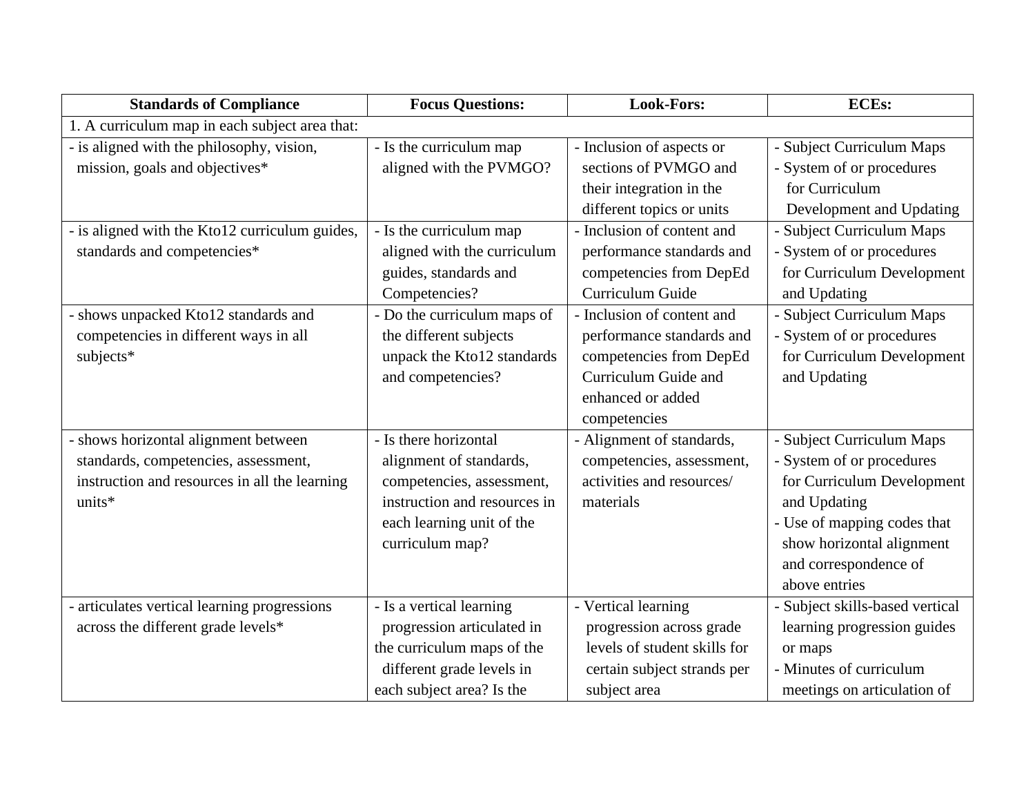| Standards of Compliance | Focus Questions: | Look-Fors: | ECEs: |
|---|---|---|---|
| 1. A curriculum map in each subject area that: | | | |
| - is aligned with the philosophy, vision, mission, goals and objectives* | - Is the curriculum map aligned with the PVMGO? | - Inclusion of aspects or sections of PVMGO and their integration in the different topics or units | - Subject Curriculum Maps<br>- System of or procedures for Curriculum Development and Updating |
| - is aligned with the Kto12 curriculum guides, standards and competencies* | - Is the curriculum map aligned with the curriculum guides, standards and Competencies? | - Inclusion of content and performance standards and competencies from DepEd Curriculum Guide | - Subject Curriculum Maps<br>- System of or procedures for Curriculum Development and Updating |
| - shows unpacked Kto12 standards and competencies in different ways in all subjects* | - Do the curriculum maps of the different subjects unpack the Kto12 standards and competencies? | - Inclusion of content and performance standards and competencies from DepEd Curriculum Guide and enhanced or added competencies | - Subject Curriculum Maps<br>- System of or procedures for Curriculum Development and Updating |
| - shows horizontal alignment between standards, competencies, assessment, instruction and resources in all the learning units* | - Is there horizontal alignment of standards, competencies, assessment, instruction and resources in each learning unit of the curriculum map? | - Alignment of standards, competencies, assessment, activities and resources/ materials | - Subject Curriculum Maps<br>- System of or procedures for Curriculum Development and Updating<br>- Use of mapping codes that show horizontal alignment and correspondence of above entries |
| - articulates vertical learning progressions across the different grade levels* | - Is a vertical learning progression articulated in the curriculum maps of the different grade levels in each subject area? Is the | - Vertical learning progression across grade levels of student skills for certain subject strands per subject area | - Subject skills-based vertical learning progression guides or maps<br>- Minutes of curriculum meetings on articulation of |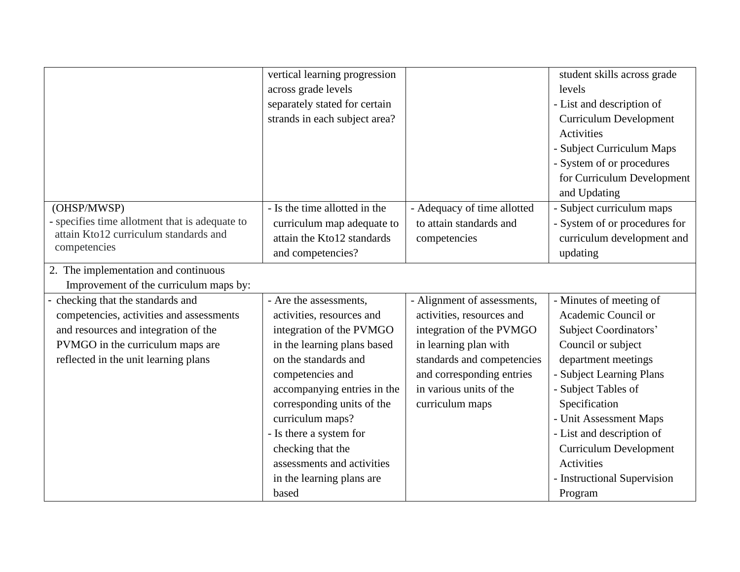| | | | |
|---|---|---|---|
| | vertical learning progression across grade levels separately stated for certain strands in each subject area? | | student skills across grade levels<br>- List and description of Curriculum Development Activities<br>- Subject Curriculum Maps<br>- System of or procedures for Curriculum Development and Updating |
| (OHSP/MWSP)<br>- specifies time allotment that is adequate to attain Kto12 curriculum standards and competencies | - Is the time allotted in the curriculum map adequate to attain the Kto12 standards and competencies? | - Adequacy of time allotted to attain standards and competencies | - Subject curriculum maps<br>- System of or procedures for curriculum development and updating |
| 2. The implementation and continuous Improvement of the curriculum maps by: | | | |
| - checking that the standards and competencies, activities and assessments and resources and integration of the PVMGO in the curriculum maps are reflected in the unit learning plans | - Are the assessments, activities, resources and integration of the PVMGO in the learning plans based on the standards and competencies and accompanying entries in the corresponding units of the curriculum maps?<br>- Is there a system for checking that the assessments and activities in the learning plans are based | - Alignment of assessments, activities, resources and integration of the PVMGO in learning plan with standards and competencies and corresponding entries in various units of the curriculum maps | - Minutes of meeting of Academic Council or Subject Coordinators' Council or subject department meetings<br>- Subject Learning Plans<br>- Subject Tables of Specification<br>- Unit Assessment Maps<br>- List and description of Curriculum Development Activities<br>- Instructional Supervision Program |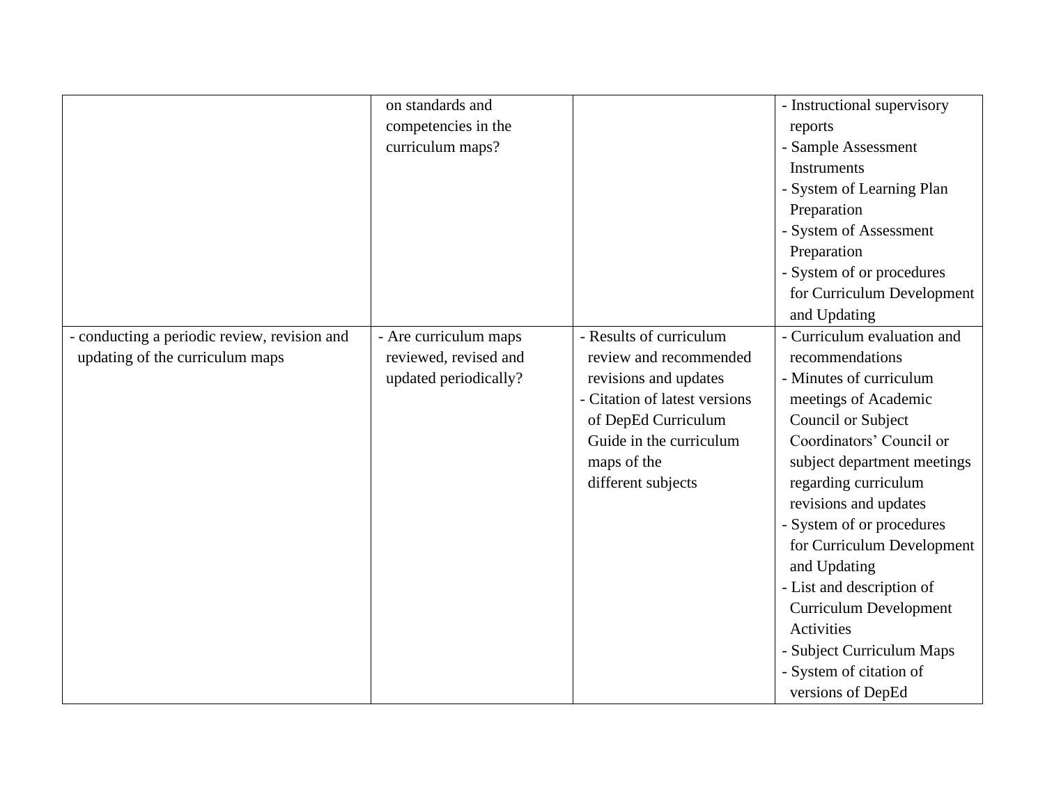| | | | |
|---|---|---|---|
| | on standards and competencies in the curriculum maps? | | - Instructional supervisory reports<br>- Sample Assessment Instruments<br>- System of Learning Plan Preparation<br>- System of Assessment Preparation<br>- System of or procedures for Curriculum Development and Updating |
| - conducting a periodic review, revision and updating of the curriculum maps | - Are curriculum maps reviewed, revised and updated periodically? | - Results of curriculum review and recommended revisions and updates<br>- Citation of latest versions of DepEd Curriculum Guide in the curriculum maps of the different subjects | - Curriculum evaluation and recommendations<br>- Minutes of curriculum meetings of Academic Council or Subject Coordinators' Council or subject department meetings regarding curriculum revisions and updates<br>- System of or procedures for Curriculum Development and Updating<br>- List and description of Curriculum Development Activities<br>- Subject Curriculum Maps<br>- System of citation of versions of DepEd |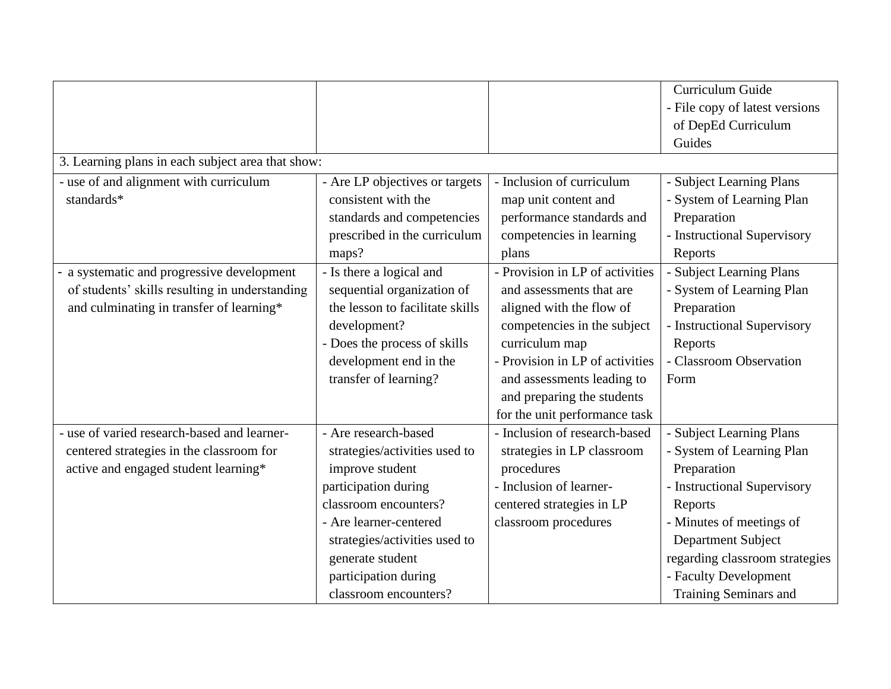| | | | |
|---|---|---|---|
| | | | Curriculum Guide<br>- File copy of latest versions of DepEd Curriculum Guides |
| 3. Learning plans in each subject area that show: | | | |
| - use of and alignment with curriculum standards* | - Are LP objectives or targets consistent with the standards and competencies prescribed in the curriculum maps? | - Inclusion of curriculum map unit content and performance standards and competencies in learning plans | - Subject Learning Plans<br>- System of Learning Plan Preparation<br>- Instructional Supervisory Reports |
| - a systematic and progressive development of students' skills resulting in understanding and culminating in transfer of learning* | - Is there a logical and sequential organization of the lesson to facilitate skills development?<br>- Does the process of skills development end in the transfer of learning? | - Provision in LP of activities and assessments that are aligned with the flow of competencies in the subject curriculum map<br>- Provision in LP of activities and assessments leading to and preparing the students for the unit performance task | - Subject Learning Plans<br>- System of Learning Plan Preparation<br>- Instructional Supervisory Reports<br>- Classroom Observation Form |
| - use of varied research-based and learner-centered strategies in the classroom for active and engaged student learning* | - Are research-based strategies/activities used to improve student participation during classroom encounters?<br>- Are learner-centered strategies/activities used to generate student participation during classroom encounters? | - Inclusion of research-based strategies in LP classroom procedures<br>- Inclusion of learner-centered strategies in LP classroom procedures | - Subject Learning Plans<br>- System of Learning Plan Preparation<br>- Instructional Supervisory Reports<br>- Minutes of meetings of Department Subject regarding classroom strategies<br>- Faculty Development Training Seminars and |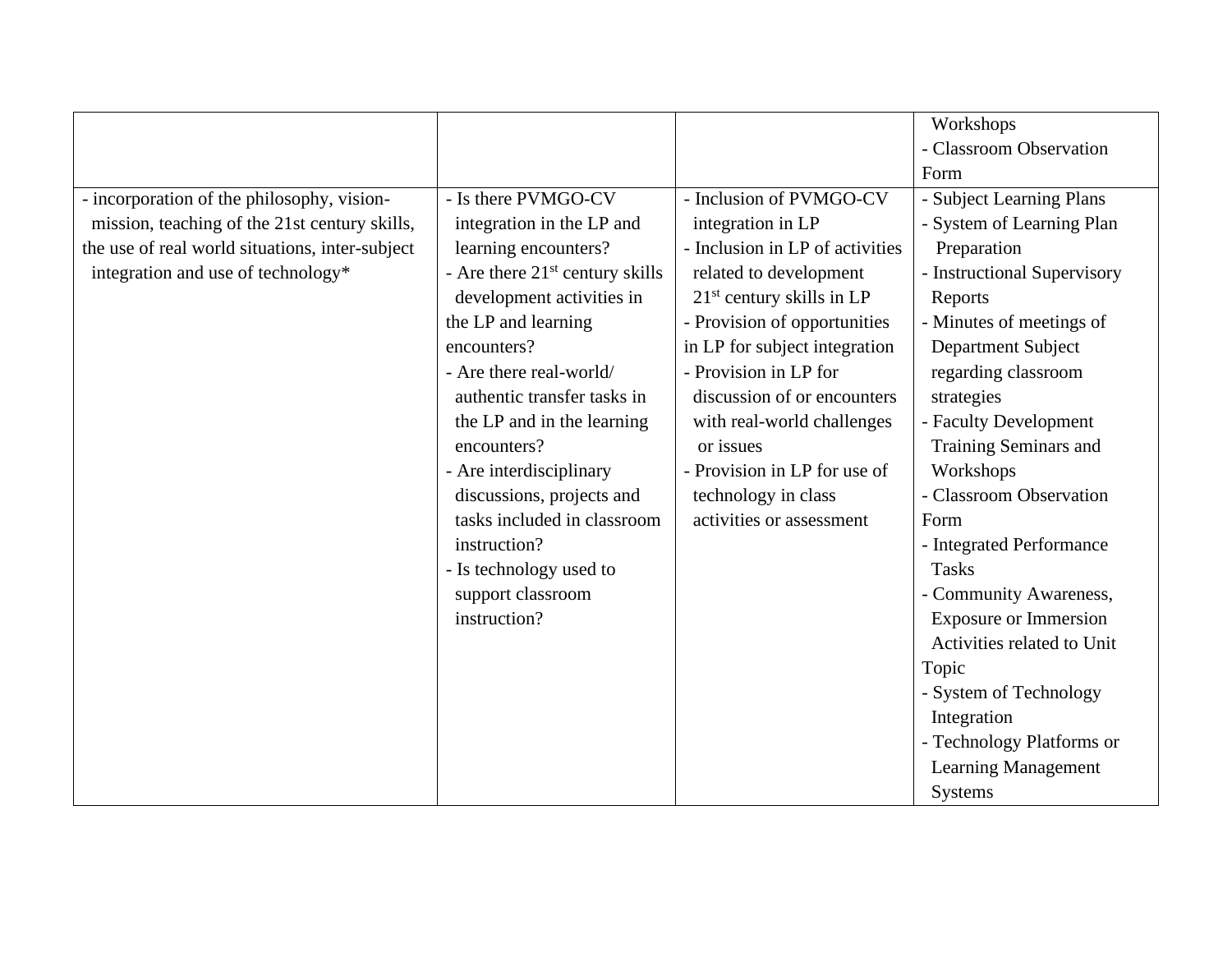| | | | |
|---|---|---|---|
| | | | Workshops<br>- Classroom Observation Form |
| - incorporation of the philosophy, vision-mission, teaching of the 21st century skills, the use of real world situations, inter-subject integration and use of technology* | - Is there PVMGO-CV integration in the LP and learning encounters?<br>- Are there 21[st] century skills development activities in the LP and learning encounters?<br>- Are there real-world/ authentic transfer tasks in the LP and in the learning encounters?<br>- Are interdisciplinary discussions, projects and tasks included in classroom instruction?<br>- Is technology used to support classroom instruction? | - Inclusion of PVMGO-CV integration in LP<br>- Inclusion in LP of activities related to development 21[st] century skills in LP<br>- Provision of opportunities in LP for subject integration<br>- Provision in LP for discussion of or encounters with real-world challenges or issues<br>- Provision in LP for use of technology in class activities or assessment | - Subject Learning Plans<br>- System of Learning Plan Preparation<br>- Instructional Supervisory Reports<br>- Minutes of meetings of Department Subject regarding classroom strategies<br>- Faculty Development Training Seminars and Workshops<br>- Classroom Observation Form<br>- Integrated Performance Tasks<br>- Community Awareness, Exposure or Immersion Activities related to Unit Topic<br>- System of Technology Integration<br>- Technology Platforms or Learning Management Systems |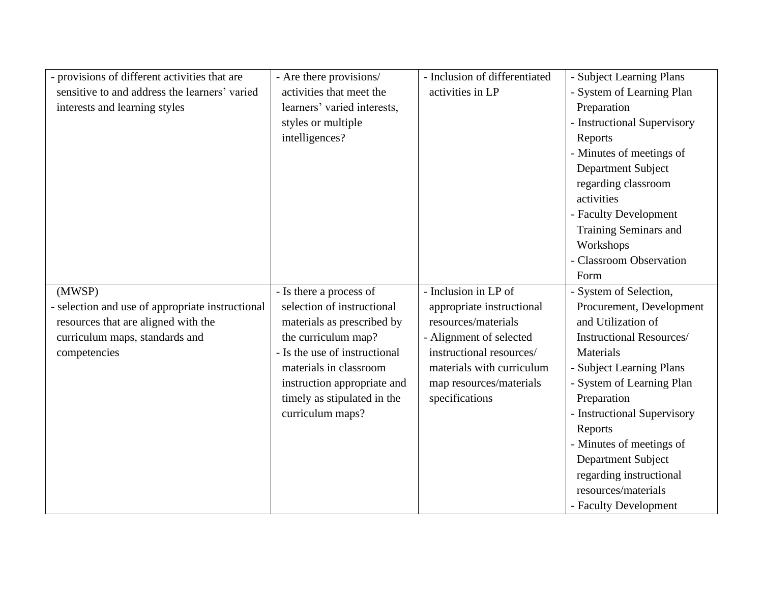| | | | |
|---|---|---|---|
| - provisions of different activities that are sensitive to and address the learners' varied interests and learning styles | - Are there provisions/ activities that meet the learners' varied interests, styles or multiple intelligences? | - Inclusion of differentiated activities in LP | - Subject Learning Plans<br>- System of Learning Plan Preparation<br>- Instructional Supervisory Reports<br>- Minutes of meetings of Department Subject regarding classroom activities<br>- Faculty Development Training Seminars and Workshops<br>- Classroom Observation Form |
| (MWSP)<br>- selection and use of appropriate instructional resources that are aligned with the curriculum maps, standards and competencies | - Is there a process of selection of instructional materials as prescribed by the curriculum map?<br>- Is the use of instructional materials in classroom instruction appropriate and timely as stipulated in the curriculum maps? | - Inclusion in LP of appropriate instructional resources/materials<br>- Alignment of selected instructional resources/ materials with curriculum map resources/materials specifications | - System of Selection, Procurement, Development and Utilization of Instructional Resources/ Materials<br>- Subject Learning Plans<br>- System of Learning Plan Preparation<br>- Instructional Supervisory Reports<br>- Minutes of meetings of Department Subject regarding instructional resources/materials<br>- Faculty Development |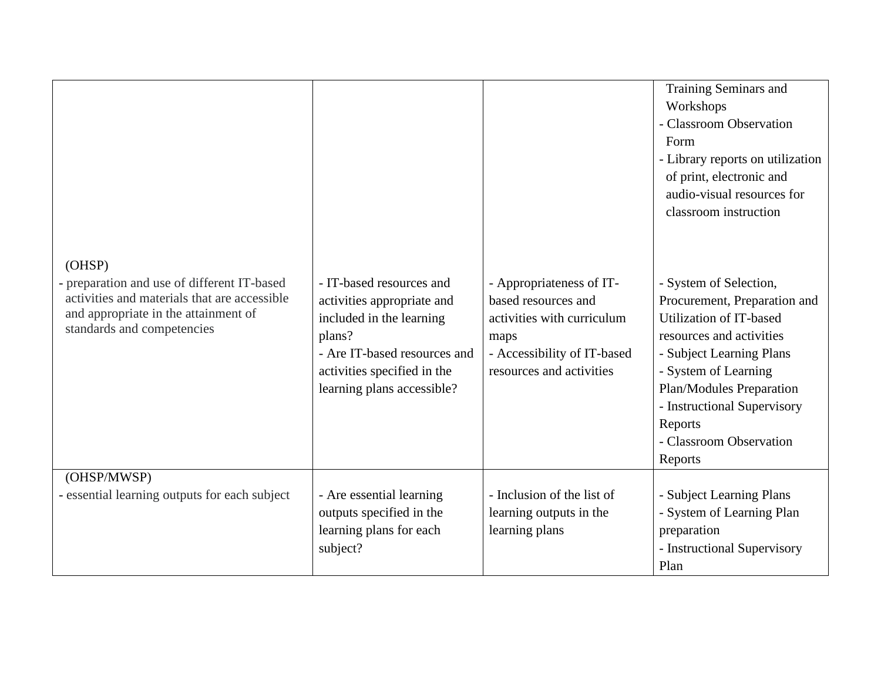|  |  |  | Training Seminars and Workshops<br>- Classroom Observation Form<br>- Library reports on utilization of print, electronic and audio-visual resources for classroom instruction |
|---|---|---|---|
| (OHSP)<br>- preparation and use of different IT-based activities and materials that are accessible and appropriate in the attainment of standards and competencies | - IT-based resources and activities appropriate and included in the learning plans?<br>- Are IT-based resources and activities specified in the learning plans accessible? | - Appropriateness of IT-based resources and activities with curriculum maps<br>- Accessibility of IT-based resources and activities | - System of Selection, Procurement, Preparation and Utilization of IT-based resources and activities<br>- Subject Learning Plans<br>- System of Learning Plan/Modules Preparation<br>- Instructional Supervisory Reports<br>- Classroom Observation Reports |
| (OHSP/MWSP)<br>- essential learning outputs for each subject | - Are essential learning outputs specified in the learning plans for each subject? | - Inclusion of the list of learning outputs in the learning plans | - Subject Learning Plans<br>- System of Learning Plan preparation<br>- Instructional Supervisory Plan |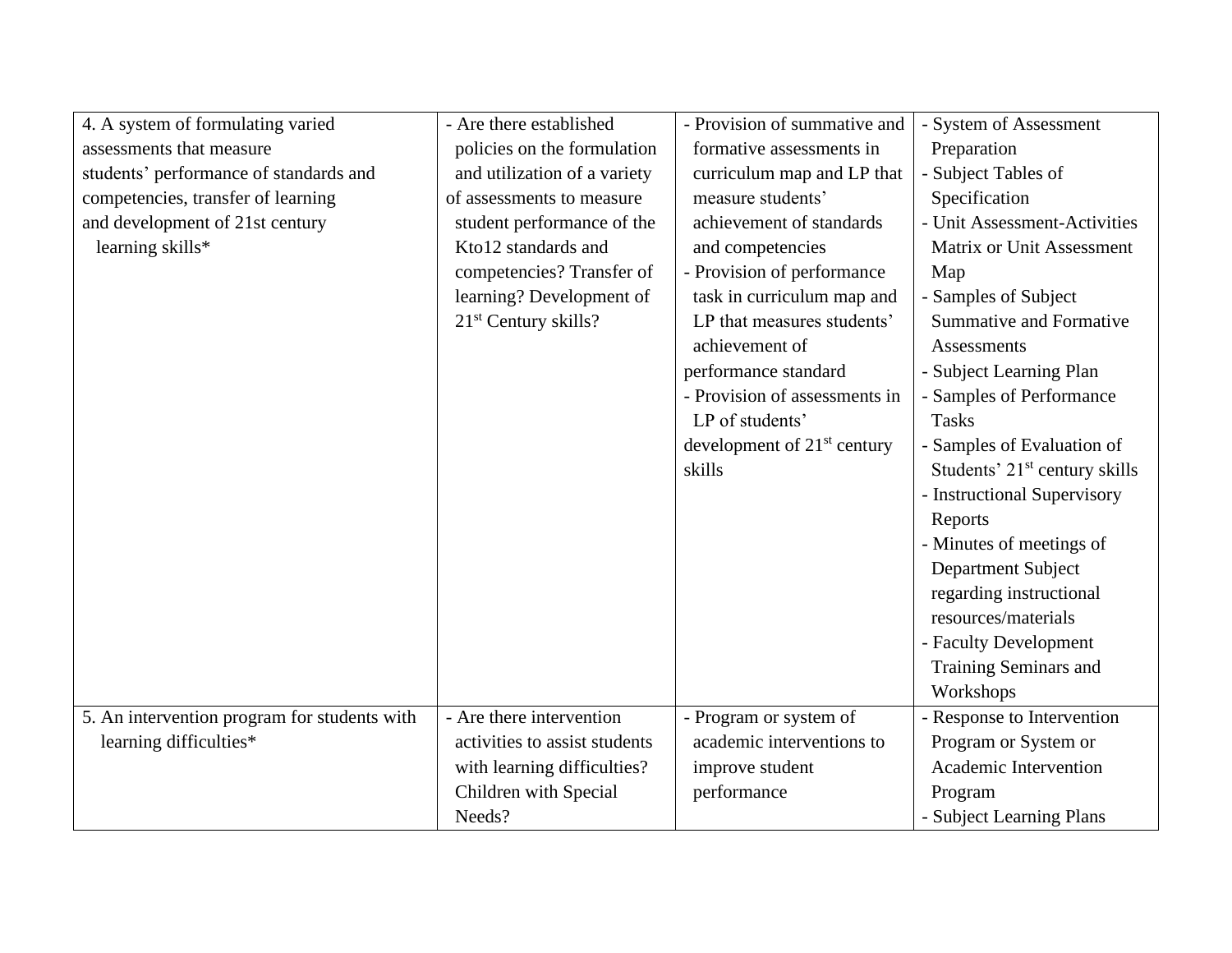| | | | |
|---|---|---|---|
| 4. A system of formulating varied assessments that measure students' performance of standards and competencies, transfer of learning and development of 21st century learning skills* | - Are there established policies on the formulation and utilization of a variety of assessments to measure student performance of the Kto12 standards and competencies? Transfer of learning? Development of 21st Century skills? | - Provision of summative and formative assessments in curriculum map and LP that measure students' achievement of standards and competencies<br>- Provision of performance task in curriculum map and LP that measures students' achievement of performance standard<br>- Provision of assessments in LP of students' development of 21st century skills | - System of Assessment Preparation<br>- Subject Tables of Specification<br>- Unit Assessment-Activities Matrix or Unit Assessment Map<br>- Samples of Subject Summative and Formative Assessments<br>- Subject Learning Plan<br>- Samples of Performance Tasks<br>- Samples of Evaluation of Students' 21st century skills<br>- Instructional Supervisory Reports<br>- Minutes of meetings of Department Subject regarding instructional resources/materials<br>- Faculty Development Training Seminars and Workshops |
| 5. An intervention program for students with learning difficulties* | - Are there intervention activities to assist students with learning difficulties? Children with Special Needs? | - Program or system of academic interventions to improve student performance | - Response to Intervention Program or System or Academic Intervention Program<br>- Subject Learning Plans |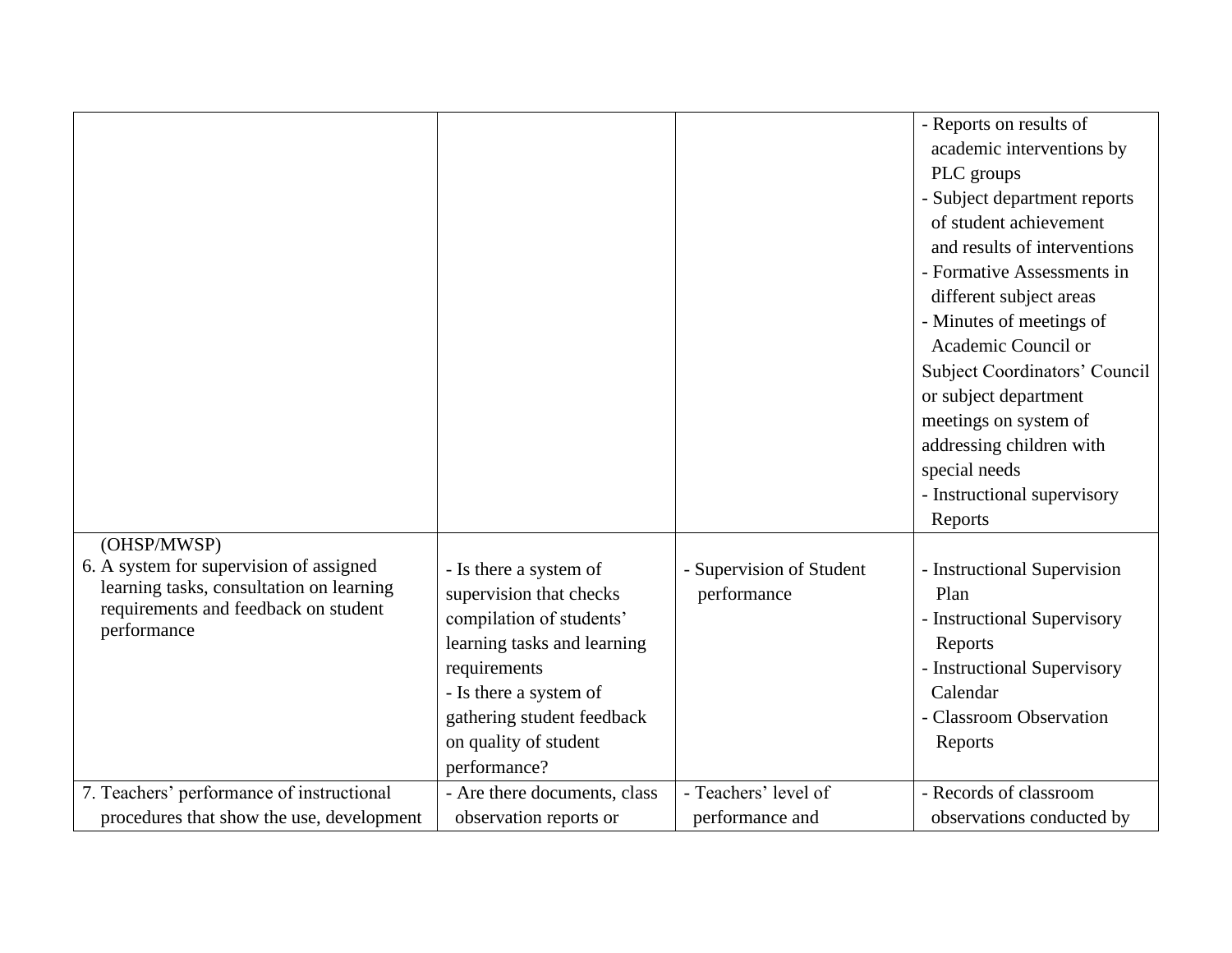| | | | |
|---|---|---|---|
| | | | - Reports on results of academic interventions by PLC groups<br>- Subject department reports of student achievement and results of interventions<br>- Formative Assessments in different subject areas<br>- Minutes of meetings of Academic Council or Subject Coordinators' Council or subject department meetings on system of addressing children with special needs<br>- Instructional supervisory Reports |
| (OHSP/MWSP)<br>6. A system for supervision of assigned learning tasks, consultation on learning requirements and feedback on student performance | - Is there a system of supervision that checks compilation of students' learning tasks and learning requirements<br>- Is there a system of gathering student feedback on quality of student performance? | - Supervision of Student performance | - Instructional Supervision Plan<br>- Instructional Supervisory Reports<br>- Instructional Supervisory Calendar<br>- Classroom Observation Reports |
| 7. Teachers' performance of instructional procedures that show the use, development | - Are there documents, class observation reports or | - Teachers' level of performance and | - Records of classroom observations conducted by |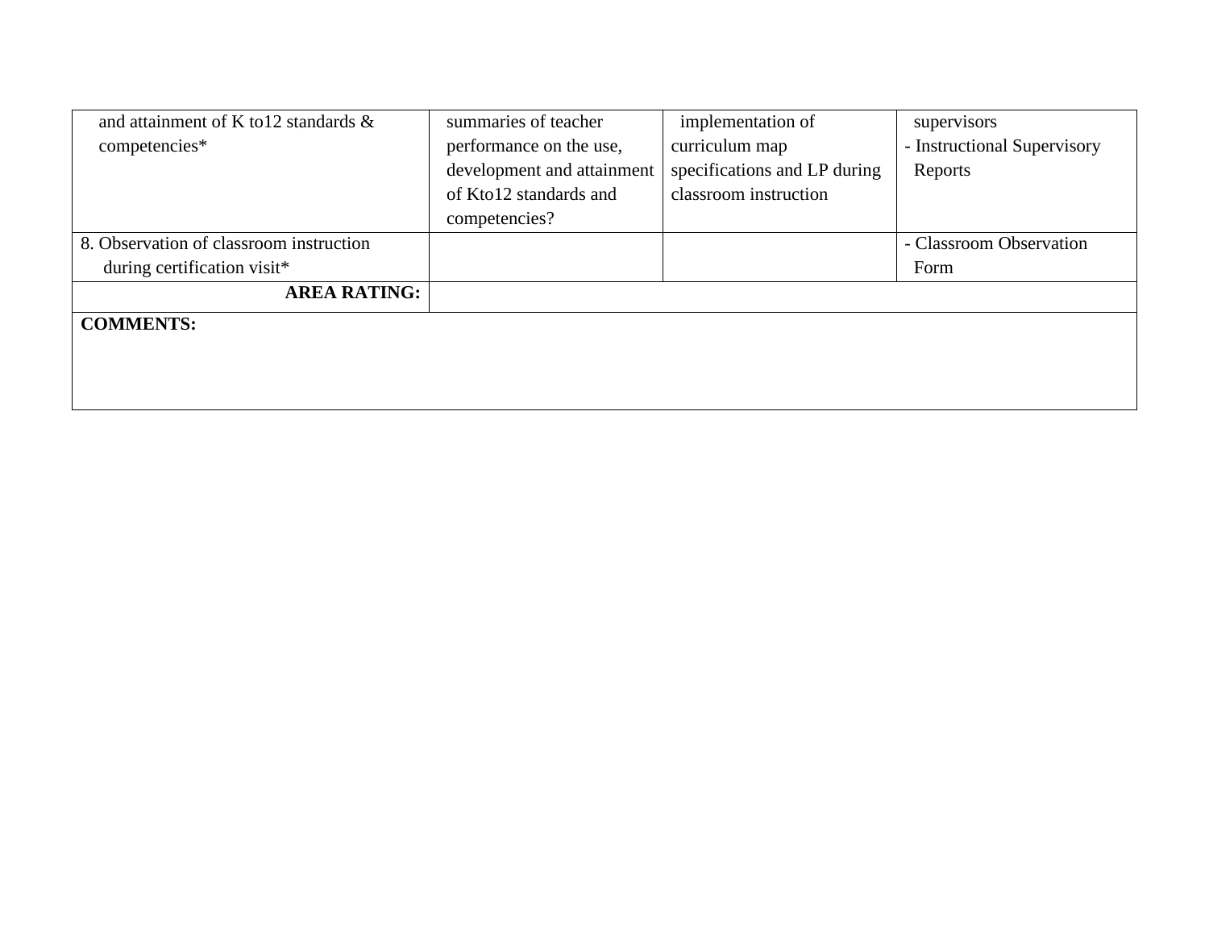| | | | |
|---|---|---|---|
| and attainment of K to12 standards & competencies* | summaries of teacher performance on the use, development and attainment of Kto12 standards and competencies? | implementation of curriculum map specifications and LP during classroom instruction | supervisors<br>- Instructional Supervisory Reports |
| 8. Observation of classroom instruction during certification visit* | | | - Classroom Observation Form |
| **AREA RATING:** | | | |
| **COMMENTS:** | | | |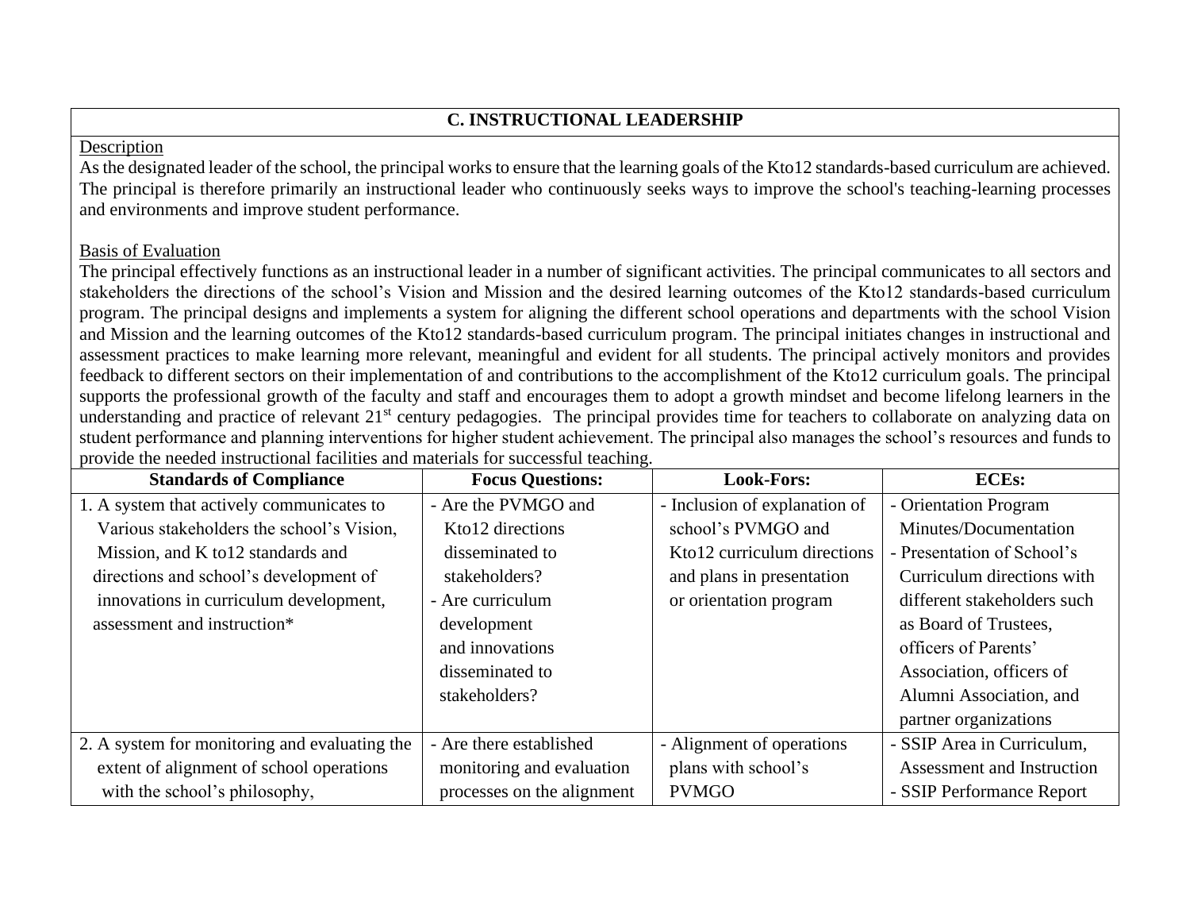## C. INSTRUCTIONAL LEADERSHIP

Description

As the designated leader of the school, the principal works to ensure that the learning goals of the Kto12 standards-based curriculum are achieved. The principal is therefore primarily an instructional leader who continuously seeks ways to improve the school's teaching-learning processes and environments and improve student performance.

Basis of Evaluation

The principal effectively functions as an instructional leader in a number of significant activities. The principal communicates to all sectors and stakeholders the directions of the school's Vision and Mission and the desired learning outcomes of the Kto12 standards-based curriculum program. The principal designs and implements a system for aligning the different school operations and departments with the school Vision and Mission and the learning outcomes of the Kto12 standards-based curriculum program. The principal initiates changes in instructional and assessment practices to make learning more relevant, meaningful and evident for all students. The principal actively monitors and provides feedback to different sectors on their implementation of and contributions to the accomplishment of the Kto12 curriculum goals. The principal supports the professional growth of the faculty and staff and encourages them to adopt a growth mindset and become lifelong learners in the understanding and practice of relevant 21st century pedagogies. The principal provides time for teachers to collaborate on analyzing data on student performance and planning interventions for higher student achievement. The principal also manages the school's resources and funds to provide the needed instructional facilities and materials for successful teaching.

| Standards of Compliance | Focus Questions: | Look-Fors: | ECEs: |
|---|---|---|---|
| 1. A system that actively communicates to Various stakeholders the school's Vision, Mission, and K to12 standards and directions and school's development of innovations in curriculum development, assessment and instruction* | - Are the PVMGO and Kto12 directions disseminated to stakeholders?<br>- Are curriculum development and innovations disseminated to stakeholders? | - Inclusion of explanation of school's PVMGO and Kto12 curriculum directions and plans in presentation or orientation program | - Orientation Program Minutes/Documentation<br>- Presentation of School's Curriculum directions with different stakeholders such as Board of Trustees, officers of Parents' Association, officers of Alumni Association, and partner organizations |
| 2. A system for monitoring and evaluating the extent of alignment of school operations with the school's philosophy, | - Are there established monitoring and evaluation processes on the alignment | - Alignment of operations plans with school's PVMGO | - SSIP Area in Curriculum, Assessment and Instruction<br>- SSIP Performance Report |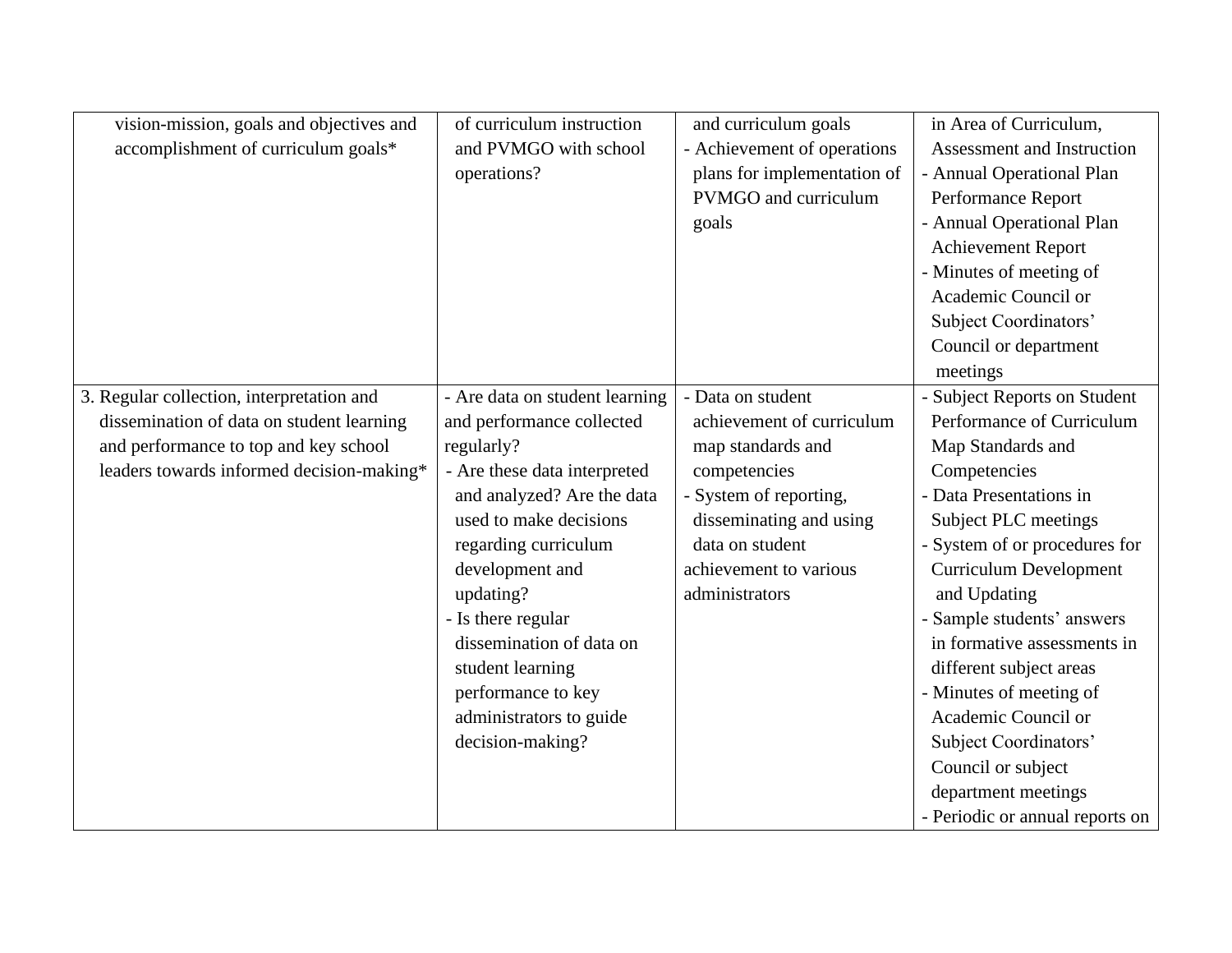| | | | |
|---|---|---|---|
| vision-mission, goals and objectives and accomplishment of curriculum goals* | of curriculum instruction and PVMGO with school operations? | and curriculum goals<br>- Achievement of operations plans for implementation of PVMGO and curriculum goals | in Area of Curriculum, Assessment and Instruction<br>- Annual Operational Plan Performance Report<br>- Annual Operational Plan Achievement Report<br>- Minutes of meeting of Academic Council or Subject Coordinators' Council or department meetings |
| 3. Regular collection, interpretation and dissemination of data on student learning and performance to top and key school leaders towards informed decision-making* | - Are data on student learning and performance collected regularly?<br>- Are these data interpreted and analyzed? Are the data used to make decisions regarding curriculum development and updating?<br>- Is there regular dissemination of data on student learning performance to key administrators to guide decision-making? | - Data on student achievement of curriculum map standards and competencies<br>- System of reporting, disseminating and using data on student achievement to various administrators | - Subject Reports on Student Performance of Curriculum Map Standards and Competencies<br>- Data Presentations in Subject PLC meetings<br>- System of or procedures for Curriculum Development and Updating<br>- Sample students' answers in formative assessments in different subject areas<br>- Minutes of meeting of Academic Council or Subject Coordinators' Council or subject department meetings<br>- Periodic or annual reports on |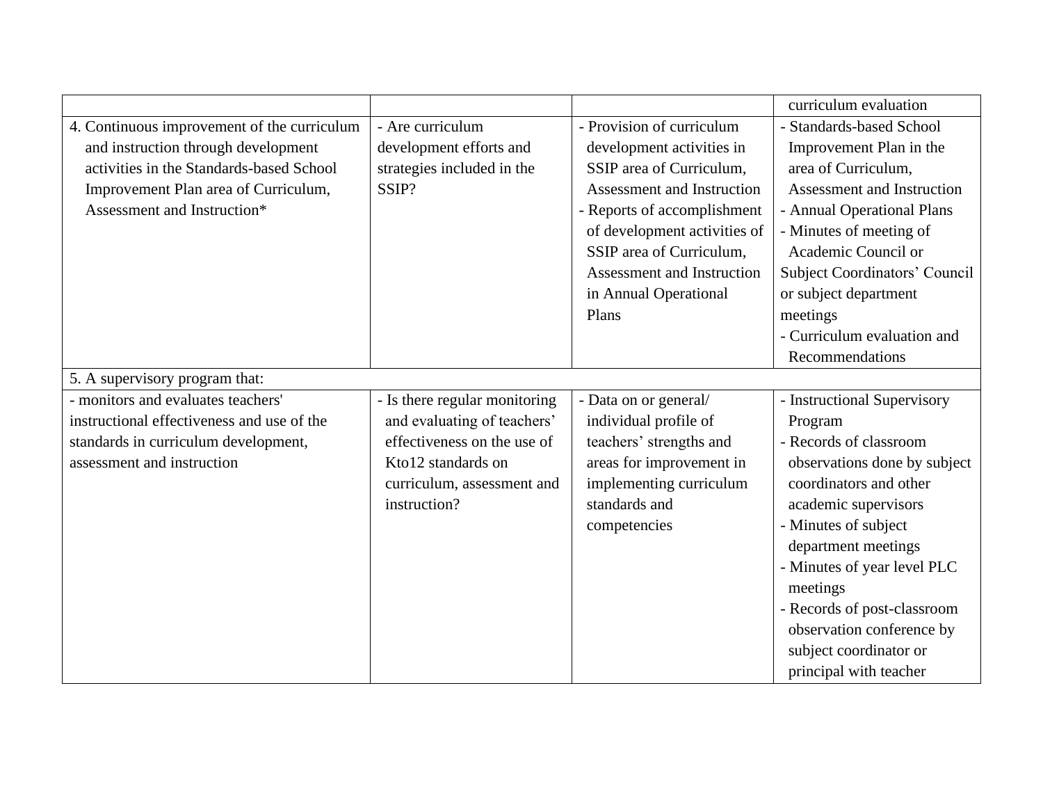| | | | |
|---|---|---|---|
| | | | curriculum evaluation |
| 4. Continuous improvement of the curriculum and instruction through development activities in the Standards-based School Improvement Plan area of Curriculum, Assessment and Instruction* | - Are curriculum development efforts and strategies included in the SSIP? | - Provision of curriculum development activities in SSIP area of Curriculum, Assessment and Instruction<br>- Reports of accomplishment of development activities of SSIP area of Curriculum, Assessment and Instruction in Annual Operational Plans | - Standards-based School Improvement Plan in the area of Curriculum, Assessment and Instruction<br>- Annual Operational Plans<br>- Minutes of meeting of Academic Council or Subject Coordinators' Council or subject department meetings<br>- Curriculum evaluation and Recommendations |
| 5. A supervisory program that: | | | |
| - monitors and evaluates teachers' instructional effectiveness and use of the standards in curriculum development, assessment and instruction | - Is there regular monitoring and evaluating of teachers' effectiveness on the use of Kto12 standards on curriculum, assessment and instruction? | - Data on or general/ individual profile of teachers' strengths and areas for improvement in implementing curriculum standards and competencies | - Instructional Supervisory Program<br>- Records of classroom observations done by subject coordinators and other academic supervisors<br>- Minutes of subject department meetings<br>- Minutes of year level PLC meetings<br>- Records of post-classroom observation conference by subject coordinator or principal with teacher |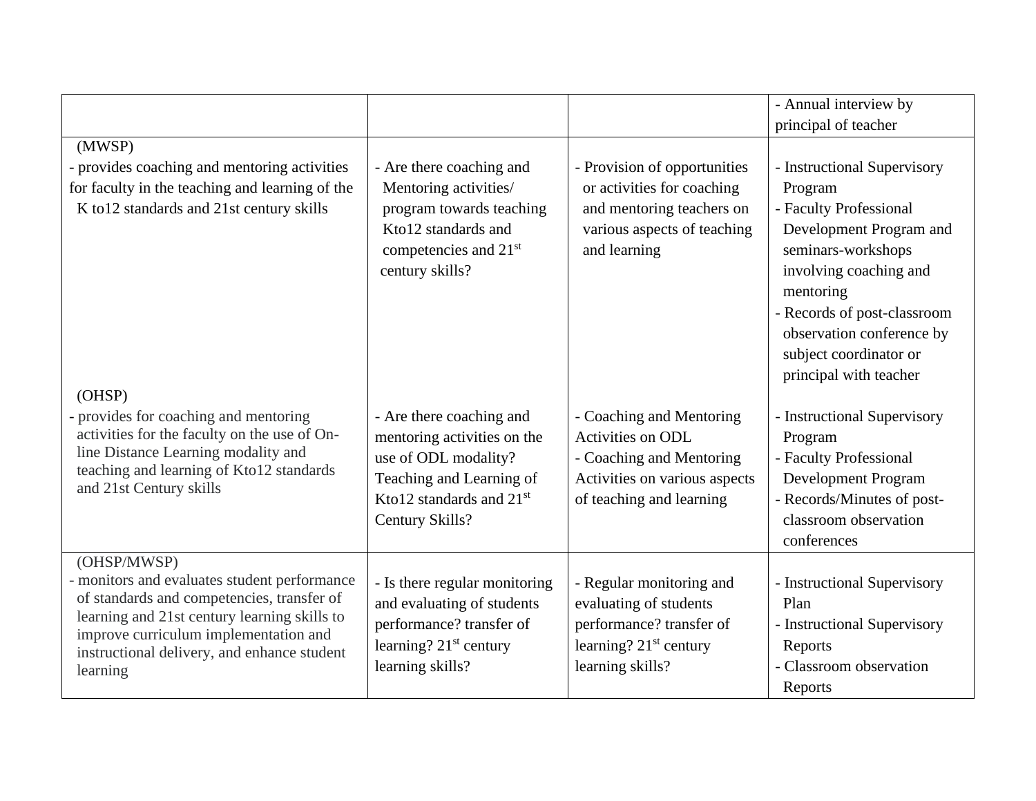| | | | |
|---|---|---|---|
| | | | - Annual interview by principal of teacher |
| (MWSP)<br>- provides coaching and mentoring activities for faculty in the teaching and learning of the K to12 standards and 21st century skills<br><br>(OHSP)<br>- provides for coaching and mentoring activities for the faculty on the use of On-line Distance Learning modality and teaching and learning of Kto12 standards and 21st Century skills | - Are there coaching and Mentoring activities/ program towards teaching Kto12 standards and competencies and 21st century skills?<br><br>- Are there coaching and mentoring activities on the use of ODL modality? Teaching and Learning of Kto12 standards and 21st Century Skills? | - Provision of opportunities or activities for coaching and mentoring teachers on various aspects of teaching and learning<br><br>- Coaching and Mentoring Activities on ODL<br>- Coaching and Mentoring Activities on various aspects of teaching and learning | - Instructional Supervisory Program<br>- Faculty Professional Development Program and seminars-workshops involving coaching and mentoring<br>- Records of post-classroom observation conference by subject coordinator or principal with teacher<br><br>- Instructional Supervisory Program<br>- Faculty Professional Development Program<br>- Records/Minutes of post-classroom observation conferences |
| (OHSP/MWSP)<br>- monitors and evaluates student performance of standards and competencies, transfer of learning and 21st century learning skills to improve curriculum implementation and instructional delivery, and enhance student learning | - Is there regular monitoring and evaluating of students performance? transfer of learning? 21st century learning skills? | - Regular monitoring and evaluating of students performance? transfer of learning? 21st century learning skills? | - Instructional Supervisory Plan<br>- Instructional Supervisory Reports<br>- Classroom observation Reports |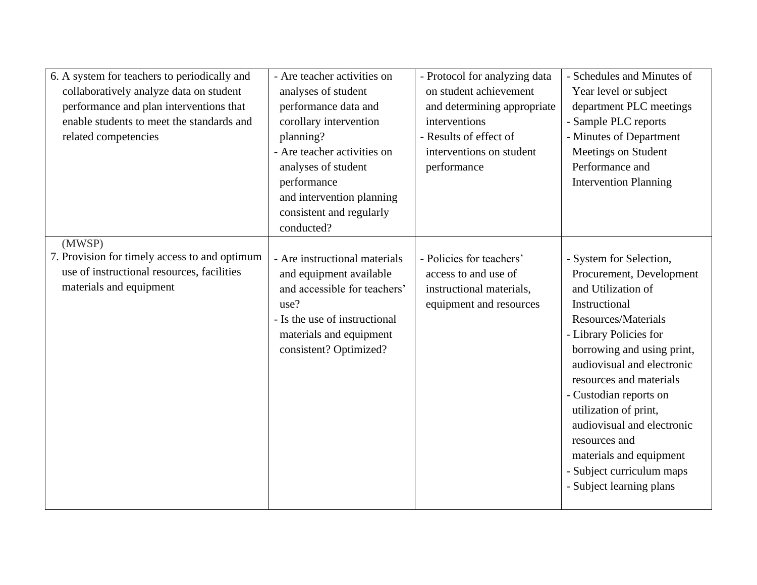| | | | |
|---|---|---|---|
| 6. A system for teachers to periodically and collaboratively analyze data on student performance and plan interventions that enable students to meet the standards and related competencies | - Are teacher activities on analyses of student performance data and corollary intervention planning?<br>- Are teacher activities on analyses of student performance and intervention planning consistent and regularly conducted? | - Protocol for analyzing data on student achievement and determining appropriate interventions<br>- Results of effect of interventions on student performance | - Schedules and Minutes of Year level or subject department PLC meetings<br>- Sample PLC reports<br>- Minutes of Department Meetings on Student Performance and Intervention Planning |
| (MWSP)<br>7. Provision for timely access to and optimum use of instructional resources, facilities materials and equipment | - Are instructional materials and equipment available and accessible for teachers' use?<br>- Is the use of instructional materials and equipment consistent? Optimized? | - Policies for teachers' access to and use of instructional materials, equipment and resources | - System for Selection, Procurement, Development and Utilization of Instructional Resources/Materials<br>- Library Policies for borrowing and using print, audiovisual and electronic resources and materials<br>- Custodian reports on utilization of print, audiovisual and electronic resources and materials and equipment<br>- Subject curriculum maps<br>- Subject learning plans |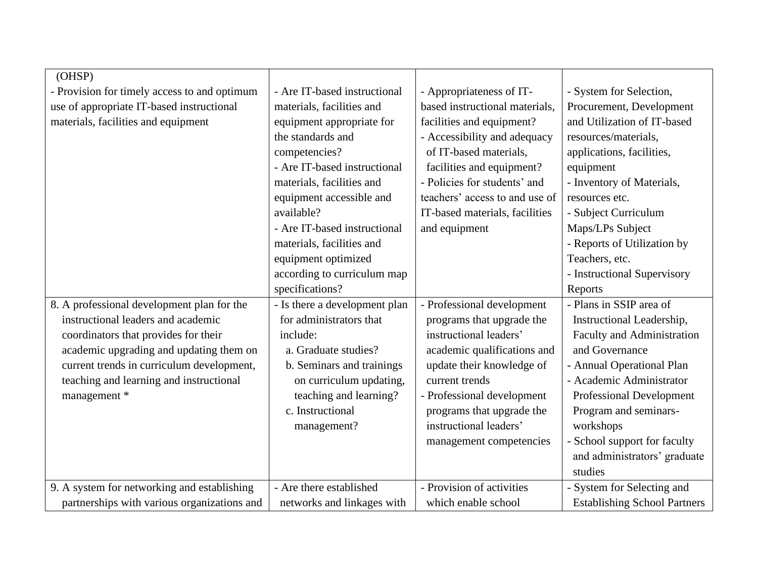| | | | |
|---|---|---|---|
| (OHSP)<br>- Provision for timely access to and optimum use of appropriate IT-based instructional materials, facilities and equipment | - Are IT-based instructional materials, facilities and equipment appropriate for the standards and competencies?<br>- Are IT-based instructional materials, facilities and equipment accessible and available?<br>- Are IT-based instructional materials, facilities and equipment optimized according to curriculum map specifications? | - Appropriateness of IT-based instructional materials, facilities and equipment?<br>- Accessibility and adequacy of IT-based materials, facilities and equipment?<br>- Policies for students' and teachers' access to and use of IT-based materials, facilities and equipment | - System for Selection, Procurement, Development and Utilization of IT-based resources/materials, applications, facilities, equipment<br>- Inventory of Materials, resources etc.<br>- Subject Curriculum Maps/LPs Subject<br>- Reports of Utilization by Teachers, etc.<br>- Instructional Supervisory Reports |
| 8. A professional development plan for the instructional leaders and academic coordinators that provides for their academic upgrading and updating them on current trends in curriculum development, teaching and learning and instructional management * | - Is there a development plan for administrators that include:<br>a. Graduate studies?<br>b. Seminars and trainings on curriculum updating, teaching and learning?<br>c. Instructional management? | - Professional development programs that upgrade the instructional leaders' academic qualifications and update their knowledge of current trends<br>- Professional development programs that upgrade the instructional leaders' management competencies | - Plans in SSIP area of Instructional Leadership, Faculty and Administration and Governance<br>- Annual Operational Plan<br>- Academic Administrator Professional Development Program and seminars-workshops<br>- School support for faculty and administrators' graduate studies |
| 9. A system for networking and establishing partnerships with various organizations and | - Are there established networks and linkages with | - Provision of activities which enable school | - System for Selecting and Establishing School Partners |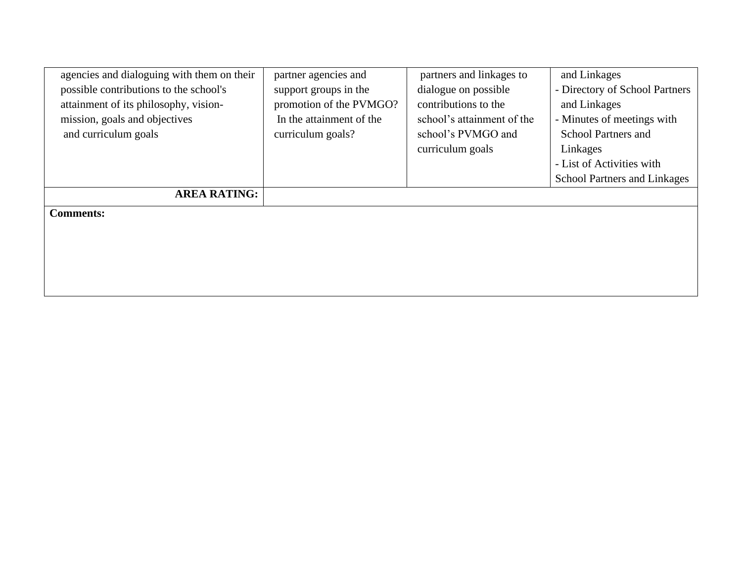| | | | |
|---|---|---|---|
| agencies and dialoguing with them on their possible contributions to the school's attainment of its philosophy, vision-mission, goals and objectives and curriculum goals | partner agencies and support groups in the promotion of the PVMGO? In the attainment of the curriculum goals? | partners and linkages to dialogue on possible contributions to the school's attainment of the school's PVMGO and curriculum goals | and Linkages<br>- Directory of School Partners and Linkages<br>- Minutes of meetings with School Partners and Linkages<br>- List of Activities with School Partners and Linkages |
| **AREA RATING:** | | | |
| **Comments:** | | | |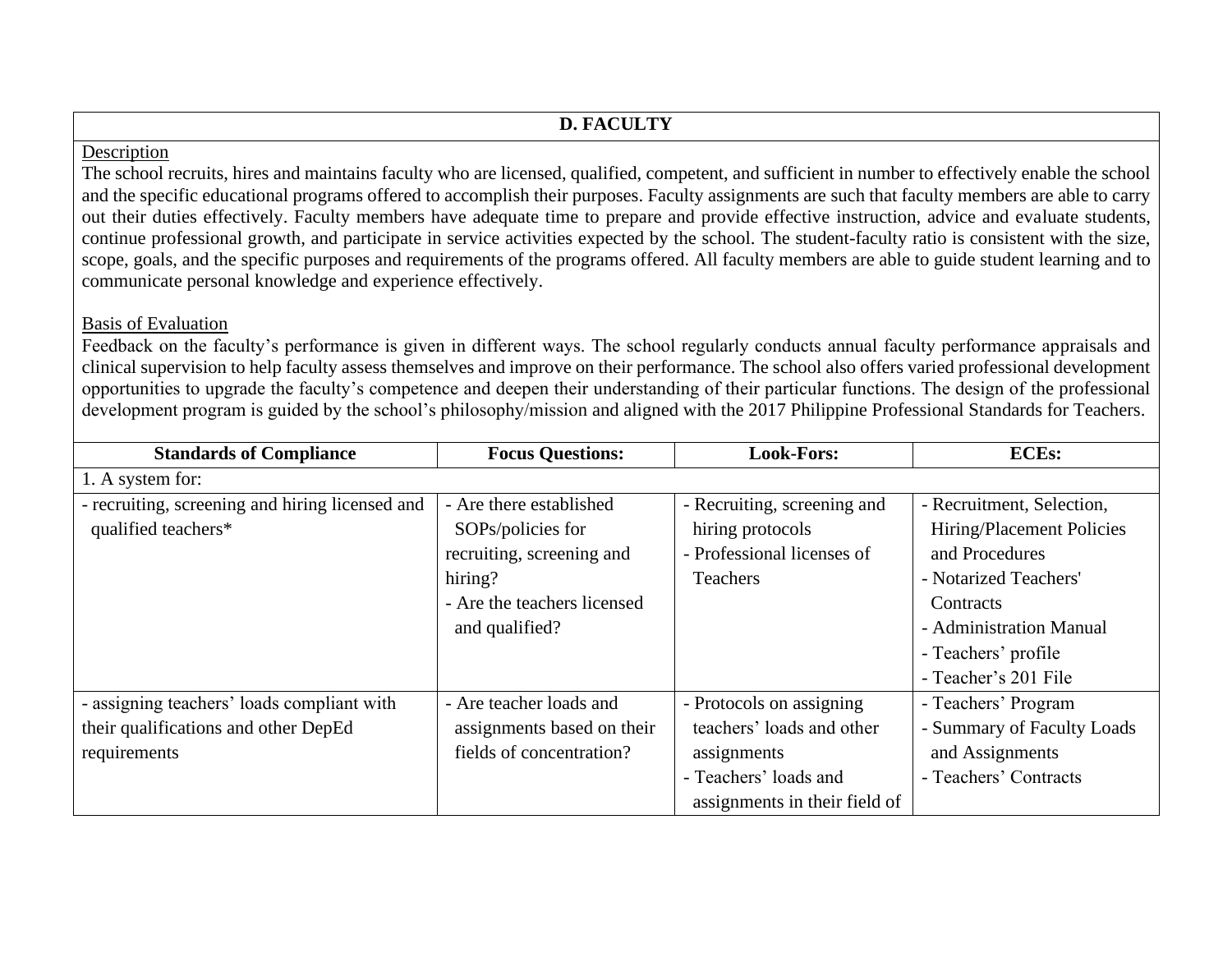## D. FACULTY

<u>Description</u>

The school recruits, hires and maintains faculty who are licensed, qualified, competent, and sufficient in number to effectively enable the school and the specific educational programs offered to accomplish their purposes. Faculty assignments are such that faculty members are able to carry out their duties effectively. Faculty members have adequate time to prepare and provide effective instruction, advice and evaluate students, continue professional growth, and participate in service activities expected by the school. The student-faculty ratio is consistent with the size, scope, goals, and the specific purposes and requirements of the programs offered. All faculty members are able to guide student learning and to communicate personal knowledge and experience effectively.

<u>Basis of Evaluation</u>

Feedback on the faculty's performance is given in different ways. The school regularly conducts annual faculty performance appraisals and clinical supervision to help faculty assess themselves and improve on their performance. The school also offers varied professional development opportunities to upgrade the faculty's competence and deepen their understanding of their particular functions. The design of the professional development program is guided by the school's philosophy/mission and aligned with the 2017 Philippine Professional Standards for Teachers.

| Standards of Compliance | Focus Questions: | Look-Fors: | ECEs: |
|---|---|---|---|
| 1. A system for: | | | |
| - recruiting, screening and hiring licensed and qualified teachers* | - Are there established SOPs/policies for recruiting, screening and hiring?<br>- Are the teachers licensed and qualified? | - Recruiting, screening and hiring protocols<br>- Professional licenses of Teachers | - Recruitment, Selection, Hiring/Placement Policies and Procedures<br>- Notarized Teachers' Contracts<br>- Administration Manual<br>- Teachers' profile<br>- Teacher's 201 File |
| - assigning teachers' loads compliant with their qualifications and other DepEd requirements | - Are teacher loads and assignments based on their fields of concentration? | - Protocols on assigning teachers' loads and other assignments<br>- Teachers' loads and assignments in their field of | - Teachers' Program<br>- Summary of Faculty Loads and Assignments<br>- Teachers' Contracts |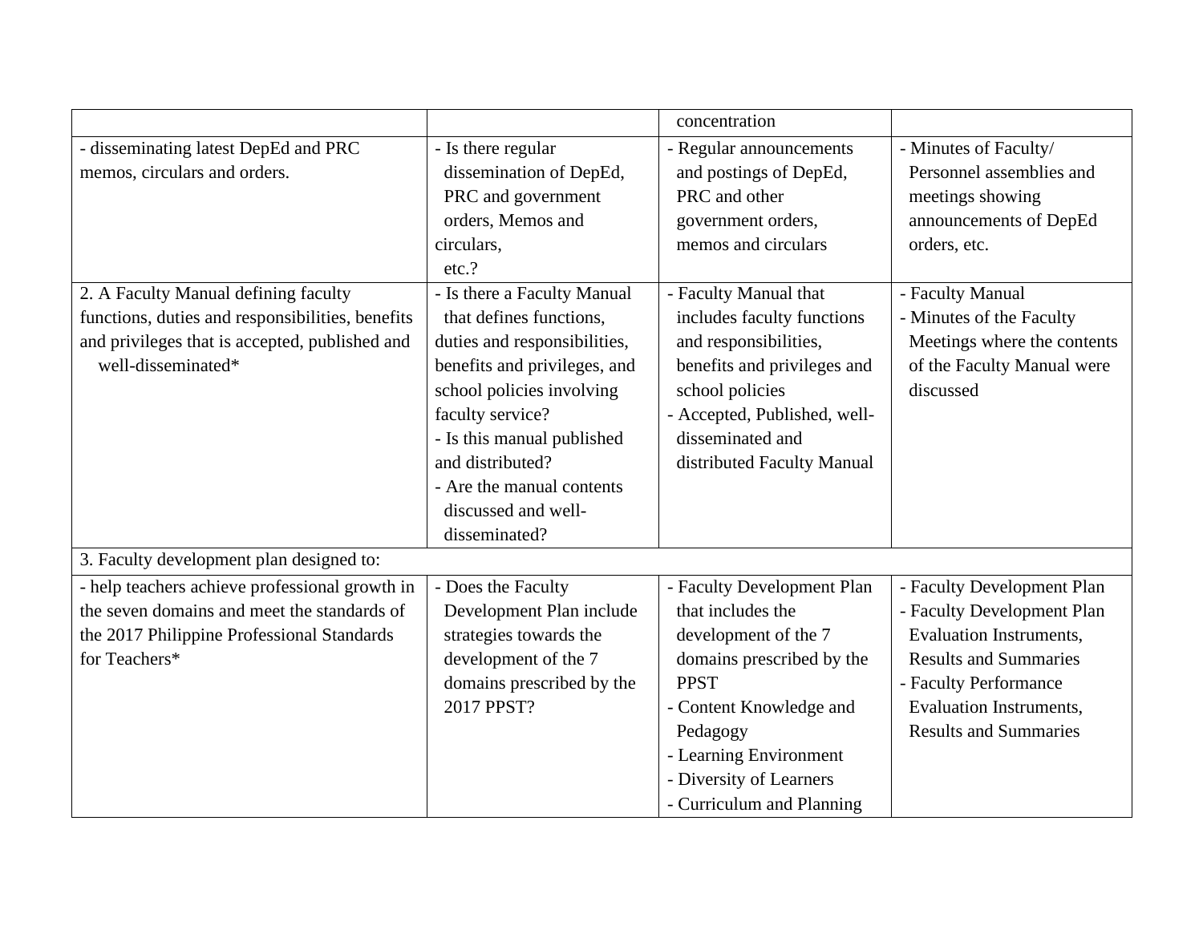| | | | |
|---|---|---|---|
| | | concentration | |
| - disseminating latest DepEd and PRC memos, circulars and orders. | - Is there regular dissemination of DepEd, PRC and government orders, Memos and circulars, etc.? | - Regular announcements and postings of DepEd, PRC and other government orders, memos and circulars | - Minutes of Faculty/ Personnel assemblies and meetings showing announcements of DepEd orders, etc. |
| 2. A Faculty Manual defining faculty functions, duties and responsibilities, benefits and privileges that is accepted, published and well-disseminated* | - Is there a Faculty Manual that defines functions, duties and responsibilities, benefits and privileges, and school policies involving faculty service?<br>- Is this manual published and distributed?<br>- Are the manual contents discussed and well-disseminated? | - Faculty Manual that includes faculty functions and responsibilities, benefits and privileges and school policies<br>- Accepted, Published, well-disseminated and distributed Faculty Manual | - Faculty Manual<br>- Minutes of the Faculty Meetings where the contents of the Faculty Manual were discussed |
| 3. Faculty development plan designed to: | | | |
| - help teachers achieve professional growth in the seven domains and meet the standards of the 2017 Philippine Professional Standards for Teachers* | - Does the Faculty Development Plan include strategies towards the development of the 7 domains prescribed by the 2017 PPST? | - Faculty Development Plan that includes the development of the 7 domains prescribed by the PPST<br>- Content Knowledge and Pedagogy<br>- Learning Environment<br>- Diversity of Learners<br>- Curriculum and Planning | - Faculty Development Plan<br>- Faculty Development Plan Evaluation Instruments, Results and Summaries<br>- Faculty Performance Evaluation Instruments, Results and Summaries |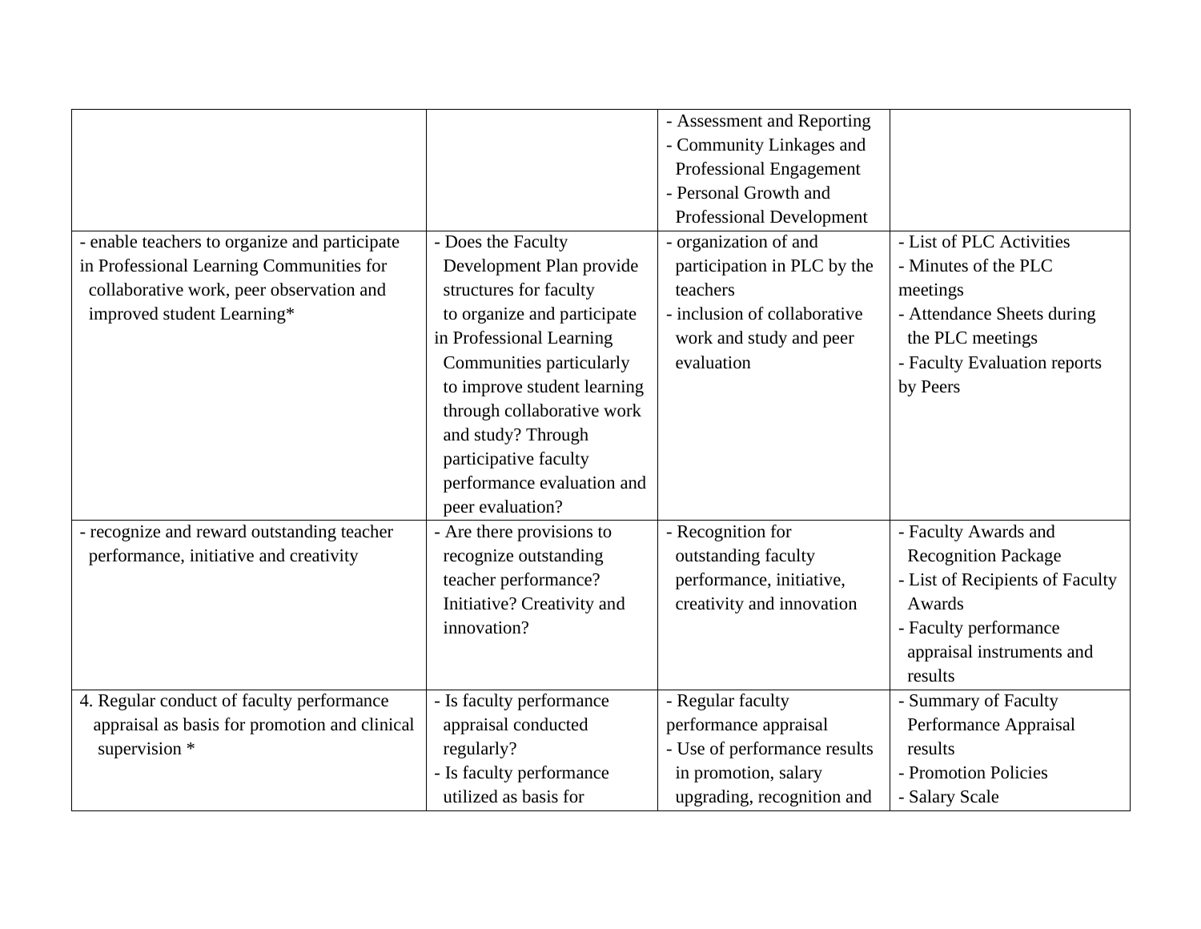| | | | |
|---|---|---|---|
| | | - Assessment and Reporting<br>- Community Linkages and Professional Engagement<br>- Personal Growth and Professional Development | |
| - enable teachers to organize and participate in Professional Learning Communities for collaborative work, peer observation and improved student Learning* | - Does the Faculty Development Plan provide structures for faculty to organize and participate in Professional Learning Communities particularly to improve student learning through collaborative work and study? Through participative faculty performance evaluation and peer evaluation? | - organization of and participation in PLC by the teachers<br>- inclusion of collaborative work and study and peer evaluation | - List of PLC Activities<br>- Minutes of the PLC meetings<br>- Attendance Sheets during the PLC meetings<br>- Faculty Evaluation reports by Peers |
| - recognize and reward outstanding teacher performance, initiative and creativity | - Are there provisions to recognize outstanding teacher performance? Initiative? Creativity and innovation? | - Recognition for outstanding faculty performance, initiative, creativity and innovation | - Faculty Awards and Recognition Package<br>- List of Recipients of Faculty Awards<br>- Faculty performance appraisal instruments and results |
| 4. Regular conduct of faculty performance appraisal as basis for promotion and clinical supervision * | - Is faculty performance appraisal conducted regularly?<br>- Is faculty performance utilized as basis for | - Regular faculty performance appraisal<br>- Use of performance results in promotion, salary upgrading, recognition and | - Summary of Faculty Performance Appraisal results<br>- Promotion Policies<br>- Salary Scale |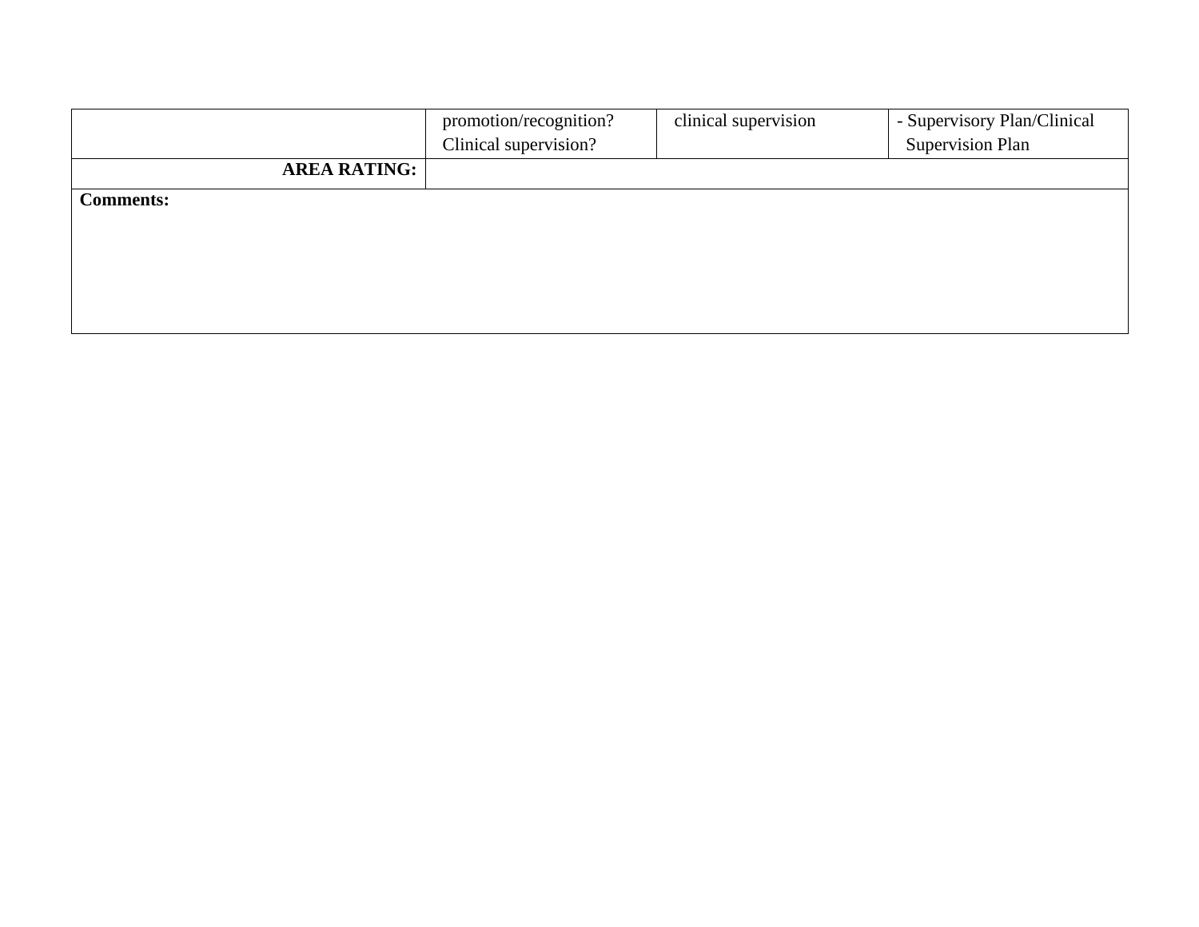| | | | |
|---|---|---|---|
| | promotion/recognition? Clinical supervision? | clinical supervision | - Supervisory Plan/Clinical Supervision Plan |
| **AREA RATING:** | | | |

**Comments:**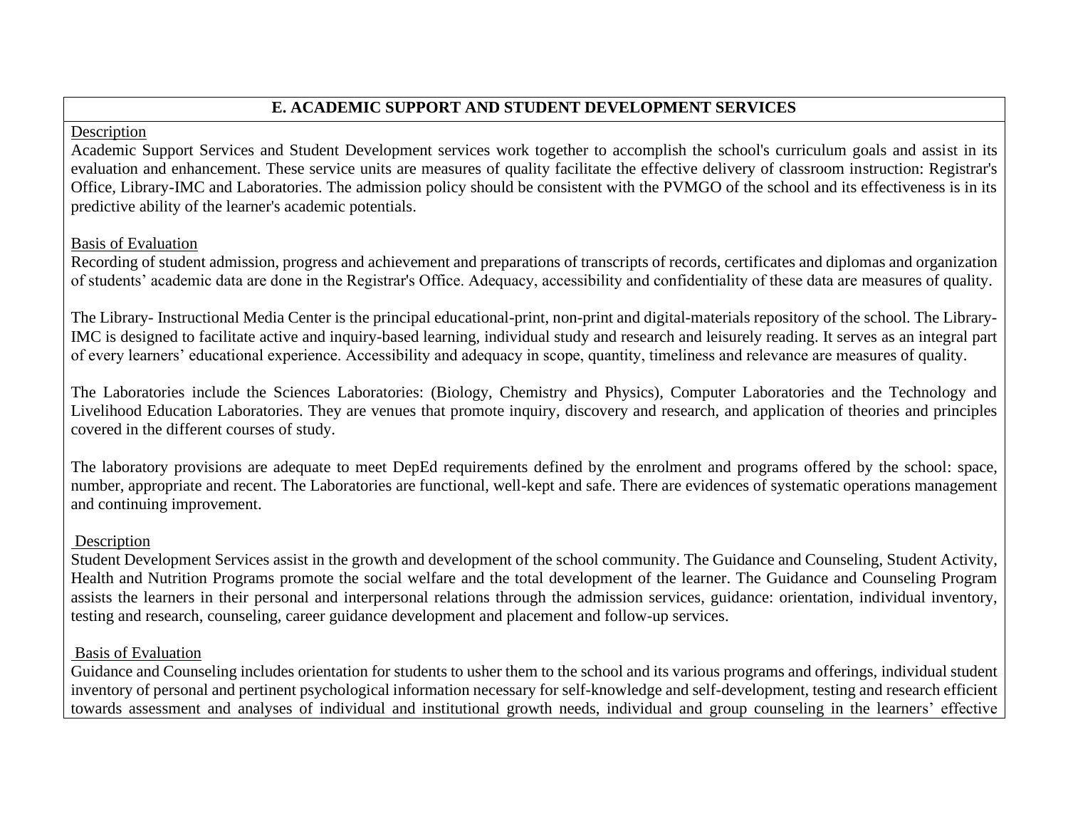## E. ACADEMIC SUPPORT AND STUDENT DEVELOPMENT SERVICES

Description

Academic Support Services and Student Development services work together to accomplish the school's curriculum goals and assist in its evaluation and enhancement. These service units are measures of quality facilitate the effective delivery of classroom instruction: Registrar's Office, Library-IMC and Laboratories. The admission policy should be consistent with the PVMGO of the school and its effectiveness is in its predictive ability of the learner's academic potentials.

Basis of Evaluation

Recording of student admission, progress and achievement and preparations of transcripts of records, certificates and diplomas and organization of students' academic data are done in the Registrar's Office. Adequacy, accessibility and confidentiality of these data are measures of quality.

The Library- Instructional Media Center is the principal educational-print, non-print and digital-materials repository of the school. The Library-IMC is designed to facilitate active and inquiry-based learning, individual study and research and leisurely reading. It serves as an integral part of every learners' educational experience. Accessibility and adequacy in scope, quantity, timeliness and relevance are measures of quality.

The Laboratories include the Sciences Laboratories: (Biology, Chemistry and Physics), Computer Laboratories and the Technology and Livelihood Education Laboratories. They are venues that promote inquiry, discovery and research, and application of theories and principles covered in the different courses of study.

The laboratory provisions are adequate to meet DepEd requirements defined by the enrolment and programs offered by the school: space, number, appropriate and recent. The Laboratories are functional, well-kept and safe. There are evidences of systematic operations management and continuing improvement.

Description

Student Development Services assist in the growth and development of the school community. The Guidance and Counseling, Student Activity, Health and Nutrition Programs promote the social welfare and the total development of the learner. The Guidance and Counseling Program assists the learners in their personal and interpersonal relations through the admission services, guidance: orientation, individual inventory, testing and research, counseling, career guidance development and placement and follow-up services.

Basis of Evaluation

Guidance and Counseling includes orientation for students to usher them to the school and its various programs and offerings, individual student inventory of personal and pertinent psychological information necessary for self-knowledge and self-development, testing and research efficient towards assessment and analyses of individual and institutional growth needs, individual and group counseling in the learners' effective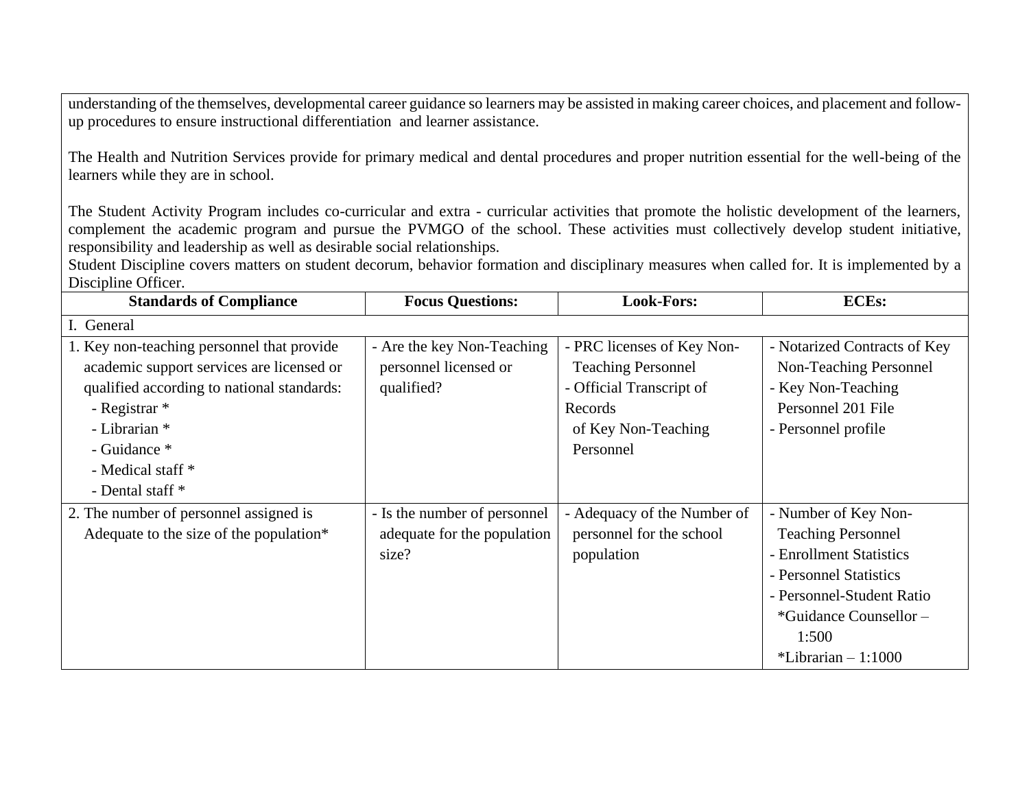understanding of the themselves, developmental career guidance so learners may be assisted in making career choices, and placement and follow-up procedures to ensure instructional differentiation and learner assistance.

The Health and Nutrition Services provide for primary medical and dental procedures and proper nutrition essential for the well-being of the learners while they are in school.

The Student Activity Program includes co-curricular and extra - curricular activities that promote the holistic development of the learners, complement the academic program and pursue the PVMGO of the school. These activities must collectively develop student initiative, responsibility and leadership as well as desirable social relationships.
Student Discipline covers matters on student decorum, behavior formation and disciplinary measures when called for. It is implemented by a Discipline Officer.

| Standards of Compliance | Focus Questions: | Look-Fors: | ECEs: |
|---|---|---|---|
| I. General | | | |
| 1. Key non-teaching personnel that provide academic support services are licensed or qualified according to national standards:<br>- Registrar *<br>- Librarian *<br>- Guidance *<br>- Medical staff *<br>- Dental staff * | - Are the key Non-Teaching personnel licensed or qualified? | - PRC licenses of Key Non-Teaching Personnel<br>- Official Transcript of Records of Key Non-Teaching Personnel | - Notarized Contracts of Key Non-Teaching Personnel<br>- Key Non-Teaching Personnel 201 File<br>- Personnel profile |
| 2. The number of personnel assigned is Adequate to the size of the population* | - Is the number of personnel adequate for the population size? | - Adequacy of the Number of personnel for the school population | - Number of Key Non-Teaching Personnel<br>- Enrollment Statistics<br>- Personnel Statistics<br>- Personnel-Student Ratio<br>*Guidance Counsellor – 1:500<br>*Librarian – 1:1000 |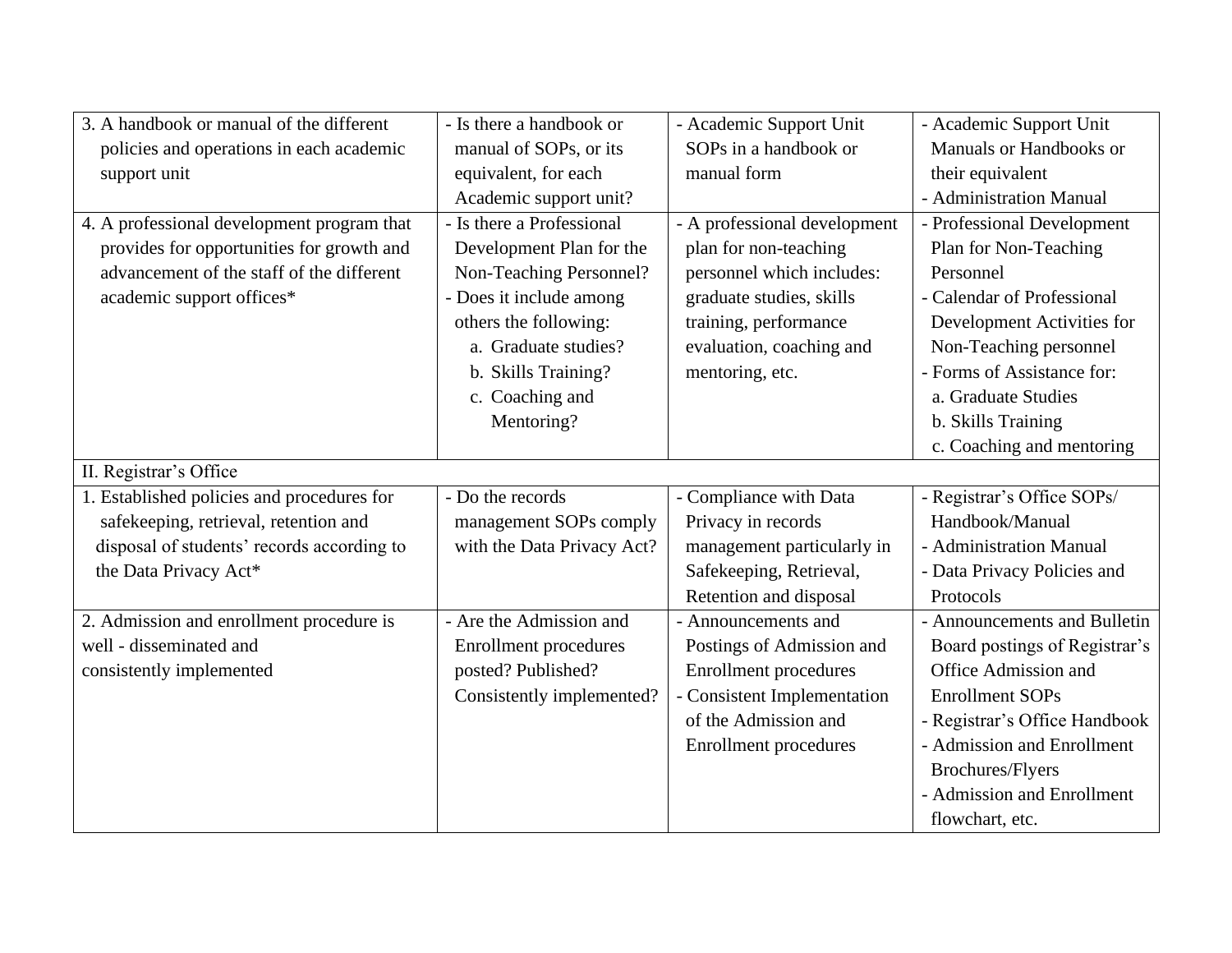| | | | |
|---|---|---|---|
| 3. A handbook or manual of the different policies and operations in each academic support unit | - Is there a handbook or manual of SOPs, or its equivalent, for each Academic support unit? | - Academic Support Unit SOPs in a handbook or manual form | - Academic Support Unit Manuals or Handbooks or their equivalent<br>- Administration Manual |
| 4. A professional development program that provides for opportunities for growth and advancement of the staff of the different academic support offices* | - Is there a Professional Development Plan for the Non-Teaching Personnel?<br>- Does it include among others the following:<br>a. Graduate studies?<br>b. Skills Training?<br>c. Coaching and Mentoring? | - A professional development plan for non-teaching personnel which includes: graduate studies, skills training, performance evaluation, coaching and mentoring, etc. | - Professional Development Plan for Non-Teaching Personnel<br>- Calendar of Professional Development Activities for Non-Teaching personnel<br>- Forms of Assistance for:<br>a. Graduate Studies<br>b. Skills Training<br>c. Coaching and mentoring |
| II. Registrar's Office | | | |
| 1. Established policies and procedures for safekeeping, retrieval, retention and disposal of students' records according to the Data Privacy Act* | - Do the records management SOPs comply with the Data Privacy Act? | - Compliance with Data Privacy in records management particularly in Safekeeping, Retrieval, Retention and disposal | - Registrar's Office SOPs/ Handbook/Manual<br>- Administration Manual<br>- Data Privacy Policies and Protocols |
| 2. Admission and enrollment procedure is well - disseminated and consistently implemented | - Are the Admission and Enrollment procedures posted? Published? Consistently implemented? | - Announcements and Postings of Admission and Enrollment procedures<br>- Consistent Implementation of the Admission and Enrollment procedures | - Announcements and Bulletin Board postings of Registrar's Office Admission and Enrollment SOPs<br>- Registrar's Office Handbook<br>- Admission and Enrollment Brochures/Flyers<br>- Admission and Enrollment flowchart, etc. |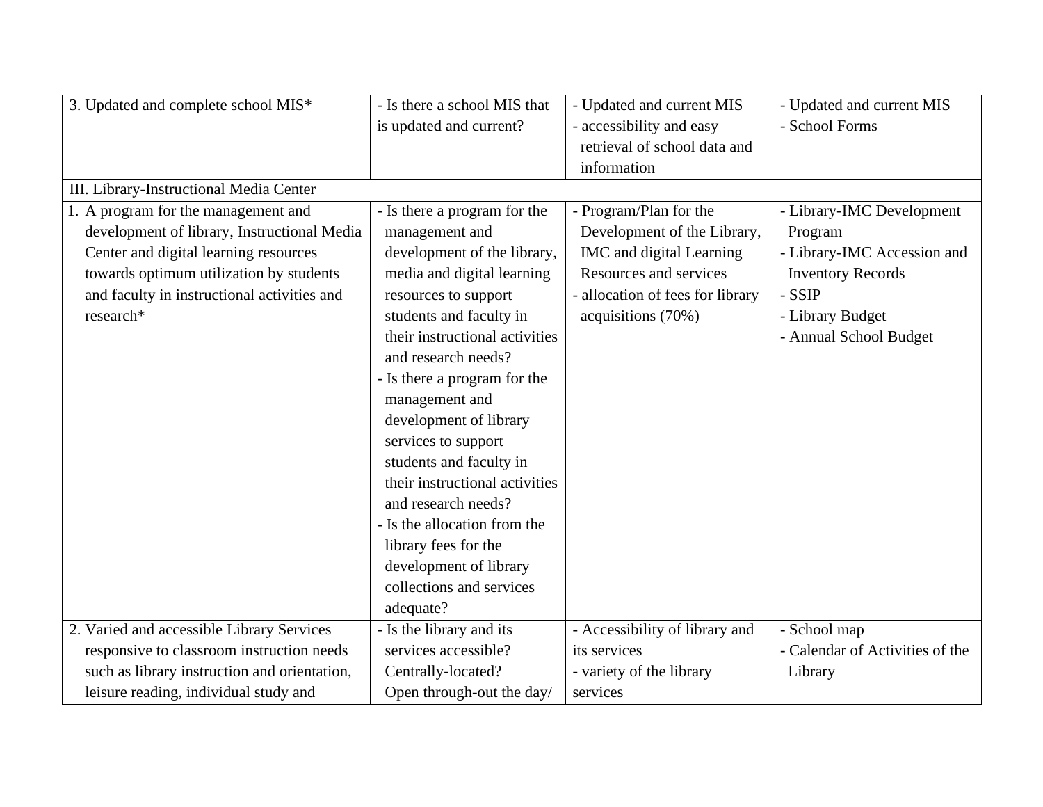| 3. Updated and complete school MIS* | - Is there a school MIS that is updated and current? | - Updated and current MIS<br>- accessibility and easy retrieval of school data and information | - Updated and current MIS<br>- School Forms |
|---|---|---|---|
| III. Library-Instructional Media Center | | | |
| 1. A program for the management and development of library, Instructional Media Center and digital learning resources towards optimum utilization by students and faculty in instructional activities and research* | - Is there a program for the management and development of the library, media and digital learning resources to support students and faculty in their instructional activities and research needs?<br>- Is there a program for the management and development of library services to support students and faculty in their instructional activities and research needs?<br>- Is the allocation from the library fees for the development of library collections and services adequate? | - Program/Plan for the Development of the Library, IMC and digital Learning Resources and services<br>- allocation of fees for library acquisitions (70%) | - Library-IMC Development Program<br>- Library-IMC Accession and Inventory Records<br>- SSIP<br>- Library Budget<br>- Annual School Budget |
| 2. Varied and accessible Library Services responsive to classroom instruction needs such as library instruction and orientation, leisure reading, individual study and | - Is the library and its services accessible? Centrally-located? Open through-out the day/ | - Accessibility of library and its services<br>- variety of the library services | - School map<br>- Calendar of Activities of the Library |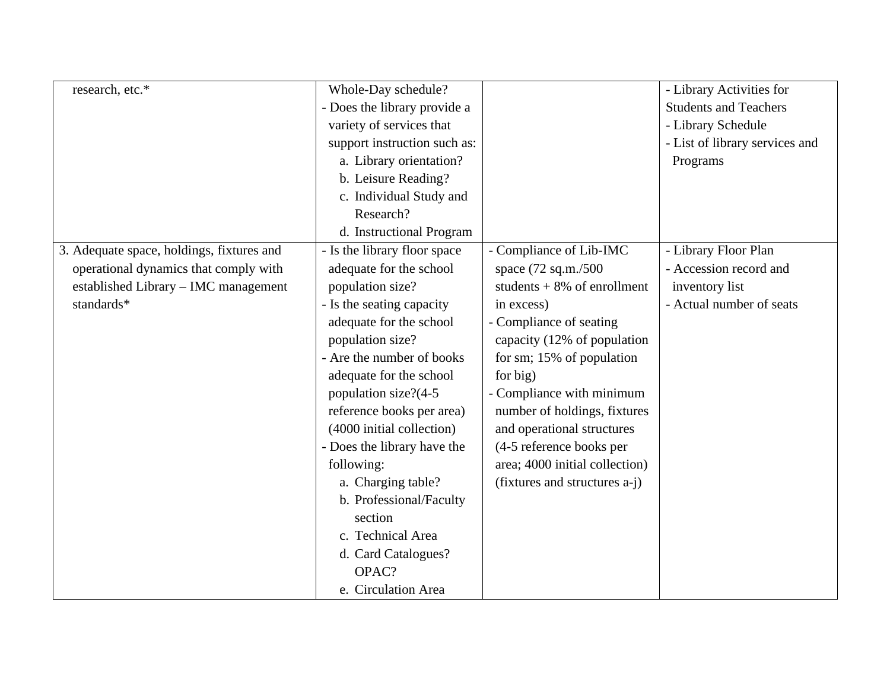| | | | |
|---|---|---|---|
| research, etc.* | Whole-Day schedule?<br>- Does the library provide a variety of services that support instruction such as:<br>a. Library orientation?<br>b. Leisure Reading?<br>c. Individual Study and Research?<br>d. Instructional Program | | - Library Activities for Students and Teachers<br>- Library Schedule<br>- List of library services and Programs |
| 3. Adequate space, holdings, fixtures and operational dynamics that comply with established Library – IMC management standards* | - Is the library floor space adequate for the school population size?<br>- Is the seating capacity adequate for the school population size?<br>- Are the number of books adequate for the school population size?(4-5 reference books per area) (4000 initial collection)<br>- Does the library have the following:<br>a. Charging table?<br>b. Professional/Faculty section<br>c. Technical Area<br>d. Card Catalogues? OPAC?<br>e. Circulation Area | - Compliance of Lib-IMC space (72 sq.m./500 students + 8% of enrollment in excess)<br>- Compliance of seating capacity (12% of population for sm; 15% of population for big)<br>- Compliance with minimum number of holdings, fixtures and operational structures (4-5 reference books per area; 4000 initial collection) (fixtures and structures a-j) | - Library Floor Plan<br>- Accession record and inventory list<br>- Actual number of seats |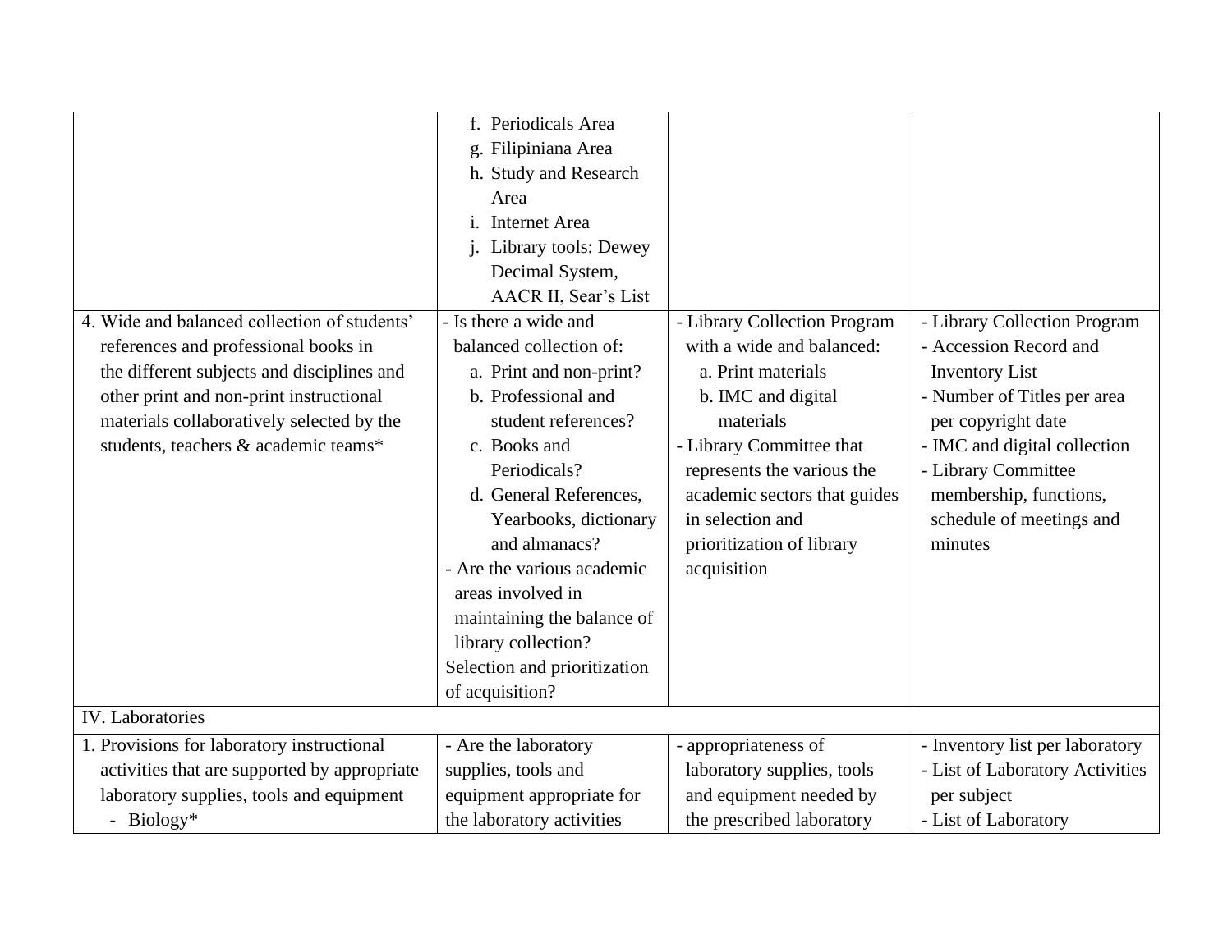| | | | |
|---|---|---|---|
| | f. Periodicals Area<br>g. Filipiniana Area<br>h. Study and Research Area<br>i. Internet Area<br>j. Library tools: Dewey Decimal System, AACR II, Sear's List | | |
| 4. Wide and balanced collection of students' references and professional books in the different subjects and disciplines and other print and non-print instructional materials collaboratively selected by the students, teachers & academic teams* | - Is there a wide and balanced collection of:<br>a. Print and non-print?<br>b. Professional and student references?<br>c. Books and Periodicals?<br>d. General References, Yearbooks, dictionary and almanacs?<br>- Are the various academic areas involved in maintaining the balance of library collection? Selection and prioritization of acquisition? | - Library Collection Program with a wide and balanced:<br>a. Print materials<br>b. IMC and digital materials<br>- Library Committee that represents the various the academic sectors that guides in selection and prioritization of library acquisition | - Library Collection Program<br>- Accession Record and Inventory List<br>- Number of Titles per area per copyright date<br>- IMC and digital collection<br>- Library Committee membership, functions, schedule of meetings and minutes |
| IV. Laboratories | | | |
| 1. Provisions for laboratory instructional activities that are supported by appropriate laboratory supplies, tools and equipment<br>- Biology* | - Are the laboratory supplies, tools and equipment appropriate for the laboratory activities | - appropriateness of laboratory supplies, tools and equipment needed by the prescribed laboratory | - Inventory list per laboratory<br>- List of Laboratory Activities per subject<br>- List of Laboratory |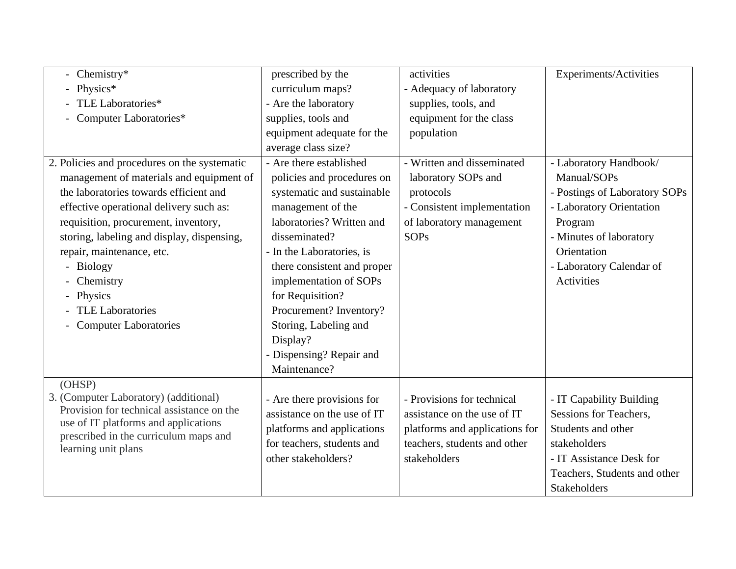| | | | |
|---|---|---|---|
| - Chemistry*<br>- Physics*<br>- TLE Laboratories*<br>- Computer Laboratories* | prescribed by the curriculum maps?<br>- Are the laboratory supplies, tools and equipment adequate for the average class size? | activities<br>- Adequacy of laboratory supplies, tools, and equipment for the class population | Experiments/Activities |
| 2. Policies and procedures on the systematic management of materials and equipment of the laboratories towards efficient and effective operational delivery such as: requisition, procurement, inventory, storing, labeling and display, dispensing, repair, maintenance, etc.<br>- Biology<br>- Chemistry<br>- Physics<br>- TLE Laboratories<br>- Computer Laboratories | - Are there established policies and procedures on systematic and sustainable management of the laboratories? Written and disseminated?<br>- In the Laboratories, is there consistent and proper implementation of SOPs for Requisition? Procurement? Inventory? Storing, Labeling and Display?<br>- Dispensing? Repair and Maintenance? | - Written and disseminated laboratory SOPs and protocols<br>- Consistent implementation of laboratory management SOPs | - Laboratory Handbook/ Manual/SOPs<br>- Postings of Laboratory SOPs<br>- Laboratory Orientation Program<br>- Minutes of laboratory Orientation<br>- Laboratory Calendar of Activities |
| (OHSP)<br>3. (Computer Laboratory) (additional) Provision for technical assistance on the use of IT platforms and applications prescribed in the curriculum maps and learning unit plans | - Are there provisions for assistance on the use of IT platforms and applications for teachers, students and other stakeholders? | - Provisions for technical assistance on the use of IT platforms and applications for teachers, students and other stakeholders | - IT Capability Building Sessions for Teachers, Students and other stakeholders<br>- IT Assistance Desk for Teachers, Students and other Stakeholders |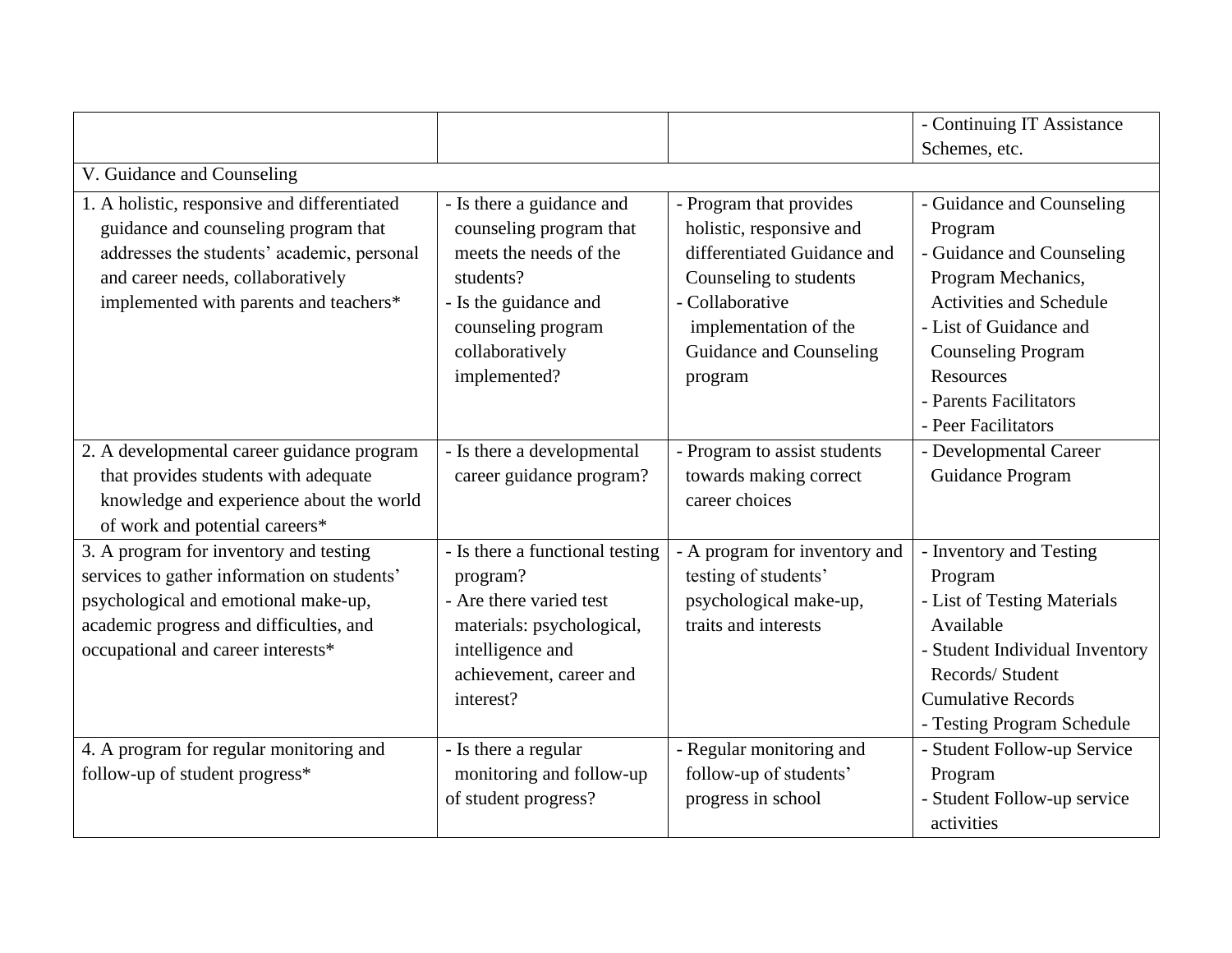| | | | |
|---|---|---|---|
| | | | - Continuing IT Assistance Schemes, etc. |
| V. Guidance and Counseling | | | |
| 1. A holistic, responsive and differentiated guidance and counseling program that addresses the students' academic, personal and career needs, collaboratively implemented with parents and teachers* | - Is there a guidance and counseling program that meets the needs of the students?<br>- Is the guidance and counseling program collaboratively implemented? | - Program that provides holistic, responsive and differentiated Guidance and Counseling to students<br>- Collaborative implementation of the Guidance and Counseling program | - Guidance and Counseling Program<br>- Guidance and Counseling Program Mechanics, Activities and Schedule<br>- List of Guidance and Counseling Program Resources<br>- Parents Facilitators<br>- Peer Facilitators |
| 2. A developmental career guidance program that provides students with adequate knowledge and experience about the world of work and potential careers* | - Is there a developmental career guidance program? | - Program to assist students towards making correct career choices | - Developmental Career Guidance Program |
| 3. A program for inventory and testing services to gather information on students' psychological and emotional make-up, academic progress and difficulties, and occupational and career interests* | - Is there a functional testing program?<br>- Are there varied test materials: psychological, intelligence and achievement, career and interest? | - A program for inventory and testing of students' psychological make-up, traits and interests | - Inventory and Testing Program<br>- List of Testing Materials Available<br>- Student Individual Inventory Records/ Student Cumulative Records<br>- Testing Program Schedule |
| 4. A program for regular monitoring and follow-up of student progress* | - Is there a regular monitoring and follow-up of student progress? | - Regular monitoring and follow-up of students' progress in school | - Student Follow-up Service Program<br>- Student Follow-up service activities |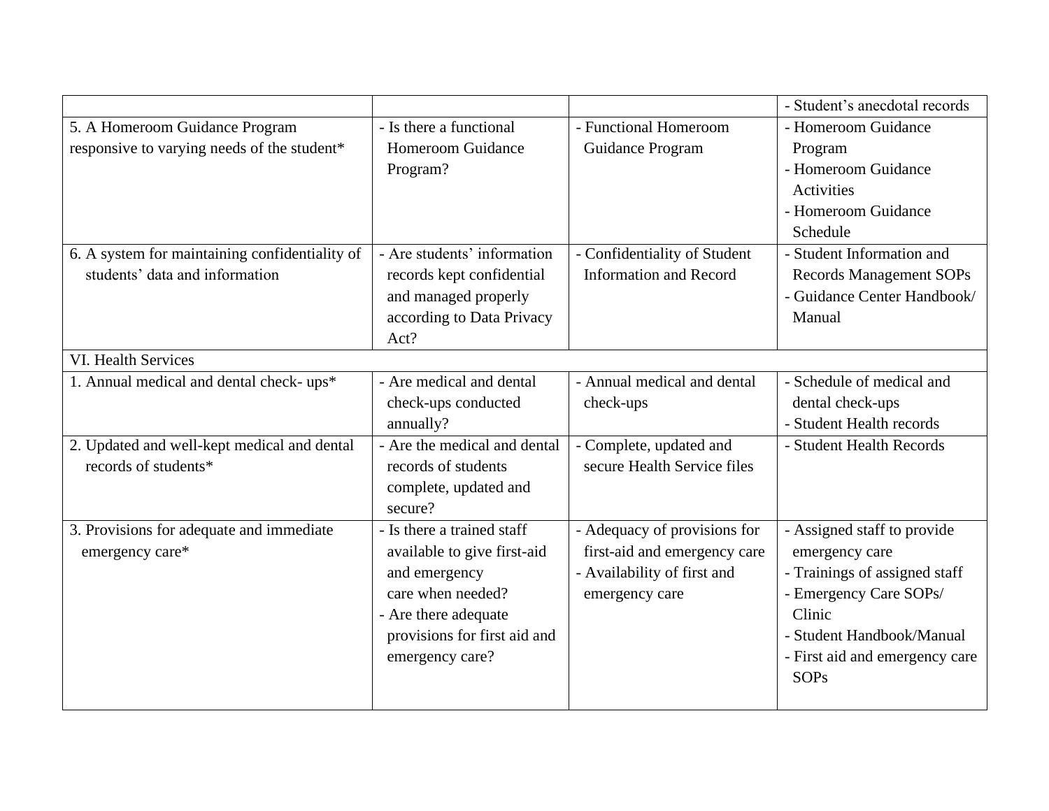| | | | |
|---|---|---|---|
| | | | - Student's anecdotal records |
| 5. A Homeroom Guidance Program responsive to varying needs of the student* | - Is there a functional Homeroom Guidance Program? | - Functional Homeroom Guidance Program | - Homeroom Guidance Program<br>- Homeroom Guidance Activities<br>- Homeroom Guidance Schedule |
| 6. A system for maintaining confidentiality of students' data and information | - Are students' information records kept confidential and managed properly according to Data Privacy Act? | - Confidentiality of Student Information and Record | - Student Information and Records Management SOPs<br>- Guidance Center Handbook/ Manual |
| VI. Health Services | | | |
| 1. Annual medical and dental check- ups* | - Are medical and dental check-ups conducted annually? | - Annual medical and dental check-ups | - Schedule of medical and dental check-ups<br>- Student Health records |
| 2. Updated and well-kept medical and dental records of students* | - Are the medical and dental records of students complete, updated and secure? | - Complete, updated and secure Health Service files | - Student Health Records |
| 3. Provisions for adequate and immediate emergency care* | - Is there a trained staff available to give first-aid and emergency care when needed?<br>- Are there adequate provisions for first aid and emergency care? | - Adequacy of provisions for first-aid and emergency care<br>- Availability of first and emergency care | - Assigned staff to provide emergency care<br>- Trainings of assigned staff<br>- Emergency Care SOPs/ Clinic<br>- Student Handbook/Manual<br>- First aid and emergency care SOPs |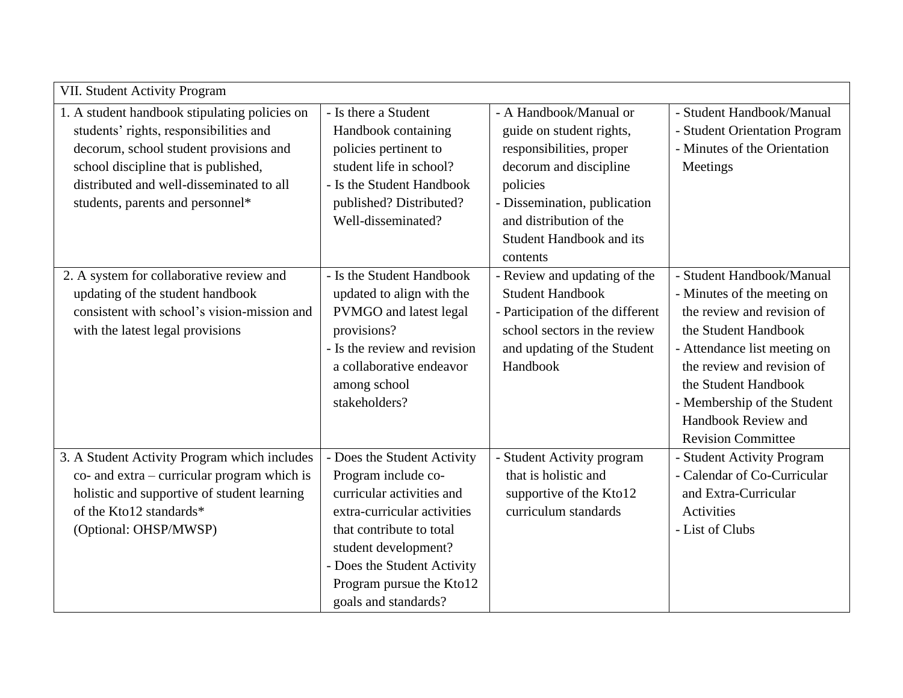| VII. Student Activity Program | | | |
|---|---|---|---|
| 1. A student handbook stipulating policies on students' rights, responsibilities and decorum, school student provisions and school discipline that is published, distributed and well-disseminated to all students, parents and personnel* | - Is there a Student Handbook containing policies pertinent to student life in school?<br>- Is the Student Handbook published? Distributed? Well-disseminated? | - A Handbook/Manual or guide on student rights, responsibilities, proper decorum and discipline policies<br>- Dissemination, publication and distribution of the Student Handbook and its contents | - Student Handbook/Manual<br>- Student Orientation Program<br>- Minutes of the Orientation Meetings |
| 2. A system for collaborative review and updating of the student handbook consistent with school's vision-mission and with the latest legal provisions | - Is the Student Handbook updated to align with the PVMGO and latest legal provisions?<br>- Is the review and revision a collaborative endeavor among school stakeholders? | - Review and updating of the Student Handbook<br>- Participation of the different school sectors in the review and updating of the Student Handbook | - Student Handbook/Manual<br>- Minutes of the meeting on the review and revision of the Student Handbook<br>- Attendance list meeting on the review and revision of the Student Handbook<br>- Membership of the Student Handbook Review and Revision Committee |
| 3. A Student Activity Program which includes co- and extra – curricular program which is holistic and supportive of student learning of the Kto12 standards*<br>(Optional: OHSP/MWSP) | - Does the Student Activity Program include co-curricular activities and extra-curricular activities that contribute to total student development?<br>- Does the Student Activity Program pursue the Kto12 goals and standards? | - Student Activity program that is holistic and supportive of the Kto12 curriculum standards | - Student Activity Program<br>- Calendar of Co-Curricular and Extra-Curricular Activities<br>- List of Clubs |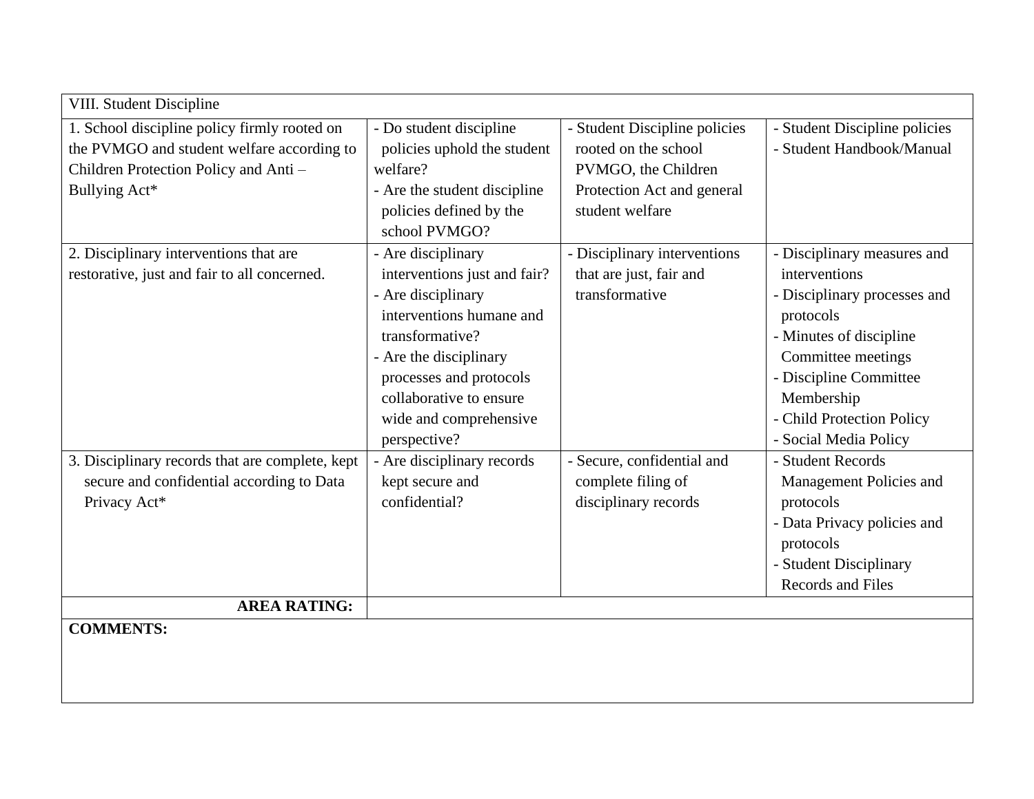| VIII. Student Discipline | | | |
|---|---|---|---|
| 1. School discipline policy firmly rooted on the PVMGO and student welfare according to Children Protection Policy and Anti – Bullying Act* | - Do student discipline policies uphold the student welfare?<br>- Are the student discipline policies defined by the school PVMGO? | - Student Discipline policies rooted on the school PVMGO, the Children Protection Act and general student welfare | - Student Discipline policies<br>- Student Handbook/Manual |
| 2. Disciplinary interventions that are restorative, just and fair to all concerned. | - Are disciplinary interventions just and fair?<br>- Are disciplinary interventions humane and transformative?<br>- Are the disciplinary processes and protocols collaborative to ensure wide and comprehensive perspective? | - Disciplinary interventions that are just, fair and transformative | - Disciplinary measures and interventions<br>- Disciplinary processes and protocols<br>- Minutes of discipline Committee meetings<br>- Discipline Committee Membership<br>- Child Protection Policy<br>- Social Media Policy |
| 3. Disciplinary records that are complete, kept secure and confidential according to Data Privacy Act* | - Are disciplinary records kept secure and confidential? | - Secure, confidential and complete filing of disciplinary records | - Student Records Management Policies and protocols<br>- Data Privacy policies and protocols<br>- Student Disciplinary Records and Files |
| **AREA RATING:** | | | |
| **COMMENTS:** | | | |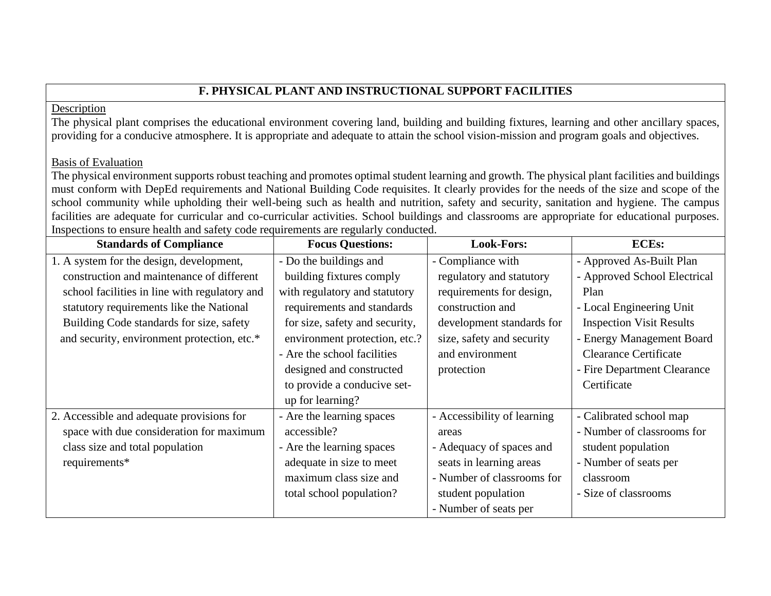## F. PHYSICAL PLANT AND INSTRUCTIONAL SUPPORT FACILITIES

Description

The physical plant comprises the educational environment covering land, building and building fixtures, learning and other ancillary spaces, providing for a conducive atmosphere. It is appropriate and adequate to attain the school vision-mission and program goals and objectives.

Basis of Evaluation

The physical environment supports robust teaching and promotes optimal student learning and growth. The physical plant facilities and buildings must conform with DepEd requirements and National Building Code requisites. It clearly provides for the needs of the size and scope of the school community while upholding their well-being such as health and nutrition, safety and security, sanitation and hygiene. The campus facilities are adequate for curricular and co-curricular activities. School buildings and classrooms are appropriate for educational purposes. Inspections to ensure health and safety code requirements are regularly conducted.

| Standards of Compliance | Focus Questions: | Look-Fors: | ECEs: |
|---|---|---|---|
| 1. A system for the design, development, construction and maintenance of different school facilities in line with regulatory and statutory requirements like the National Building Code standards for size, safety and security, environment protection, etc.* | - Do the buildings and building fixtures comply with regulatory and statutory requirements and standards for size, safety and security, environment protection, etc.?<br>- Are the school facilities designed and constructed to provide a conducive set-up for learning? | - Compliance with regulatory and statutory requirements for design, construction and development standards for size, safety and security and environment protection | - Approved As-Built Plan<br>- Approved School Electrical Plan<br>- Local Engineering Unit Inspection Visit Results<br>- Energy Management Board Clearance Certificate<br>- Fire Department Clearance Certificate |
| 2. Accessible and adequate provisions for space with due consideration for maximum class size and total population requirements* | - Are the learning spaces accessible?<br>- Are the learning spaces adequate in size to meet maximum class size and total school population? | - Accessibility of learning areas<br>- Adequacy of spaces and seats in learning areas<br>- Number of classrooms for student population<br>- Number of seats per | - Calibrated school map<br>- Number of classrooms for student population<br>- Number of seats per classroom<br>- Size of classrooms |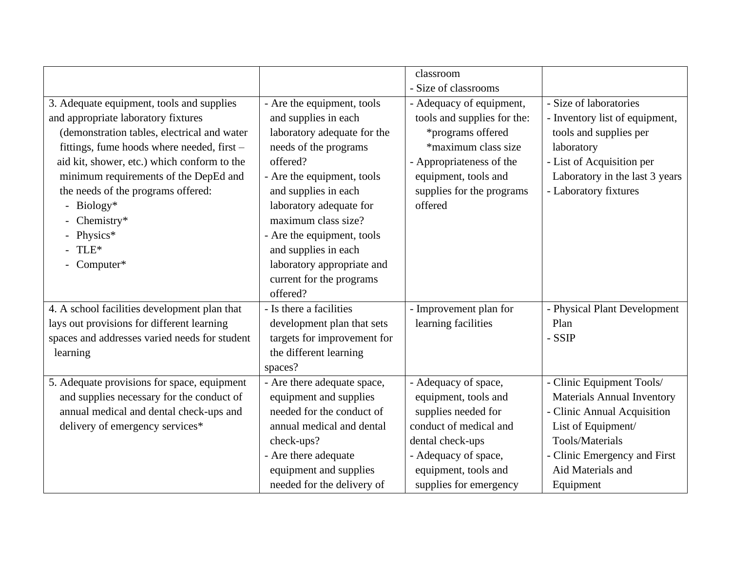| | | classroom<br>- Size of classrooms | |
|---|---|---|---|
| 3. Adequate equipment, tools and supplies and appropriate laboratory fixtures (demonstration tables, electrical and water fittings, fume hoods where needed, first – aid kit, shower, etc.) which conform to the minimum requirements of the DepEd and the needs of the programs offered:<br>- Biology*<br>- Chemistry*<br>- Physics*<br>- TLE*<br>- Computer* | - Are the equipment, tools and supplies in each laboratory adequate for the needs of the programs offered?<br>- Are the equipment, tools and supplies in each laboratory adequate for maximum class size?<br>- Are the equipment, tools and supplies in each laboratory appropriate and current for the programs offered? | - Adequacy of equipment, tools and supplies for the:<br>*programs offered<br>*maximum class size<br>- Appropriateness of the equipment, tools and supplies for the programs offered | - Size of laboratories<br>- Inventory list of equipment, tools and supplies per laboratory<br>- List of Acquisition per Laboratory in the last 3 years<br>- Laboratory fixtures |
| 4. A school facilities development plan that lays out provisions for different learning spaces and addresses varied needs for student learning | - Is there a facilities development plan that sets targets for improvement for the different learning spaces? | - Improvement plan for learning facilities | - Physical Plant Development Plan<br>- SSIP |
| 5. Adequate provisions for space, equipment and supplies necessary for the conduct of annual medical and dental check-ups and delivery of emergency services* | - Are there adequate space, equipment and supplies needed for the conduct of annual medical and dental check-ups?<br>- Are there adequate equipment and supplies needed for the delivery of | - Adequacy of space, equipment, tools and supplies needed for conduct of medical and dental check-ups<br>- Adequacy of space, equipment, tools and supplies for emergency | - Clinic Equipment Tools/ Materials Annual Inventory<br>- Clinic Annual Acquisition List of Equipment/ Tools/Materials<br>- Clinic Emergency and First Aid Materials and Equipment |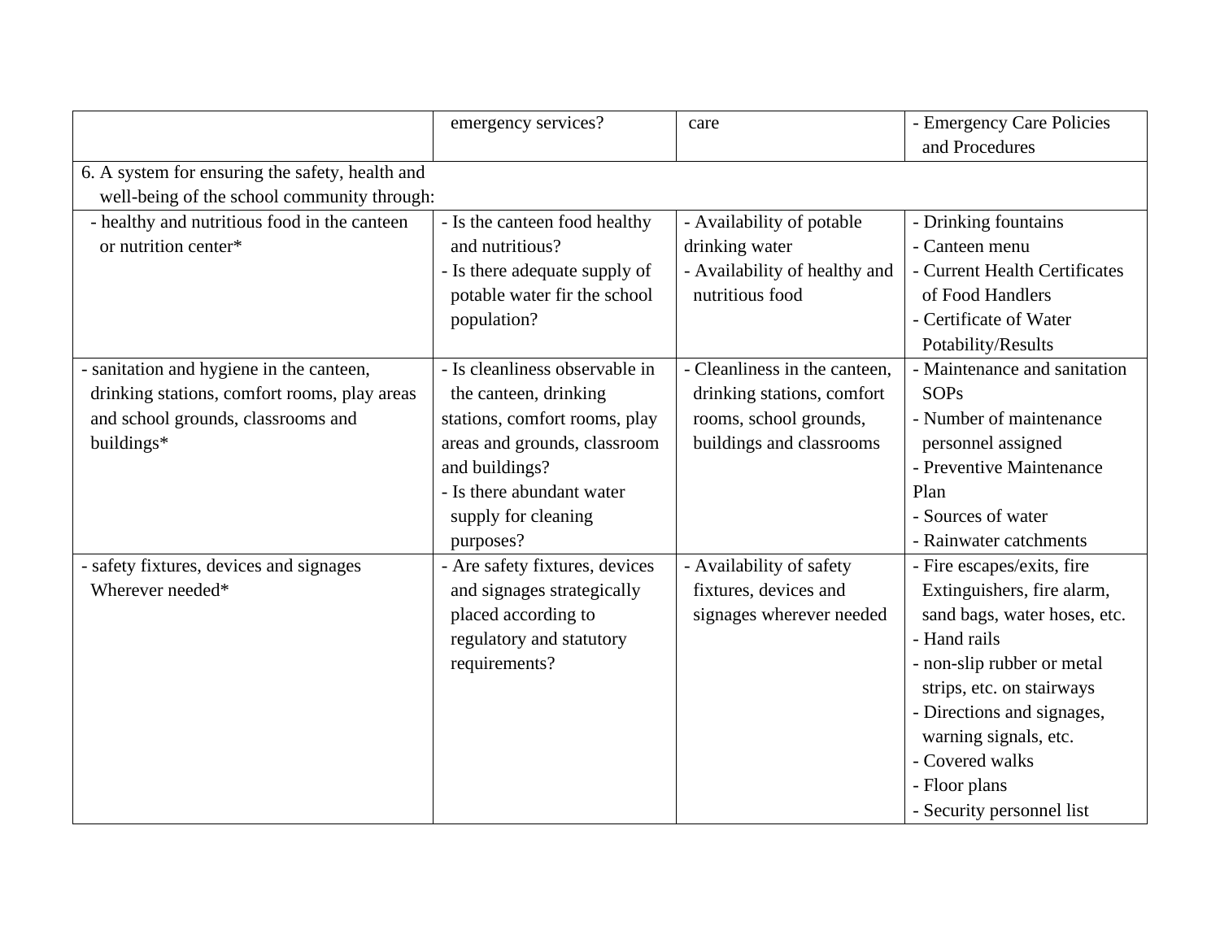| | | | |
|---|---|---|---|
| | emergency services? | care | - Emergency Care Policies and Procedures |
| 6. A system for ensuring the safety, health and well-being of the school community through: | | | |
| - healthy and nutritious food in the canteen or nutrition center* | - Is the canteen food healthy and nutritious?<br>- Is there adequate supply of potable water fir the school population? | - Availability of potable drinking water<br>- Availability of healthy and nutritious food | - Drinking fountains<br>- Canteen menu<br>- Current Health Certificates of Food Handlers<br>- Certificate of Water Potability/Results |
| - sanitation and hygiene in the canteen, drinking stations, comfort rooms, play areas and school grounds, classrooms and buildings* | - Is cleanliness observable in the canteen, drinking stations, comfort rooms, play areas and grounds, classroom and buildings?<br>- Is there abundant water supply for cleaning purposes? | - Cleanliness in the canteen, drinking stations, comfort rooms, school grounds, buildings and classrooms | - Maintenance and sanitation SOPs<br>- Number of maintenance personnel assigned<br>- Preventive Maintenance Plan<br>- Sources of water<br>- Rainwater catchments |
| - safety fixtures, devices and signages Wherever needed* | - Are safety fixtures, devices and signages strategically placed according to regulatory and statutory requirements? | - Availability of safety fixtures, devices and signages wherever needed | - Fire escapes/exits, fire Extinguishers, fire alarm, sand bags, water hoses, etc.<br>- Hand rails<br>- non-slip rubber or metal strips, etc. on stairways<br>- Directions and signages, warning signals, etc.<br>- Covered walks<br>- Floor plans<br>- Security personnel list |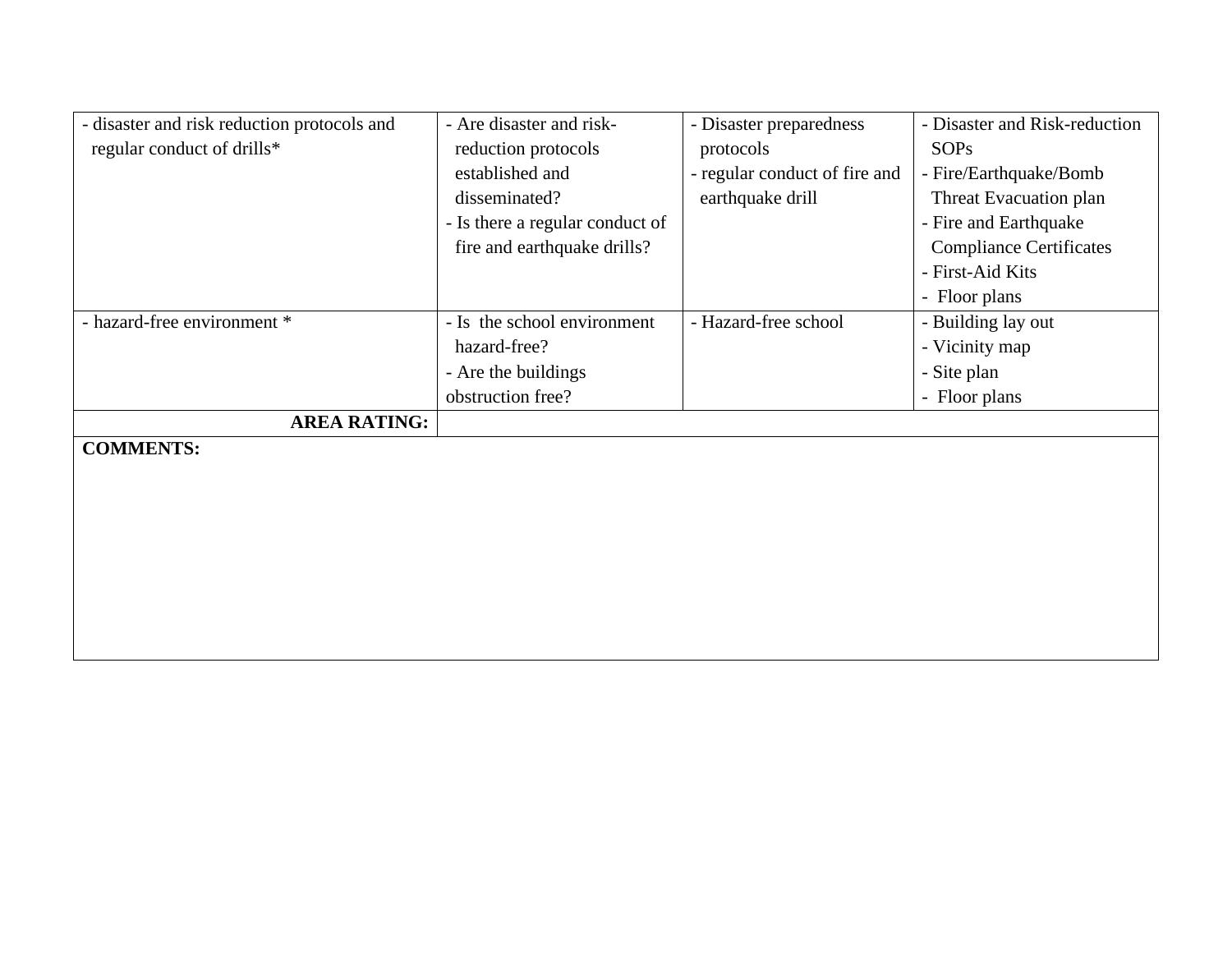| | | | |
|---|---|---|---|
| - disaster and risk reduction protocols and regular conduct of drills* | - Are disaster and risk-reduction protocols established and disseminated?<br>- Is there a regular conduct of fire and earthquake drills? | - Disaster preparedness protocols<br>- regular conduct of fire and earthquake drill | - Disaster and Risk-reduction SOPs<br>- Fire/Earthquake/Bomb Threat Evacuation plan<br>- Fire and Earthquake Compliance Certificates<br>- First-Aid Kits<br>- Floor plans |
| - hazard-free environment * | - Is the school environment hazard-free?<br>- Are the buildings obstruction free? | - Hazard-free school | - Building lay out<br>- Vicinity map<br>- Site plan<br>- Floor plans |
| **AREA RATING:** | | | |

**COMMENTS:**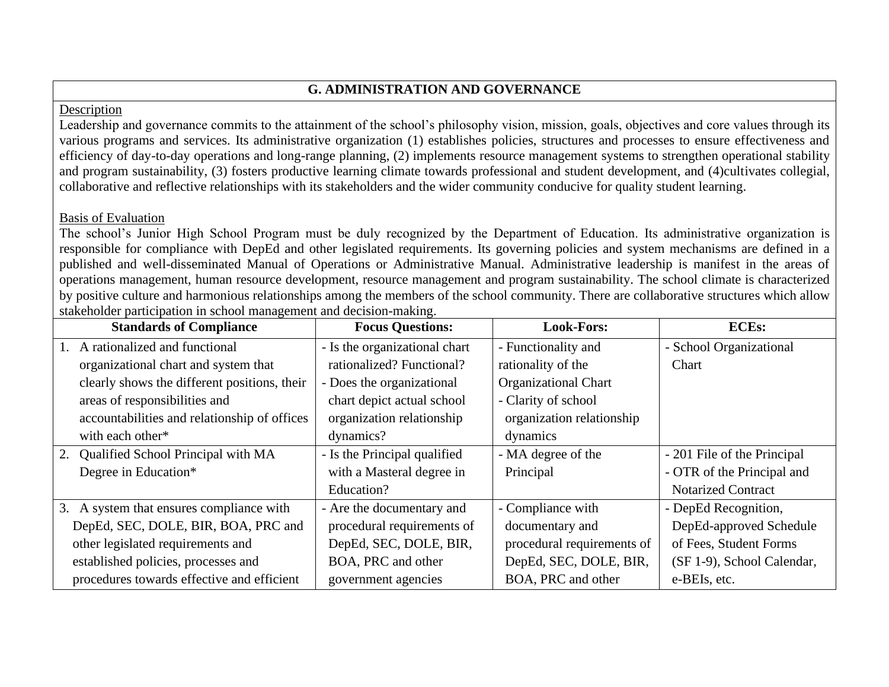## G. ADMINISTRATION AND GOVERNANCE

Description

Leadership and governance commits to the attainment of the school's philosophy vision, mission, goals, objectives and core values through its various programs and services. Its administrative organization (1) establishes policies, structures and processes to ensure effectiveness and efficiency of day-to-day operations and long-range planning, (2) implements resource management systems to strengthen operational stability and program sustainability, (3) fosters productive learning climate towards professional and student development, and (4)cultivates collegial, collaborative and reflective relationships with its stakeholders and the wider community conducive for quality student learning.

Basis of Evaluation

The school's Junior High School Program must be duly recognized by the Department of Education. Its administrative organization is responsible for compliance with DepEd and other legislated requirements. Its governing policies and system mechanisms are defined in a published and well-disseminated Manual of Operations or Administrative Manual. Administrative leadership is manifest in the areas of operations management, human resource development, resource management and program sustainability. The school climate is characterized by positive culture and harmonious relationships among the members of the school community. There are collaborative structures which allow stakeholder participation in school management and decision-making.

| Standards of Compliance | Focus Questions: | Look-Fors: | ECEs: |
|---|---|---|---|
| 1. A rationalized and functional organizational chart and system that clearly shows the different positions, their areas of responsibilities and accountabilities and relationship of offices with each other* | - Is the organizational chart rationalized? Functional?<br>- Does the organizational chart depict actual school organization relationship dynamics? | - Functionality and rationality of the Organizational Chart<br>- Clarity of school organization relationship dynamics | - School Organizational Chart |
| 2. Qualified School Principal with MA Degree in Education* | - Is the Principal qualified with a Masteral degree in Education? | - MA degree of the Principal | - 201 File of the Principal<br>- OTR of the Principal and Notarized Contract |
| 3. A system that ensures compliance with DepEd, SEC, DOLE, BIR, BOA, PRC and other legislated requirements and established policies, processes and procedures towards effective and efficient | - Are the documentary and procedural requirements of DepEd, SEC, DOLE, BIR, BOA, PRC and other government agencies | - Compliance with documentary and procedural requirements of DepEd, SEC, DOLE, BIR, BOA, PRC and other | - DepEd Recognition, DepEd-approved Schedule of Fees, Student Forms (SF 1-9), School Calendar, e-BEIs, etc. |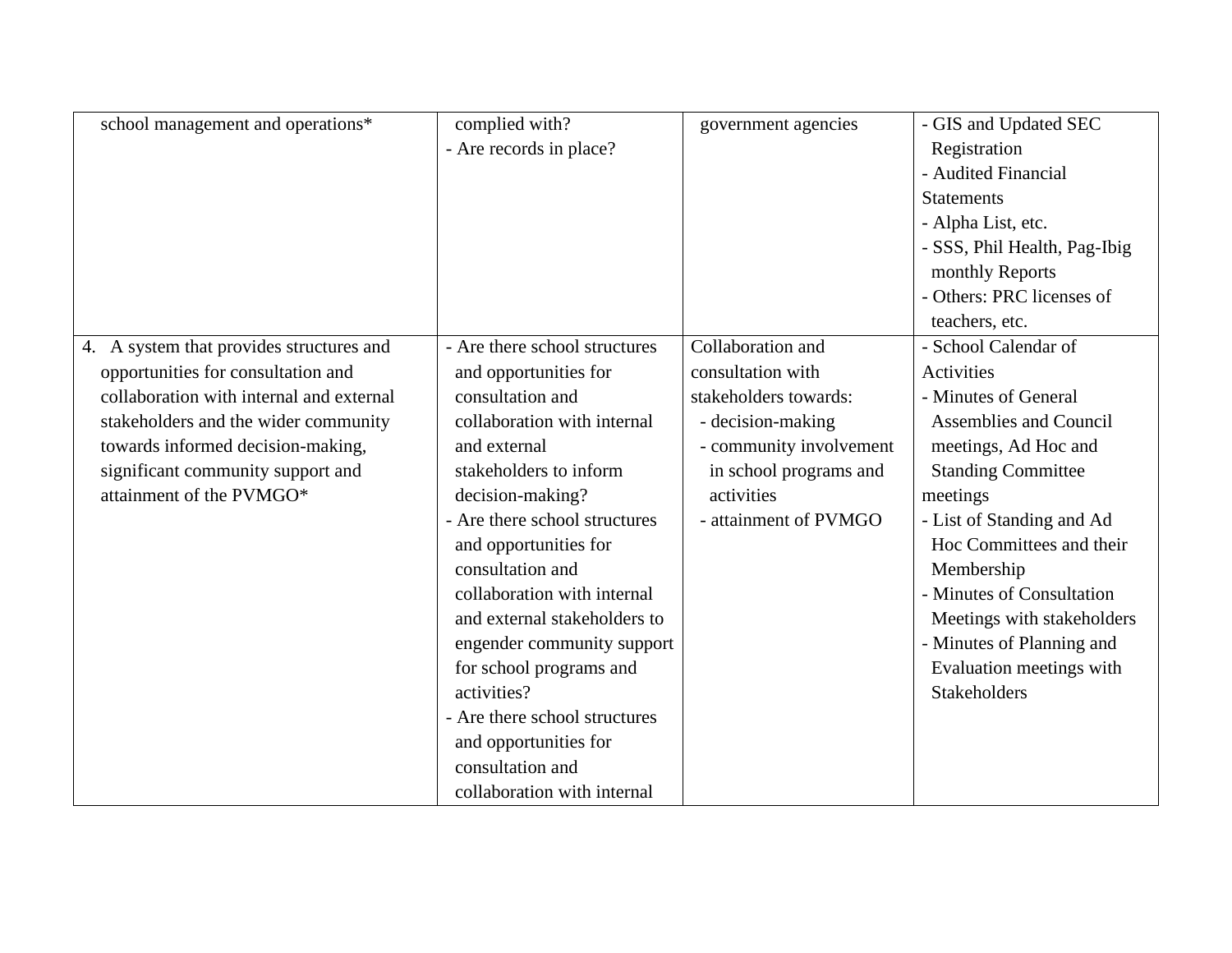| | | | |
|---|---|---|---|
| school management and operations* | complied with?<br>- Are records in place? | government agencies | - GIS and Updated SEC Registration<br>- Audited Financial Statements<br>- Alpha List, etc.<br>- SSS, Phil Health, Pag-Ibig monthly Reports<br>- Others: PRC licenses of teachers, etc. |
| 4. A system that provides structures and opportunities for consultation and collaboration with internal and external stakeholders and the wider community towards informed decision-making, significant community support and attainment of the PVMGO* | - Are there school structures and opportunities for consultation and collaboration with internal and external stakeholders to inform decision-making?<br>- Are there school structures and opportunities for consultation and collaboration with internal and external stakeholders to engender community support for school programs and activities?<br>- Are there school structures and opportunities for consultation and collaboration with internal | Collaboration and consultation with stakeholders towards:<br>- decision-making<br>- community involvement in school programs and activities<br>- attainment of PVMGO | - School Calendar of Activities<br>- Minutes of General Assemblies and Council meetings, Ad Hoc and Standing Committee meetings<br>- List of Standing and Ad Hoc Committees and their Membership<br>- Minutes of Consultation Meetings with stakeholders<br>- Minutes of Planning and Evaluation meetings with Stakeholders |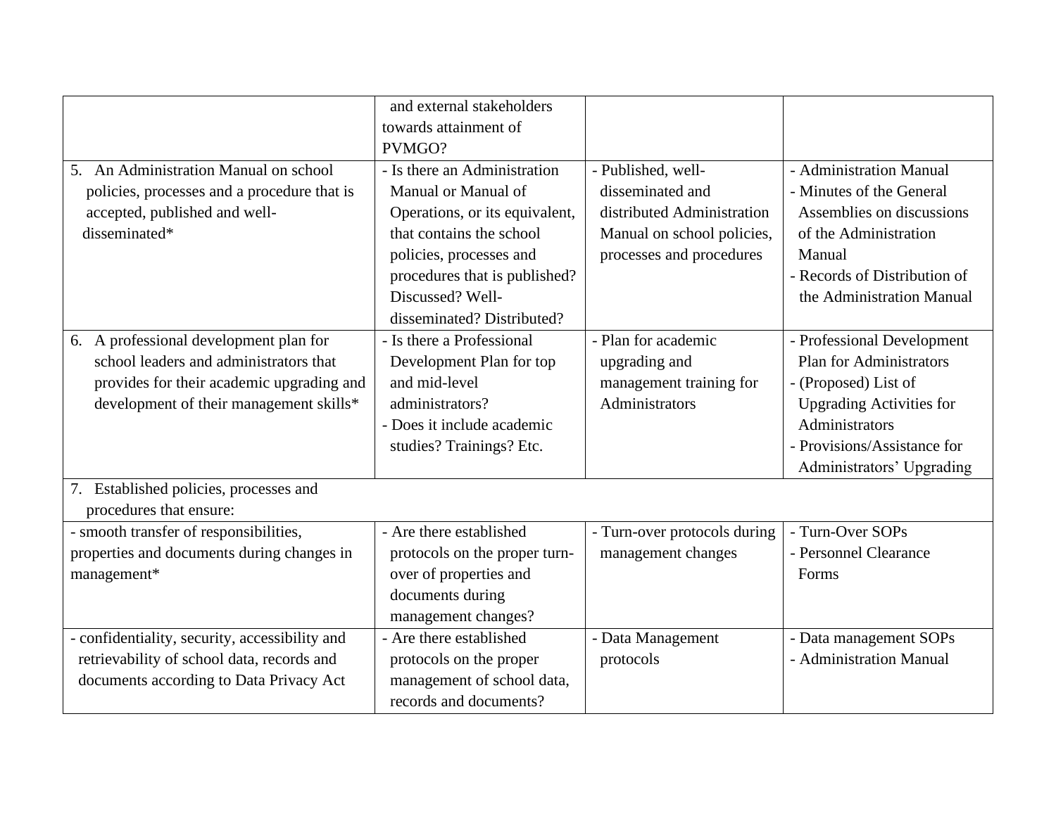| | | | |
|---|---|---|---|
| | and external stakeholders towards attainment of PVMGO? | | |
| 5. An Administration Manual on school policies, processes and a procedure that is accepted, published and well-disseminated* | - Is there an Administration Manual or Manual of Operations, or its equivalent, that contains the school policies, processes and procedures that is published? Discussed? Well-disseminated? Distributed? | - Published, well-disseminated and distributed Administration Manual on school policies, processes and procedures | - Administration Manual<br>- Minutes of the General Assemblies on discussions of the Administration Manual<br>- Records of Distribution of the Administration Manual |
| 6. A professional development plan for school leaders and administrators that provides for their academic upgrading and development of their management skills* | - Is there a Professional Development Plan for top and mid-level administrators?<br>- Does it include academic studies? Trainings? Etc. | - Plan for academic upgrading and management training for Administrators | - Professional Development Plan for Administrators<br>- (Proposed) List of Upgrading Activities for Administrators<br>- Provisions/Assistance for Administrators' Upgrading |
| 7. Established policies, processes and procedures that ensure: | | | |
| - smooth transfer of responsibilities, properties and documents during changes in management* | - Are there established protocols on the proper turn-over of properties and documents during management changes? | - Turn-over protocols during management changes | - Turn-Over SOPs<br>- Personnel Clearance Forms |
| - confidentiality, security, accessibility and retrievability of school data, records and documents according to Data Privacy Act | - Are there established protocols on the proper management of school data, records and documents? | - Data Management protocols | - Data management SOPs<br>- Administration Manual |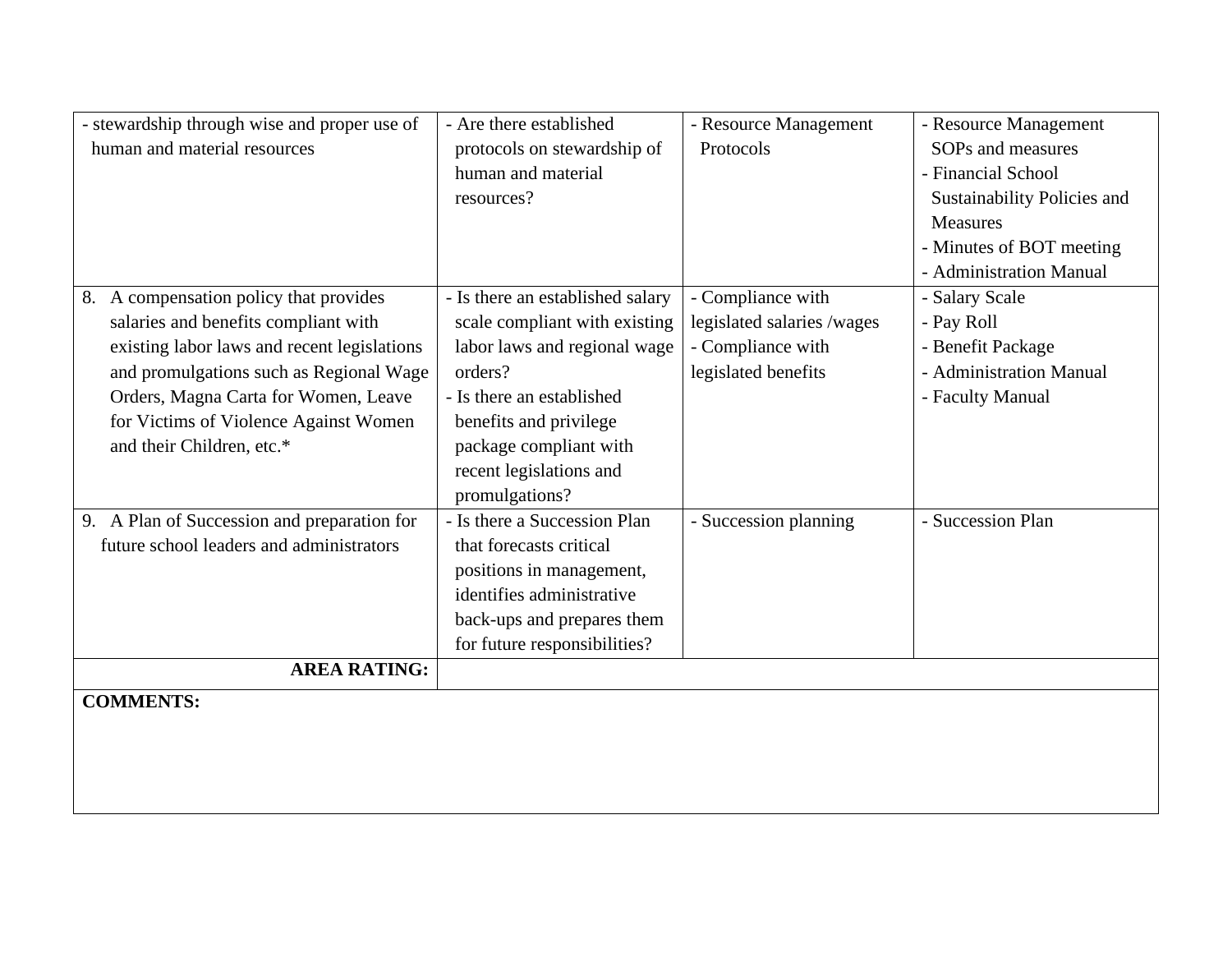| | | | |
|---|---|---|---|
| - stewardship through wise and proper use of human and material resources | - Are there established protocols on stewardship of human and material resources? | - Resource Management Protocols | - Resource Management SOPs and measures<br>- Financial School Sustainability Policies and Measures<br>- Minutes of BOT meeting<br>- Administration Manual |
| 8. A compensation policy that provides salaries and benefits compliant with existing labor laws and recent legislations and promulgations such as Regional Wage Orders, Magna Carta for Women, Leave for Victims of Violence Against Women and their Children, etc.* | - Is there an established salary scale compliant with existing labor laws and regional wage orders?<br>- Is there an established benefits and privilege package compliant with recent legislations and promulgations? | - Compliance with legislated salaries /wages<br>- Compliance with legislated benefits | - Salary Scale<br>- Pay Roll<br>- Benefit Package<br>- Administration Manual<br>- Faculty Manual |
| 9. A Plan of Succession and preparation for future school leaders and administrators | - Is there a Succession Plan that forecasts critical positions in management, identifies administrative back-ups and prepares them for future responsibilities? | - Succession planning | - Succession Plan |
| **AREA RATING:** | | | |
| **COMMENTS:** | | | |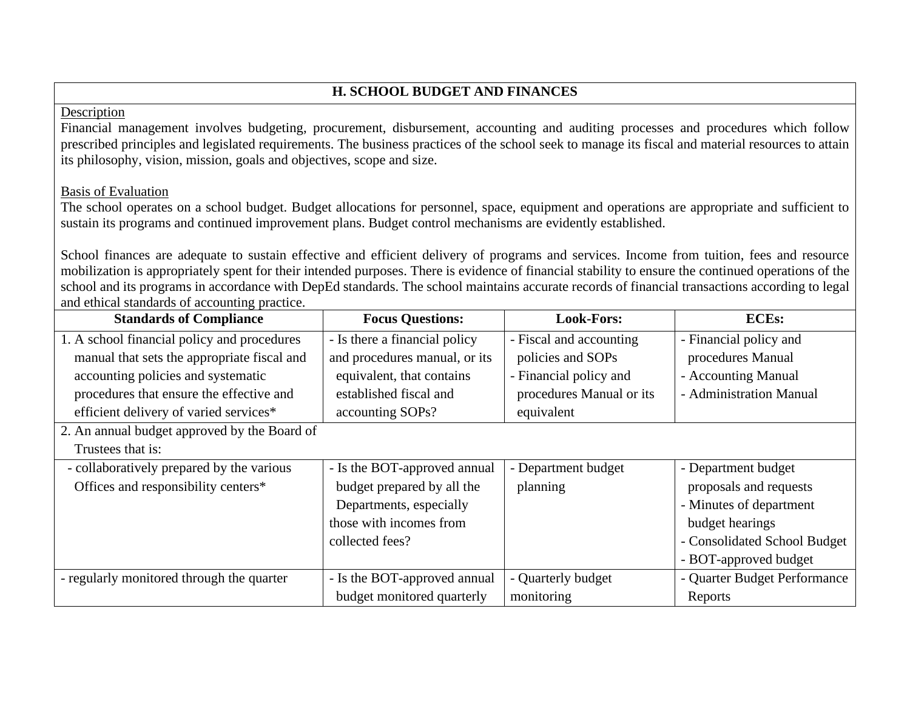## H. SCHOOL BUDGET AND FINANCES

Description

Financial management involves budgeting, procurement, disbursement, accounting and auditing processes and procedures which follow prescribed principles and legislated requirements. The business practices of the school seek to manage its fiscal and material resources to attain its philosophy, vision, mission, goals and objectives, scope and size.

Basis of Evaluation

The school operates on a school budget. Budget allocations for personnel, space, equipment and operations are appropriate and sufficient to sustain its programs and continued improvement plans. Budget control mechanisms are evidently established.

School finances are adequate to sustain effective and efficient delivery of programs and services. Income from tuition, fees and resource mobilization is appropriately spent for their intended purposes. There is evidence of financial stability to ensure the continued operations of the school and its programs in accordance with DepEd standards. The school maintains accurate records of financial transactions according to legal and ethical standards of accounting practice.

| Standards of Compliance | Focus Questions: | Look-Fors: | ECEs: |
|---|---|---|---|
| 1. A school financial policy and procedures manual that sets the appropriate fiscal and accounting policies and systematic procedures that ensure the effective and efficient delivery of varied services* | - Is there a financial policy and procedures manual, or its equivalent, that contains established fiscal and accounting SOPs? | - Fiscal and accounting policies and SOPs<br>- Financial policy and procedures Manual or its equivalent | - Financial policy and procedures Manual<br>- Accounting Manual<br>- Administration Manual |
| 2. An annual budget approved by the Board of Trustees that is: | | | |
| - collaboratively prepared by the various Offices and responsibility centers* | - Is the BOT-approved annual budget prepared by all the Departments, especially those with incomes from collected fees? | - Department budget planning | - Department budget proposals and requests<br>- Minutes of department budget hearings<br>- Consolidated School Budget<br>- BOT-approved budget |
| - regularly monitored through the quarter | - Is the BOT-approved annual budget monitored quarterly | - Quarterly budget monitoring | - Quarter Budget Performance Reports |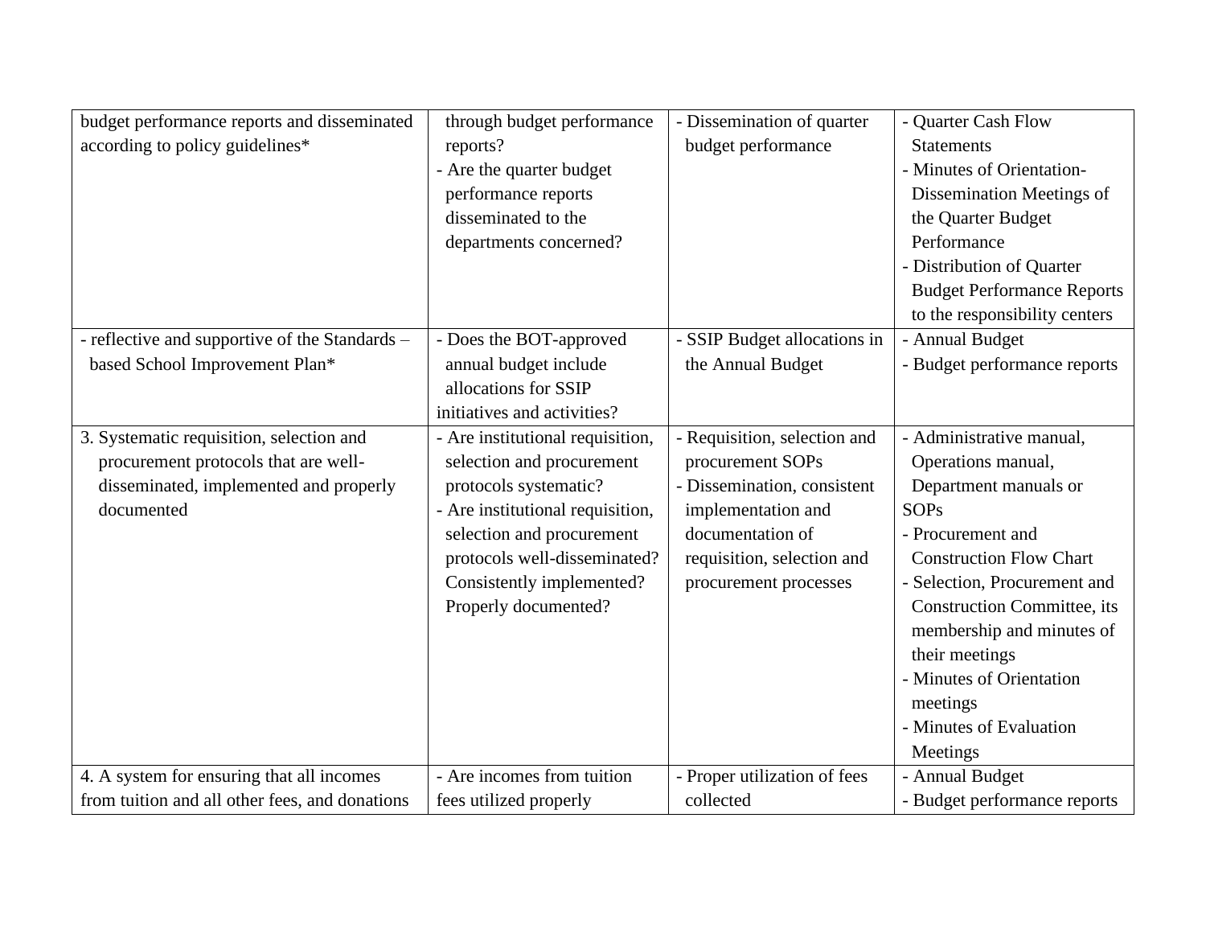| | | | |
|---|---|---|---|
| budget performance reports and disseminated according to policy guidelines* | through budget performance reports?<br>- Are the quarter budget performance reports disseminated to the departments concerned? | - Dissemination of quarter budget performance | - Quarter Cash Flow Statements<br>- Minutes of Orientation-Dissemination Meetings of the Quarter Budget Performance<br>- Distribution of Quarter Budget Performance Reports to the responsibility centers |
| - reflective and supportive of the Standards – based School Improvement Plan* | - Does the BOT-approved annual budget include allocations for SSIP initiatives and activities? | - SSIP Budget allocations in the Annual Budget | - Annual Budget<br>- Budget performance reports |
| 3. Systematic requisition, selection and procurement protocols that are well-disseminated, implemented and properly documented | - Are institutional requisition, selection and procurement protocols systematic?<br>- Are institutional requisition, selection and procurement protocols well-disseminated? Consistently implemented? Properly documented? | - Requisition, selection and procurement SOPs<br>- Dissemination, consistent implementation and documentation of requisition, selection and procurement processes | - Administrative manual, Operations manual, Department manuals or SOPs<br>- Procurement and Construction Flow Chart<br>- Selection, Procurement and Construction Committee, its membership and minutes of their meetings<br>- Minutes of Orientation meetings<br>- Minutes of Evaluation Meetings |
| 4. A system for ensuring that all incomes from tuition and all other fees, and donations | - Are incomes from tuition fees utilized properly | - Proper utilization of fees collected | - Annual Budget<br>- Budget performance reports |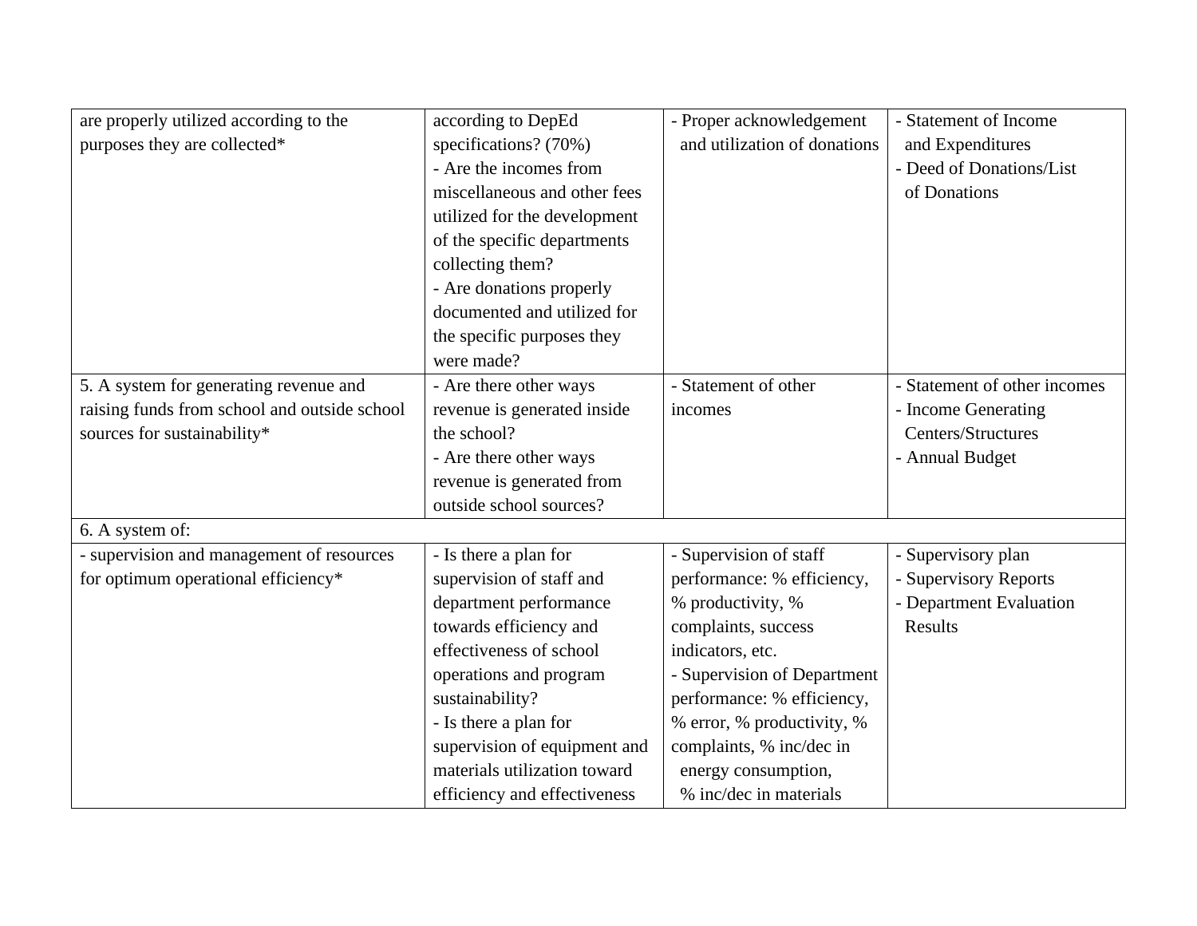| | | | |
|---|---|---|---|
| are properly utilized according to the purposes they are collected* | according to DepEd specifications? (70%)<br>- Are the incomes from miscellaneous and other fees utilized for the development of the specific departments collecting them?<br>- Are donations properly documented and utilized for the specific purposes they were made? | - Proper acknowledgement and utilization of donations | - Statement of Income and Expenditures<br>- Deed of Donations/List of Donations |
| 5. A system for generating revenue and raising funds from school and outside school sources for sustainability* | - Are there other ways revenue is generated inside the school?<br>- Are there other ways revenue is generated from outside school sources? | - Statement of other incomes | - Statement of other incomes<br>- Income Generating Centers/Structures<br>- Annual Budget |
| 6. A system of: | | | |
| - supervision and management of resources for optimum operational efficiency* | - Is there a plan for supervision of staff and department performance towards efficiency and effectiveness of school operations and program sustainability?<br>- Is there a plan for supervision of equipment and materials utilization toward efficiency and effectiveness | - Supervision of staff performance: % efficiency, % productivity, % complaints, success indicators, etc.<br>- Supervision of Department performance: % efficiency, % error, % productivity, % complaints, % inc/dec in energy consumption, % inc/dec in materials | - Supervisory plan<br>- Supervisory Reports<br>- Department Evaluation Results |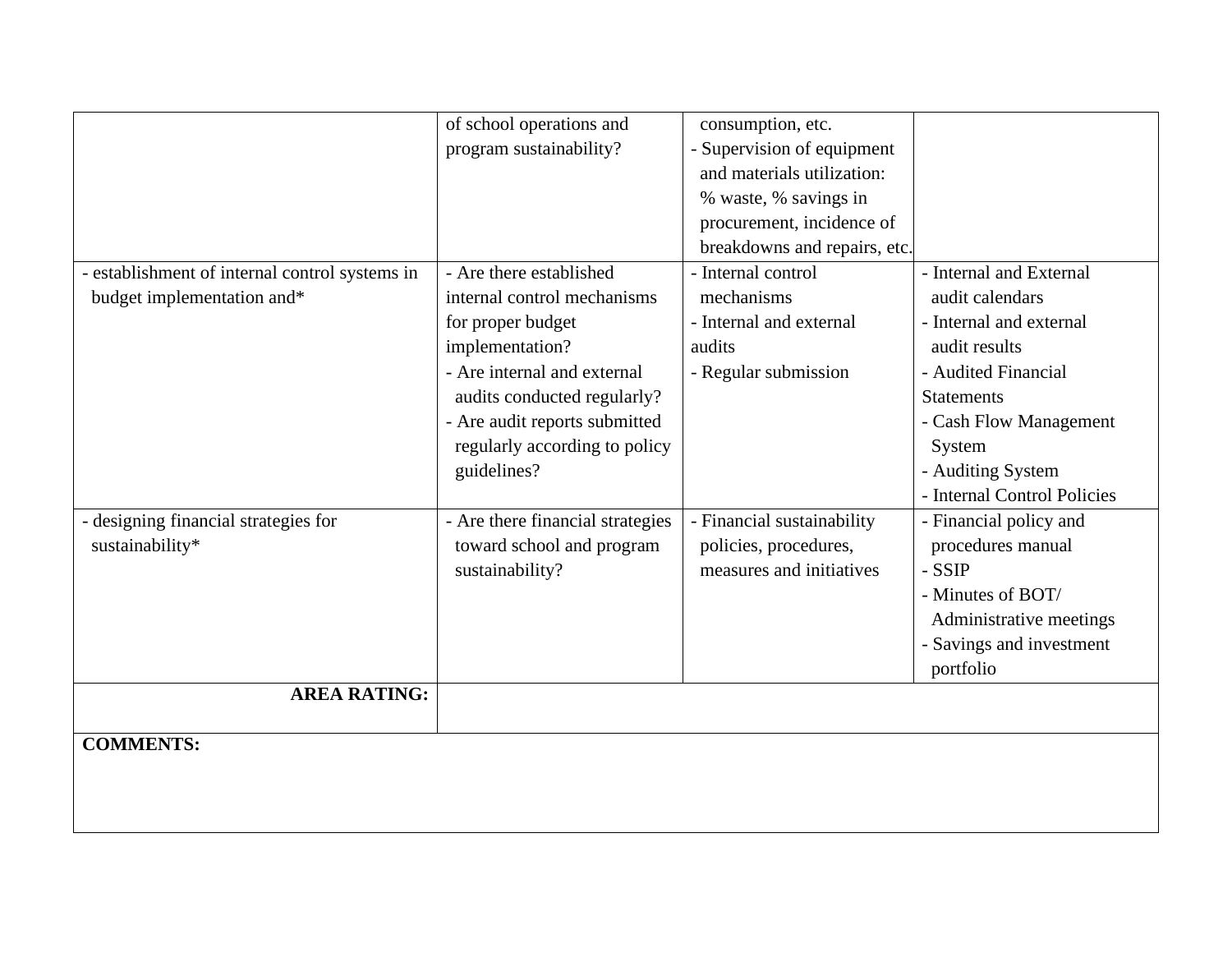| | | | |
|---|---|---|---|
| | of school operations and program sustainability? | consumption, etc.<br>- Supervision of equipment and materials utilization: % waste, % savings in procurement, incidence of breakdowns and repairs, etc. | |
| - establishment of internal control systems in budget implementation and* | - Are there established internal control mechanisms for proper budget implementation?<br>- Are internal and external audits conducted regularly?<br>- Are audit reports submitted regularly according to policy guidelines? | - Internal control mechanisms<br>- Internal and external audits<br>- Regular submission | - Internal and External audit calendars<br>- Internal and external audit results<br>- Audited Financial Statements<br>- Cash Flow Management System<br>- Auditing System<br>- Internal Control Policies |
| - designing financial strategies for sustainability* | - Are there financial strategies toward school and program sustainability? | - Financial sustainability policies, procedures, measures and initiatives | - Financial policy and procedures manual<br>- SSIP<br>- Minutes of BOT/ Administrative meetings<br>- Savings and investment portfolio |
| **AREA RATING:** | | | |
| **COMMENTS:** | | | |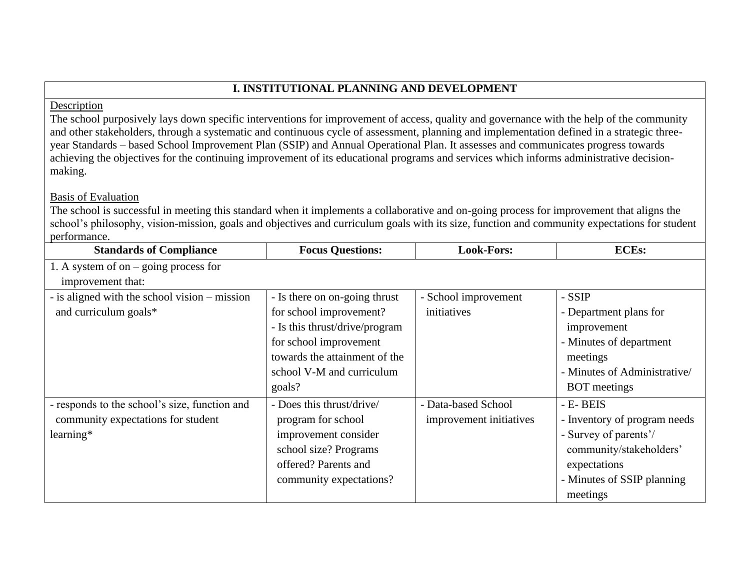## I. INSTITUTIONAL PLANNING AND DEVELOPMENT

Description

The school purposively lays down specific interventions for improvement of access, quality and governance with the help of the community and other stakeholders, through a systematic and continuous cycle of assessment, planning and implementation defined in a strategic three-year Standards – based School Improvement Plan (SSIP) and Annual Operational Plan. It assesses and communicates progress towards achieving the objectives for the continuing improvement of its educational programs and services which informs administrative decision-making.

Basis of Evaluation

The school is successful in meeting this standard when it implements a collaborative and on-going process for improvement that aligns the school's philosophy, vision-mission, goals and objectives and curriculum goals with its size, function and community expectations for student performance.

| Standards of Compliance | Focus Questions: | Look-Fors: | ECEs: |
|---|---|---|---|
| 1. A system of on – going process for improvement that: | | | |
| - is aligned with the school vision – mission and curriculum goals* | - Is there on on-going thrust for school improvement?<br>- Is this thrust/drive/program for school improvement towards the attainment of the school V-M and curriculum goals? | - School improvement initiatives | - SSIP<br>- Department plans for improvement<br>- Minutes of department meetings<br>- Minutes of Administrative/ BOT meetings |
| - responds to the school's size, function and community expectations for student learning* | - Does this thrust/drive/ program for school improvement consider school size? Programs offered? Parents and community expectations? | - Data-based School improvement initiatives | - E- BEIS<br>- Inventory of program needs<br>- Survey of parents'/ community/stakeholders' expectations<br>- Minutes of SSIP planning meetings |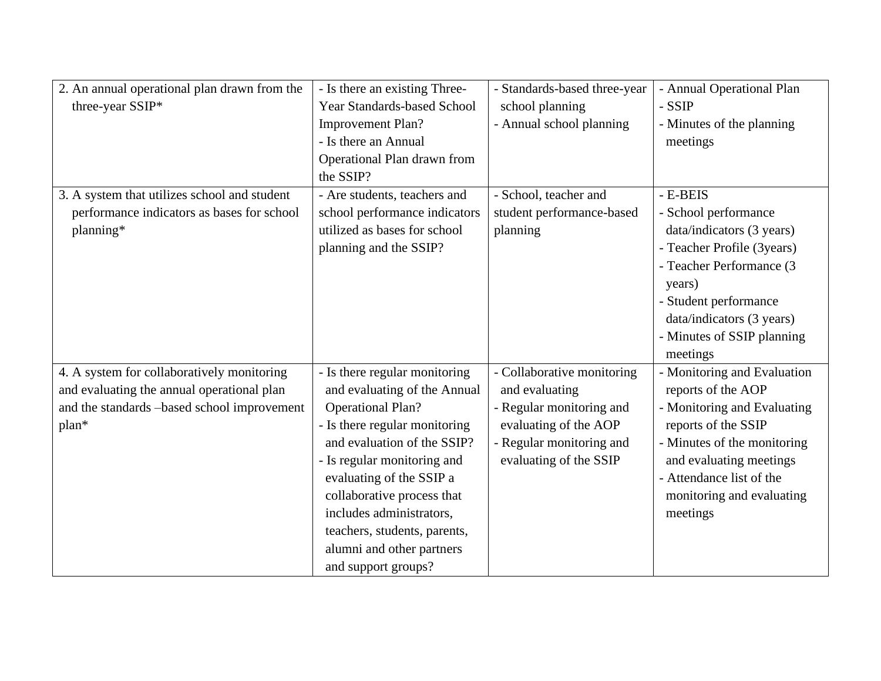| | | | |
|---|---|---|---|
| 2. An annual operational plan drawn from the three-year SSIP* | - Is there an existing Three-Year Standards-based School Improvement Plan?<br>- Is there an Annual Operational Plan drawn from the SSIP? | - Standards-based three-year school planning<br>- Annual school planning | - Annual Operational Plan<br>- SSIP<br>- Minutes of the planning meetings |
| 3. A system that utilizes school and student performance indicators as bases for school planning* | - Are students, teachers and school performance indicators utilized as bases for school planning and the SSIP? | - School, teacher and student performance-based planning | - E-BEIS<br>- School performance data/indicators (3 years)<br>- Teacher Profile (3years)<br>- Teacher Performance (3 years)<br>- Student performance data/indicators (3 years)<br>- Minutes of SSIP planning meetings |
| 4. A system for collaboratively monitoring and evaluating the annual operational plan and the standards –based school improvement plan* | - Is there regular monitoring and evaluating of the Annual Operational Plan?<br>- Is there regular monitoring and evaluation of the SSIP?<br>- Is regular monitoring and evaluating of the SSIP a collaborative process that includes administrators, teachers, students, parents, alumni and other partners and support groups? | - Collaborative monitoring and evaluating<br>- Regular monitoring and evaluating of the AOP<br>- Regular monitoring and evaluating of the SSIP | - Monitoring and Evaluation reports of the AOP<br>- Monitoring and Evaluating reports of the SSIP<br>- Minutes of the monitoring and evaluating meetings<br>- Attendance list of the monitoring and evaluating meetings |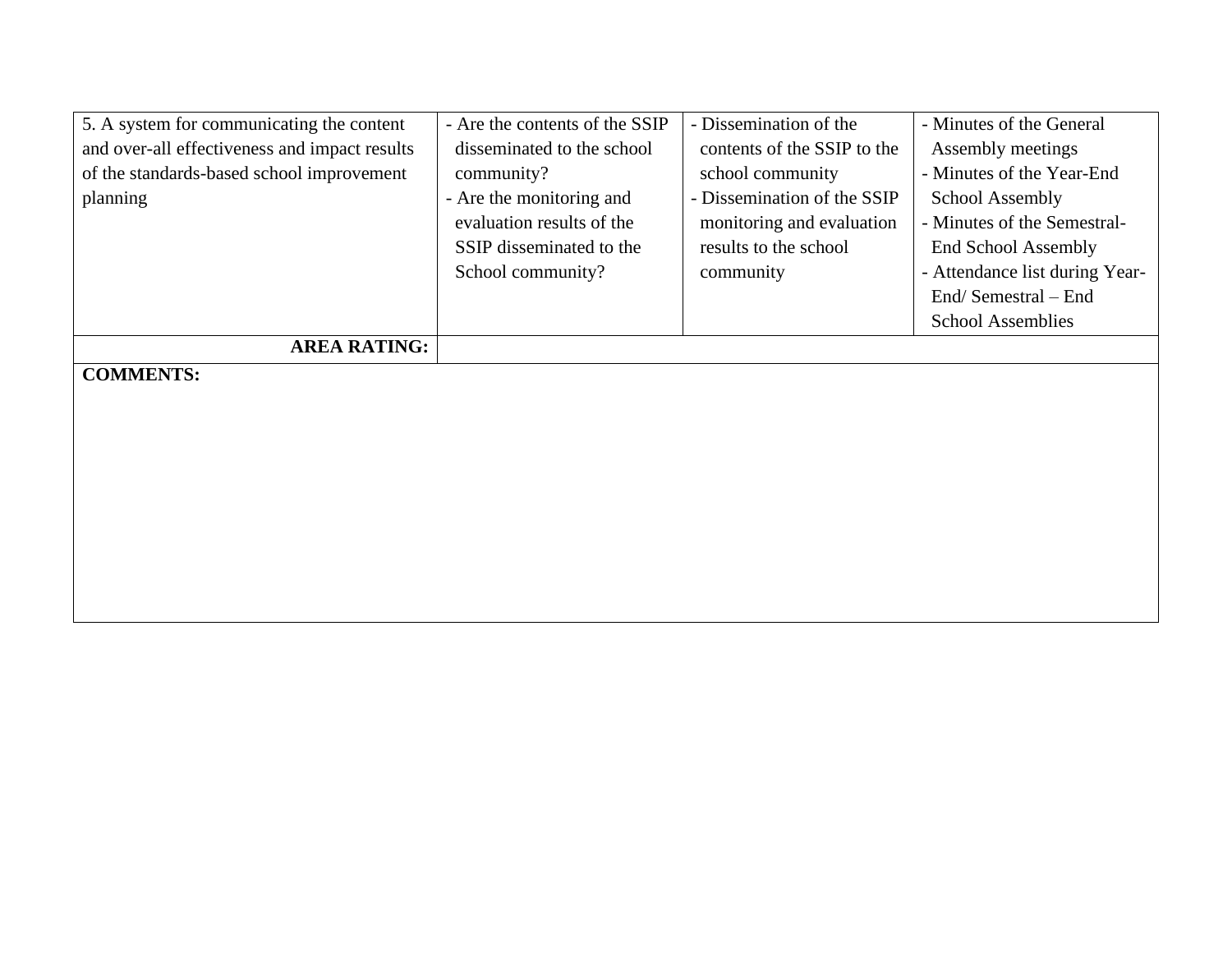| | | | |
|---|---|---|---|
| 5. A system for communicating the content and over-all effectiveness and impact results of the standards-based school improvement planning | - Are the contents of the SSIP disseminated to the school community?<br>- Are the monitoring and evaluation results of the SSIP disseminated to the School community? | - Dissemination of the contents of the SSIP to the school community<br>- Dissemination of the SSIP monitoring and evaluation results to the school community | - Minutes of the General Assembly meetings<br>- Minutes of the Year-End School Assembly<br>- Minutes of the Semestral-End School Assembly<br>- Attendance list during Year-End/ Semestral – End School Assemblies |
| **AREA RATING:** | | | |
| **COMMENTS:** | | | |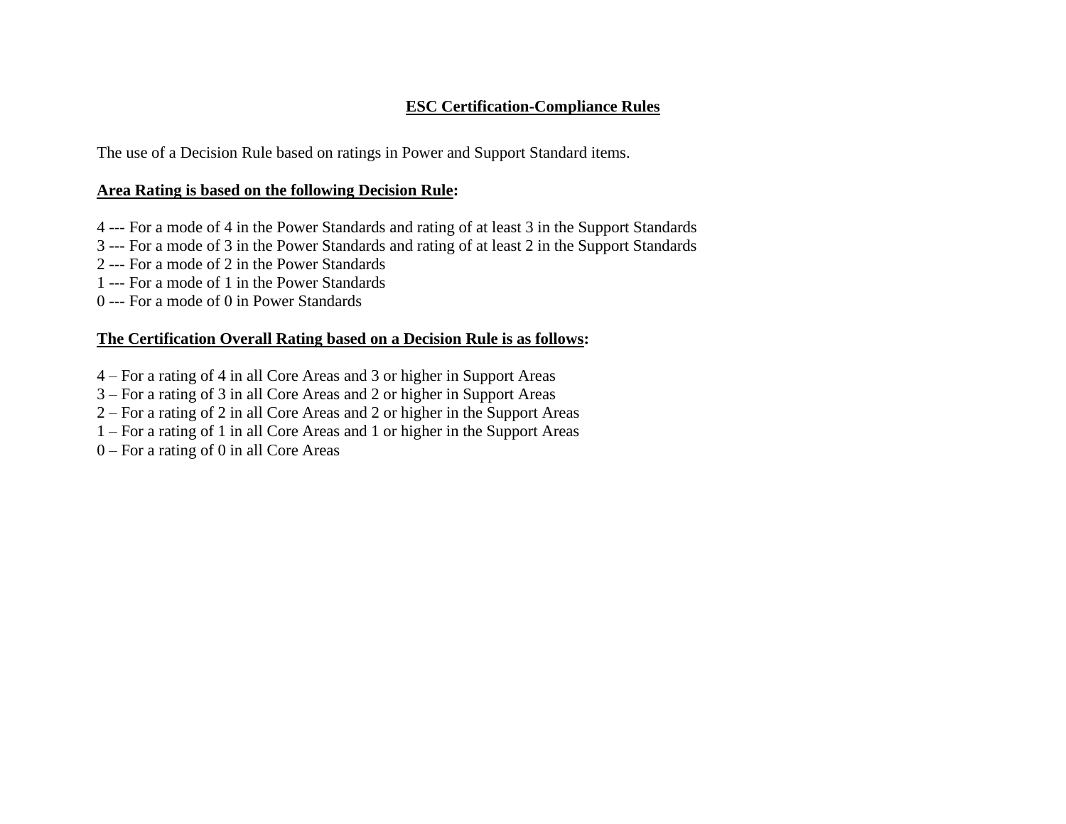## ESC Certification-Compliance Rules

The use of a Decision Rule based on ratings in Power and Support Standard items.

**Area Rating is based on the following Decision Rule:**

4 --- For a mode of 4 in the Power Standards and rating of at least 3 in the Support Standards
3 --- For a mode of 3 in the Power Standards and rating of at least 2 in the Support Standards
2 --- For a mode of 2 in the Power Standards
1 --- For a mode of 1 in the Power Standards
0 --- For a mode of 0 in Power Standards

**The Certification Overall Rating based on a Decision Rule is as follows:**

4 – For a rating of 4 in all Core Areas and 3 or higher in Support Areas
3 – For a rating of 3 in all Core Areas and 2 or higher in Support Areas
2 – For a rating of 2 in all Core Areas and 2 or higher in the Support Areas
1 – For a rating of 1 in all Core Areas and 1 or higher in the Support Areas
0 – For a rating of 0 in all Core Areas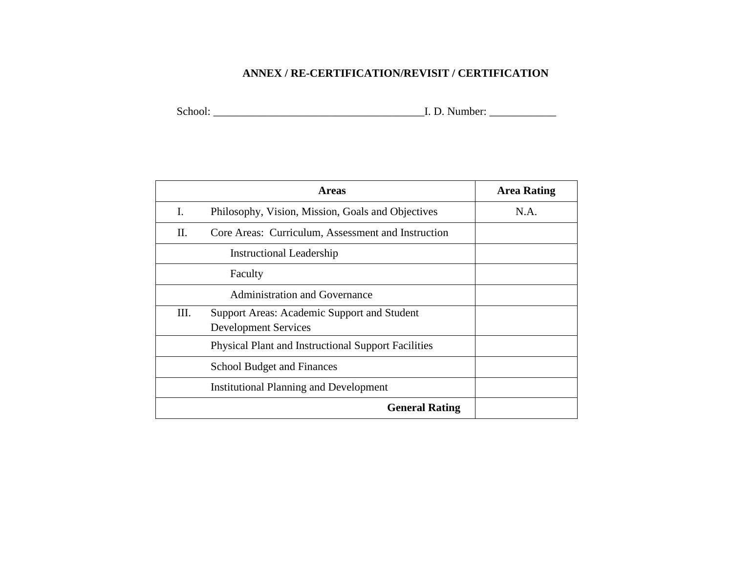**ANNEX / RE-CERTIFICATION/REVISIT / CERTIFICATION**

School: ______________________________________I. D. Number: ____________

| Areas | | Area Rating |
|---|---|---|
| I. | Philosophy, Vision, Mission, Goals and Objectives | N.A. |
| II. | Core Areas: Curriculum, Assessment and Instruction | |
| | Instructional Leadership | |
| | Faculty | |
| | Administration and Governance | |
| III. | Support Areas: Academic Support and Student Development Services | |
| | Physical Plant and Instructional Support Facilities | |
| | School Budget and Finances | |
| | Institutional Planning and Development | |
| | **General Rating** | |